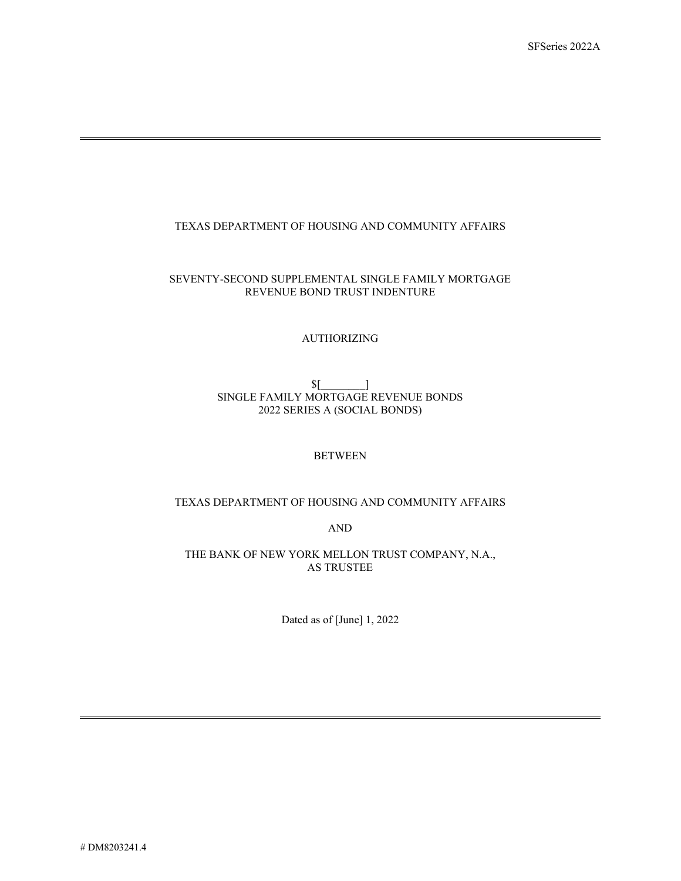SFSeries 2022A

---

TEXAS DEPARTMENT OF HOUSING AND COMMUNITY AFFAIRS

SEVENTY-SECOND SUPPLEMENTAL SINGLE FAMILY MORTGAGE REVENUE BOND TRUST INDENTURE

AUTHORIZING

$[________]
SINGLE FAMILY MORTGAGE REVENUE BONDS
2022 SERIES A (SOCIAL BONDS)

BETWEEN

TEXAS DEPARTMENT OF HOUSING AND COMMUNITY AFFAIRS

AND

THE BANK OF NEW YORK MELLON TRUST COMPANY, N.A.,
AS TRUSTEE

Dated as of [June] 1, 2022

---

# DM8203241.4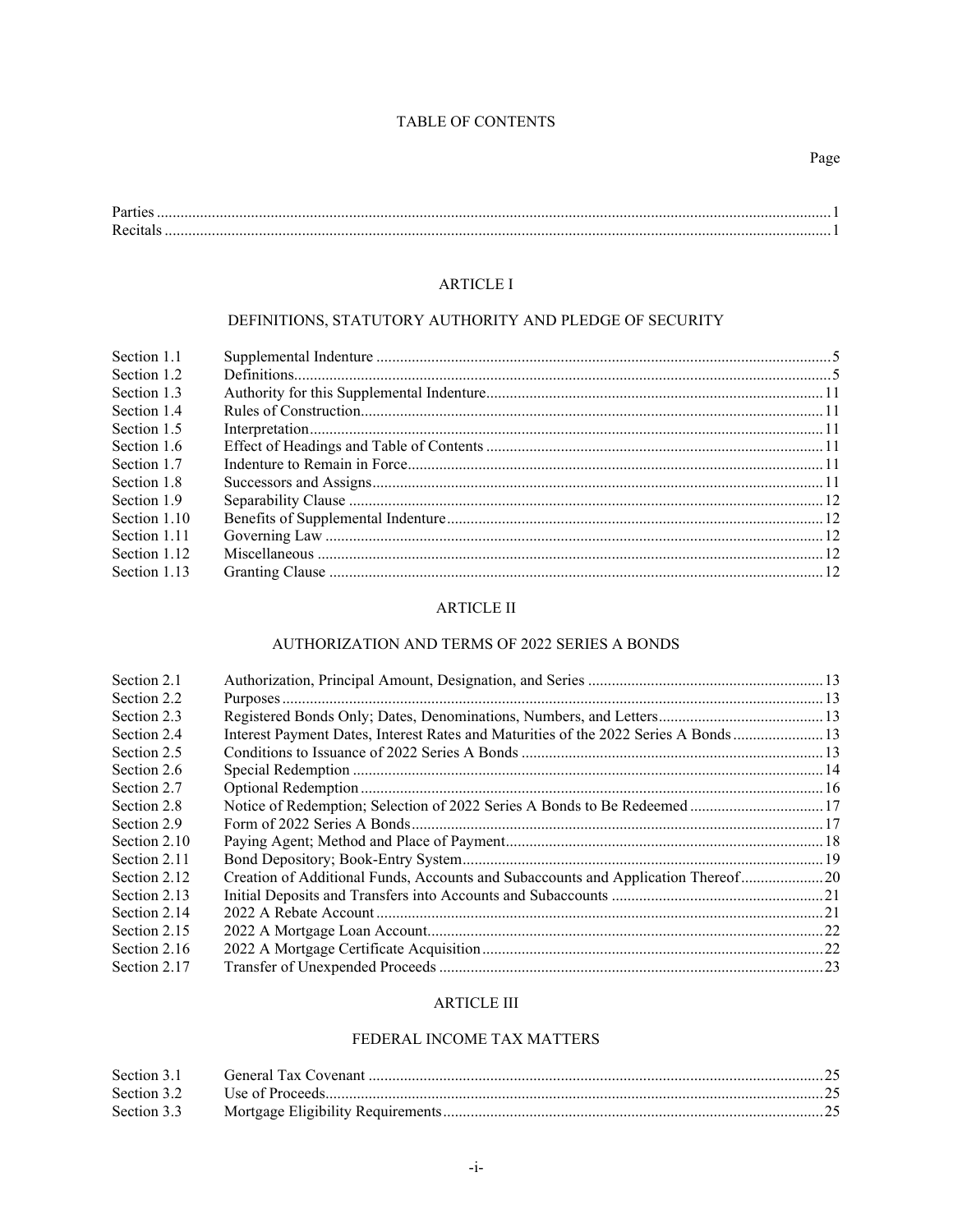# TABLE OF CONTENTS

| | | Page |
|---|---|---|
| Parties | | 1 |
| Recitals | | 1 |

## ARTICLE I

### DEFINITIONS, STATUTORY AUTHORITY AND PLEDGE OF SECURITY

| | | |
|---|---|---|
| Section 1.1 | Supplemental Indenture | 5 |
| Section 1.2 | Definitions | 5 |
| Section 1.3 | Authority for this Supplemental Indenture | 11 |
| Section 1.4 | Rules of Construction | 11 |
| Section 1.5 | Interpretation | 11 |
| Section 1.6 | Effect of Headings and Table of Contents | 11 |
| Section 1.7 | Indenture to Remain in Force | 11 |
| Section 1.8 | Successors and Assigns | 11 |
| Section 1.9 | Separability Clause | 12 |
| Section 1.10 | Benefits of Supplemental Indenture | 12 |
| Section 1.11 | Governing Law | 12 |
| Section 1.12 | Miscellaneous | 12 |
| Section 1.13 | Granting Clause | 12 |

## ARTICLE II

### AUTHORIZATION AND TERMS OF 2022 SERIES A BONDS

| | | |
|---|---|---|
| Section 2.1 | Authorization, Principal Amount, Designation, and Series | 13 |
| Section 2.2 | Purposes | 13 |
| Section 2.3 | Registered Bonds Only; Dates, Denominations, Numbers, and Letters | 13 |
| Section 2.4 | Interest Payment Dates, Interest Rates and Maturities of the 2022 Series A Bonds | 13 |
| Section 2.5 | Conditions to Issuance of 2022 Series A Bonds | 13 |
| Section 2.6 | Special Redemption | 14 |
| Section 2.7 | Optional Redemption | 16 |
| Section 2.8 | Notice of Redemption; Selection of 2022 Series A Bonds to Be Redeemed | 17 |
| Section 2.9 | Form of 2022 Series A Bonds | 17 |
| Section 2.10 | Paying Agent; Method and Place of Payment | 18 |
| Section 2.11 | Bond Depository; Book-Entry System | 19 |
| Section 2.12 | Creation of Additional Funds, Accounts and Subaccounts and Application Thereof | 20 |
| Section 2.13 | Initial Deposits and Transfers into Accounts and Subaccounts | 21 |
| Section 2.14 | 2022 A Rebate Account | 21 |
| Section 2.15 | 2022 A Mortgage Loan Account | 22 |
| Section 2.16 | 2022 A Mortgage Certificate Acquisition | 22 |
| Section 2.17 | Transfer of Unexpended Proceeds | 23 |

## ARTICLE III

### FEDERAL INCOME TAX MATTERS

| | | |
|---|---|---|
| Section 3.1 | General Tax Covenant | 25 |
| Section 3.2 | Use of Proceeds | 25 |
| Section 3.3 | Mortgage Eligibility Requirements | 25 |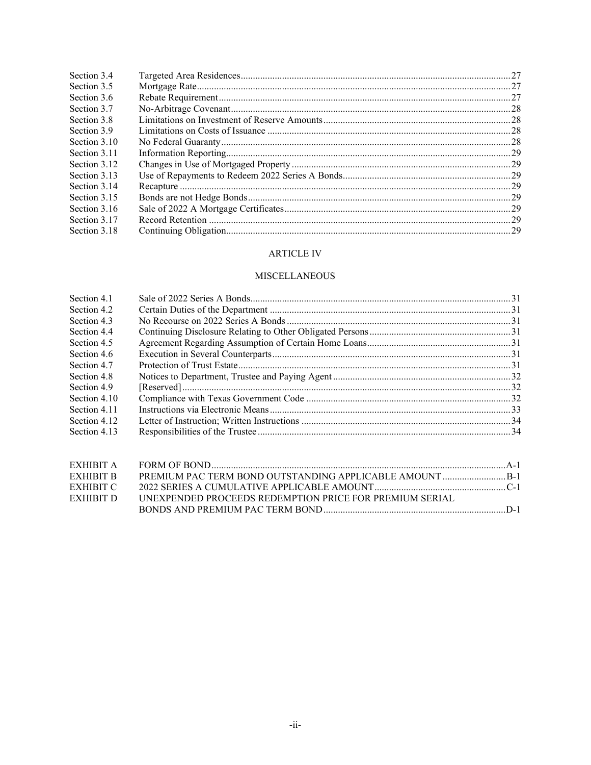| | | |
|---|---|---|
| Section 3.4 | Targeted Area Residences | 27 |
| Section 3.5 | Mortgage Rate | 27 |
| Section 3.6 | Rebate Requirement | 27 |
| Section 3.7 | No-Arbitrage Covenant | 28 |
| Section 3.8 | Limitations on Investment of Reserve Amounts | 28 |
| Section 3.9 | Limitations on Costs of Issuance | 28 |
| Section 3.10 | No Federal Guaranty | 28 |
| Section 3.11 | Information Reporting | 29 |
| Section 3.12 | Changes in Use of Mortgaged Property | 29 |
| Section 3.13 | Use of Repayments to Redeem 2022 Series A Bonds | 29 |
| Section 3.14 | Recapture | 29 |
| Section 3.15 | Bonds are not Hedge Bonds | 29 |
| Section 3.16 | Sale of 2022 A Mortgage Certificates | 29 |
| Section 3.17 | Record Retention | 29 |
| Section 3.18 | Continuing Obligation | 29 |

ARTICLE IV

MISCELLANEOUS

| | | |
|---|---|---|
| Section 4.1 | Sale of 2022 Series A Bonds | 31 |
| Section 4.2 | Certain Duties of the Department | 31 |
| Section 4.3 | No Recourse on 2022 Series A Bonds | 31 |
| Section 4.4 | Continuing Disclosure Relating to Other Obligated Persons | 31 |
| Section 4.5 | Agreement Regarding Assumption of Certain Home Loans | 31 |
| Section 4.6 | Execution in Several Counterparts | 31 |
| Section 4.7 | Protection of Trust Estate | 31 |
| Section 4.8 | Notices to Department, Trustee and Paying Agent | 32 |
| Section 4.9 | [Reserved] | 32 |
| Section 4.10 | Compliance with Texas Government Code | 32 |
| Section 4.11 | Instructions via Electronic Means | 33 |
| Section 4.12 | Letter of Instruction; Written Instructions | 34 |
| Section 4.13 | Responsibilities of the Trustee | 34 |

| | | |
|---|---|---|
| EXHIBIT A | FORM OF BOND | A-1 |
| EXHIBIT B | PREMIUM PAC TERM BOND OUTSTANDING APPLICABLE AMOUNT | B-1 |
| EXHIBIT C | 2022 SERIES A CUMULATIVE APPLICABLE AMOUNT | C-1 |
| EXHIBIT D | UNEXPENDED PROCEEDS REDEMPTION PRICE FOR PREMIUM SERIAL BONDS AND PREMIUM PAC TERM BOND | D-1 |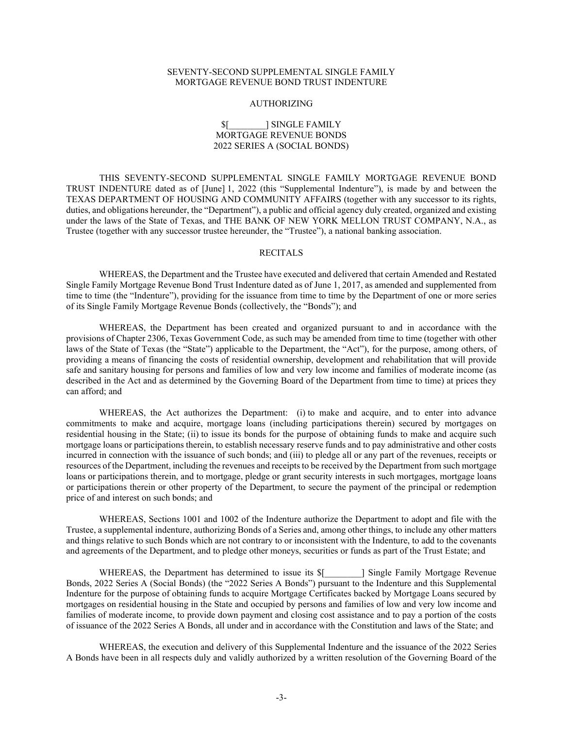SEVENTY-SECOND SUPPLEMENTAL SINGLE FAMILY
MORTGAGE REVENUE BOND TRUST INDENTURE

AUTHORIZING

$[________] SINGLE FAMILY
MORTGAGE REVENUE BONDS
2022 SERIES A (SOCIAL BONDS)

THIS SEVENTY-SECOND SUPPLEMENTAL SINGLE FAMILY MORTGAGE REVENUE BOND TRUST INDENTURE dated as of [June] 1, 2022 (this "Supplemental Indenture"), is made by and between the TEXAS DEPARTMENT OF HOUSING AND COMMUNITY AFFAIRS (together with any successor to its rights, duties, and obligations hereunder, the "Department"), a public and official agency duly created, organized and existing under the laws of the State of Texas, and THE BANK OF NEW YORK MELLON TRUST COMPANY, N.A., as Trustee (together with any successor trustee hereunder, the "Trustee"), a national banking association.

RECITALS

WHEREAS, the Department and the Trustee have executed and delivered that certain Amended and Restated Single Family Mortgage Revenue Bond Trust Indenture dated as of June 1, 2017, as amended and supplemented from time to time (the "Indenture"), providing for the issuance from time to time by the Department of one or more series of its Single Family Mortgage Revenue Bonds (collectively, the "Bonds"); and

WHEREAS, the Department has been created and organized pursuant to and in accordance with the provisions of Chapter 2306, Texas Government Code, as such may be amended from time to time (together with other laws of the State of Texas (the "State") applicable to the Department, the "Act"), for the purpose, among others, of providing a means of financing the costs of residential ownership, development and rehabilitation that will provide safe and sanitary housing for persons and families of low and very low income and families of moderate income (as described in the Act and as determined by the Governing Board of the Department from time to time) at prices they can afford; and

WHEREAS, the Act authorizes the Department: (i) to make and acquire, and to enter into advance commitments to make and acquire, mortgage loans (including participations therein) secured by mortgages on residential housing in the State; (ii) to issue its bonds for the purpose of obtaining funds to make and acquire such mortgage loans or participations therein, to establish necessary reserve funds and to pay administrative and other costs incurred in connection with the issuance of such bonds; and (iii) to pledge all or any part of the revenues, receipts or resources of the Department, including the revenues and receipts to be received by the Department from such mortgage loans or participations therein, and to mortgage, pledge or grant security interests in such mortgages, mortgage loans or participations therein or other property of the Department, to secure the payment of the principal or redemption price of and interest on such bonds; and

WHEREAS, Sections 1001 and 1002 of the Indenture authorize the Department to adopt and file with the Trustee, a supplemental indenture, authorizing Bonds of a Series and, among other things, to include any other matters and things relative to such Bonds which are not contrary to or inconsistent with the Indenture, to add to the covenants and agreements of the Department, and to pledge other moneys, securities or funds as part of the Trust Estate; and

WHEREAS, the Department has determined to issue its $[________] Single Family Mortgage Revenue Bonds, 2022 Series A (Social Bonds) (the "2022 Series A Bonds") pursuant to the Indenture and this Supplemental Indenture for the purpose of obtaining funds to acquire Mortgage Certificates backed by Mortgage Loans secured by mortgages on residential housing in the State and occupied by persons and families of low and very low income and families of moderate income, to provide down payment and closing cost assistance and to pay a portion of the costs of issuance of the 2022 Series A Bonds, all under and in accordance with the Constitution and laws of the State; and

WHEREAS, the execution and delivery of this Supplemental Indenture and the issuance of the 2022 Series A Bonds have been in all respects duly and validly authorized by a written resolution of the Governing Board of the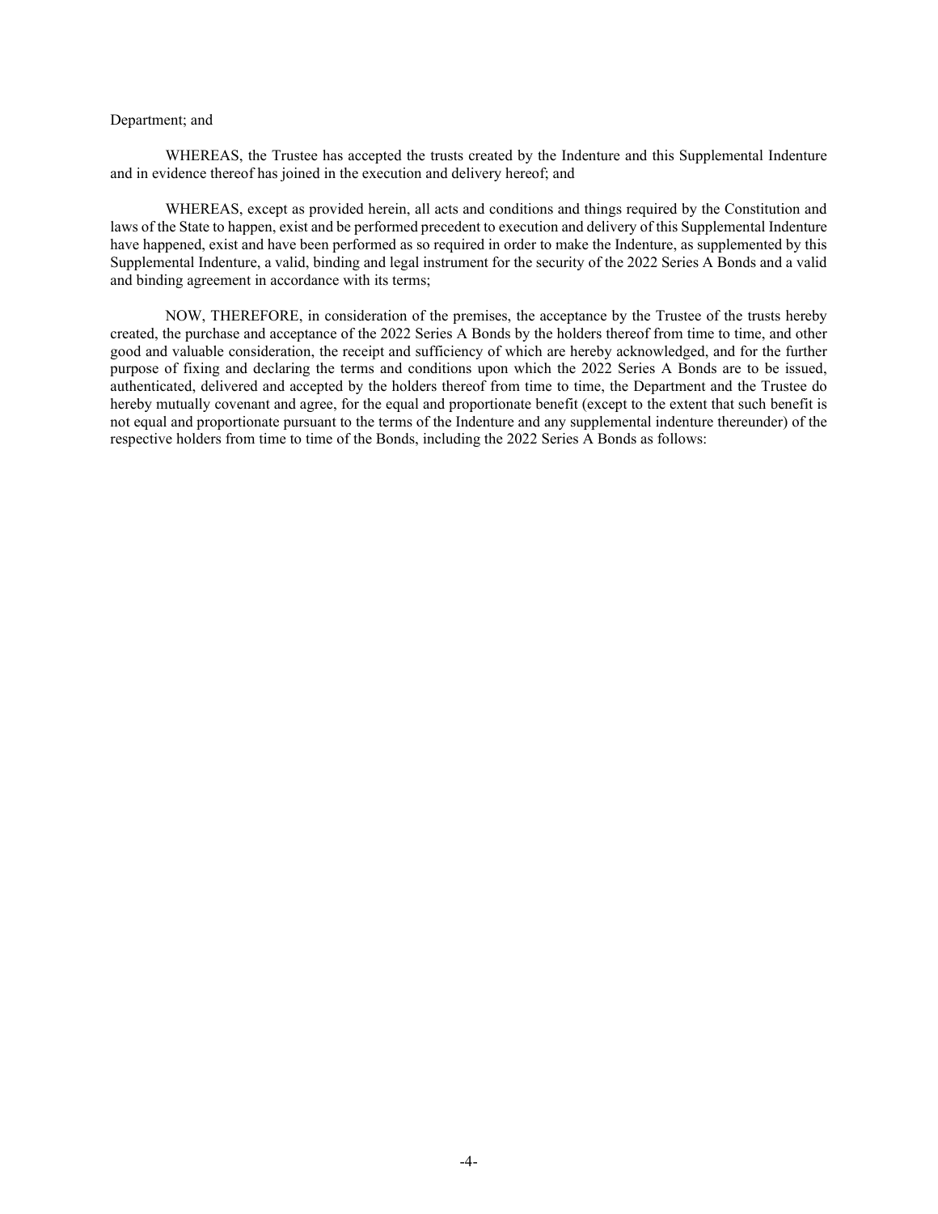Department; and

WHEREAS, the Trustee has accepted the trusts created by the Indenture and this Supplemental Indenture and in evidence thereof has joined in the execution and delivery hereof; and

WHEREAS, except as provided herein, all acts and conditions and things required by the Constitution and laws of the State to happen, exist and be performed precedent to execution and delivery of this Supplemental Indenture have happened, exist and have been performed as so required in order to make the Indenture, as supplemented by this Supplemental Indenture, a valid, binding and legal instrument for the security of the 2022 Series A Bonds and a valid and binding agreement in accordance with its terms;

NOW, THEREFORE, in consideration of the premises, the acceptance by the Trustee of the trusts hereby created, the purchase and acceptance of the 2022 Series A Bonds by the holders thereof from time to time, and other good and valuable consideration, the receipt and sufficiency of which are hereby acknowledged, and for the further purpose of fixing and declaring the terms and conditions upon which the 2022 Series A Bonds are to be issued, authenticated, delivered and accepted by the holders thereof from time to time, the Department and the Trustee do hereby mutually covenant and agree, for the equal and proportionate benefit (except to the extent that such benefit is not equal and proportionate pursuant to the terms of the Indenture and any supplemental indenture thereunder) of the respective holders from time to time of the Bonds, including the 2022 Series A Bonds as follows: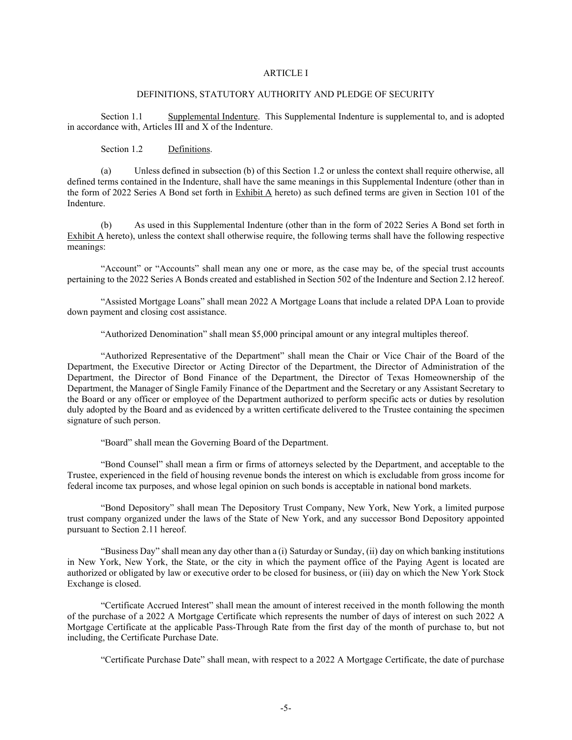# ARTICLE I

## DEFINITIONS, STATUTORY AUTHORITY AND PLEDGE OF SECURITY

Section 1.1 Supplemental Indenture. This Supplemental Indenture is supplemental to, and is adopted in accordance with, Articles III and X of the Indenture.

Section 1.2 Definitions.

(a) Unless defined in subsection (b) of this Section 1.2 or unless the context shall require otherwise, all defined terms contained in the Indenture, shall have the same meanings in this Supplemental Indenture (other than in the form of 2022 Series A Bond set forth in Exhibit A hereto) as such defined terms are given in Section 101 of the Indenture.

(b) As used in this Supplemental Indenture (other than in the form of 2022 Series A Bond set forth in Exhibit A hereto), unless the context shall otherwise require, the following terms shall have the following respective meanings:

"Account" or "Accounts" shall mean any one or more, as the case may be, of the special trust accounts pertaining to the 2022 Series A Bonds created and established in Section 502 of the Indenture and Section 2.12 hereof.

"Assisted Mortgage Loans" shall mean 2022 A Mortgage Loans that include a related DPA Loan to provide down payment and closing cost assistance.

"Authorized Denomination" shall mean $5,000 principal amount or any integral multiples thereof.

"Authorized Representative of the Department" shall mean the Chair or Vice Chair of the Board of the Department, the Executive Director or Acting Director of the Department, the Director of Administration of the Department, the Director of Bond Finance of the Department, the Director of Texas Homeownership of the Department, the Manager of Single Family Finance of the Department and the Secretary or any Assistant Secretary to the Board or any officer or employee of the Department authorized to perform specific acts or duties by resolution duly adopted by the Board and as evidenced by a written certificate delivered to the Trustee containing the specimen signature of such person.

"Board" shall mean the Governing Board of the Department.

"Bond Counsel" shall mean a firm or firms of attorneys selected by the Department, and acceptable to the Trustee, experienced in the field of housing revenue bonds the interest on which is excludable from gross income for federal income tax purposes, and whose legal opinion on such bonds is acceptable in national bond markets.

"Bond Depository" shall mean The Depository Trust Company, New York, New York, a limited purpose trust company organized under the laws of the State of New York, and any successor Bond Depository appointed pursuant to Section 2.11 hereof.

"Business Day" shall mean any day other than a (i) Saturday or Sunday, (ii) day on which banking institutions in New York, New York, the State, or the city in which the payment office of the Paying Agent is located are authorized or obligated by law or executive order to be closed for business, or (iii) day on which the New York Stock Exchange is closed.

"Certificate Accrued Interest" shall mean the amount of interest received in the month following the month of the purchase of a 2022 A Mortgage Certificate which represents the number of days of interest on such 2022 A Mortgage Certificate at the applicable Pass-Through Rate from the first day of the month of purchase to, but not including, the Certificate Purchase Date.

"Certificate Purchase Date" shall mean, with respect to a 2022 A Mortgage Certificate, the date of purchase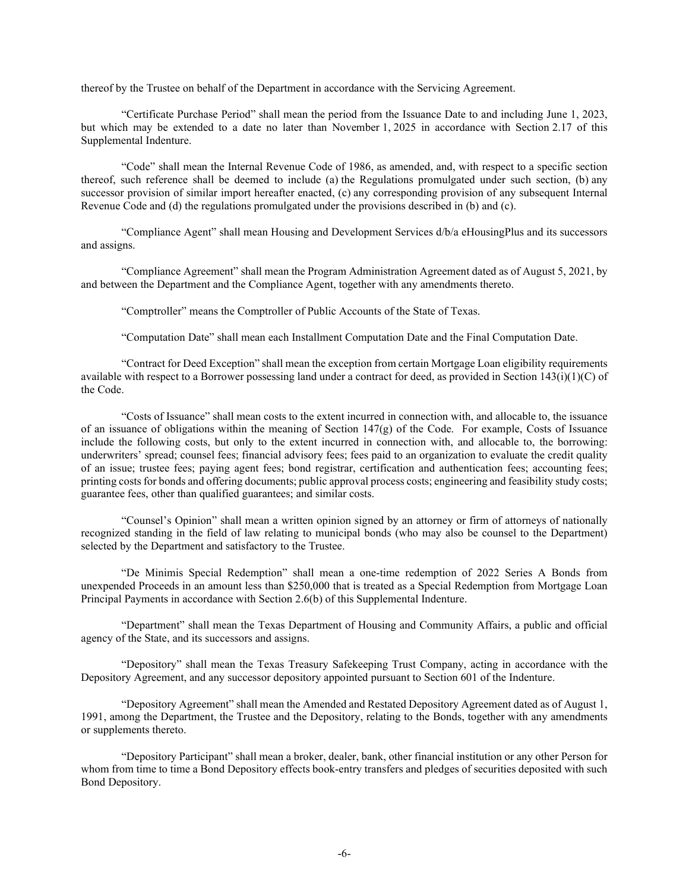thereof by the Trustee on behalf of the Department in accordance with the Servicing Agreement.

"Certificate Purchase Period" shall mean the period from the Issuance Date to and including June 1, 2023, but which may be extended to a date no later than November 1, 2025 in accordance with Section 2.17 of this Supplemental Indenture.

"Code" shall mean the Internal Revenue Code of 1986, as amended, and, with respect to a specific section thereof, such reference shall be deemed to include (a) the Regulations promulgated under such section, (b) any successor provision of similar import hereafter enacted, (c) any corresponding provision of any subsequent Internal Revenue Code and (d) the regulations promulgated under the provisions described in (b) and (c).

"Compliance Agent" shall mean Housing and Development Services d/b/a eHousingPlus and its successors and assigns.

"Compliance Agreement" shall mean the Program Administration Agreement dated as of August 5, 2021, by and between the Department and the Compliance Agent, together with any amendments thereto.

"Comptroller" means the Comptroller of Public Accounts of the State of Texas.

"Computation Date" shall mean each Installment Computation Date and the Final Computation Date.

"Contract for Deed Exception" shall mean the exception from certain Mortgage Loan eligibility requirements available with respect to a Borrower possessing land under a contract for deed, as provided in Section 143(i)(1)(C) of the Code.

"Costs of Issuance" shall mean costs to the extent incurred in connection with, and allocable to, the issuance of an issuance of obligations within the meaning of Section 147(g) of the Code. For example, Costs of Issuance include the following costs, but only to the extent incurred in connection with, and allocable to, the borrowing: underwriters' spread; counsel fees; financial advisory fees; fees paid to an organization to evaluate the credit quality of an issue; trustee fees; paying agent fees; bond registrar, certification and authentication fees; accounting fees; printing costs for bonds and offering documents; public approval process costs; engineering and feasibility study costs; guarantee fees, other than qualified guarantees; and similar costs.

"Counsel's Opinion" shall mean a written opinion signed by an attorney or firm of attorneys of nationally recognized standing in the field of law relating to municipal bonds (who may also be counsel to the Department) selected by the Department and satisfactory to the Trustee.

"De Minimis Special Redemption" shall mean a one-time redemption of 2022 Series A Bonds from unexpended Proceeds in an amount less than $250,000 that is treated as a Special Redemption from Mortgage Loan Principal Payments in accordance with Section 2.6(b) of this Supplemental Indenture.

"Department" shall mean the Texas Department of Housing and Community Affairs, a public and official agency of the State, and its successors and assigns.

"Depository" shall mean the Texas Treasury Safekeeping Trust Company, acting in accordance with the Depository Agreement, and any successor depository appointed pursuant to Section 601 of the Indenture.

"Depository Agreement" shall mean the Amended and Restated Depository Agreement dated as of August 1, 1991, among the Department, the Trustee and the Depository, relating to the Bonds, together with any amendments or supplements thereto.

"Depository Participant" shall mean a broker, dealer, bank, other financial institution or any other Person for whom from time to time a Bond Depository effects book-entry transfers and pledges of securities deposited with such Bond Depository.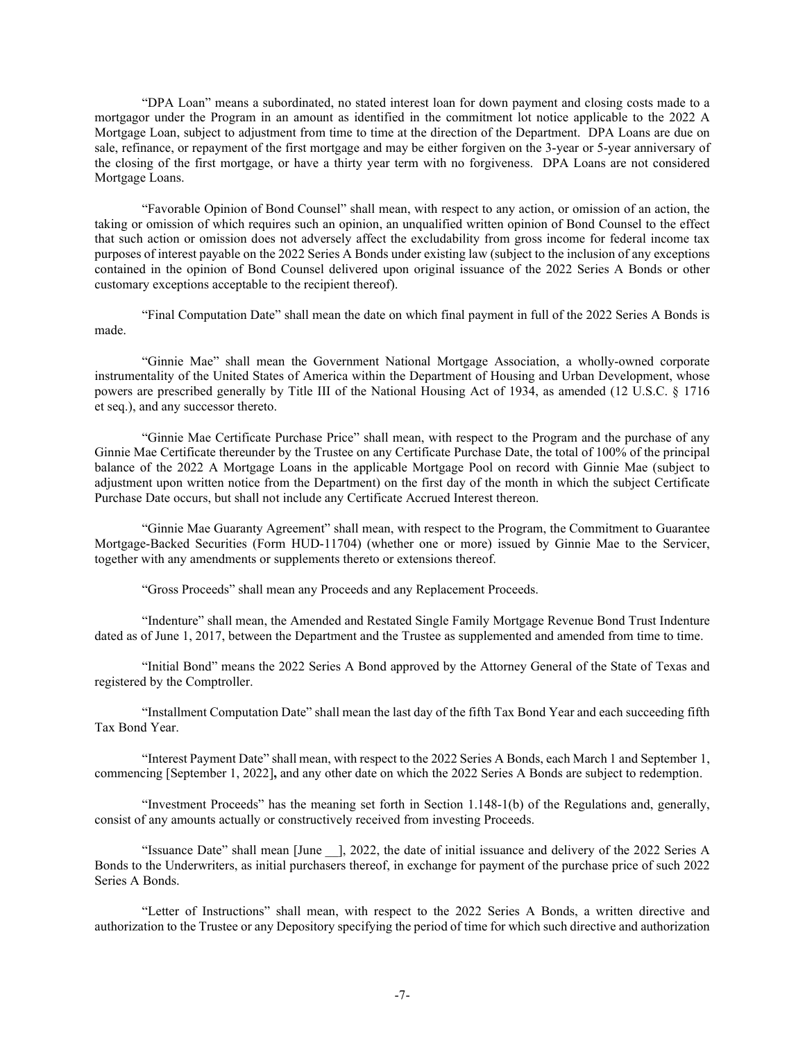"DPA Loan" means a subordinated, no stated interest loan for down payment and closing costs made to a mortgagor under the Program in an amount as identified in the commitment lot notice applicable to the 2022 A Mortgage Loan, subject to adjustment from time to time at the direction of the Department. DPA Loans are due on sale, refinance, or repayment of the first mortgage and may be either forgiven on the 3-year or 5-year anniversary of the closing of the first mortgage, or have a thirty year term with no forgiveness. DPA Loans are not considered Mortgage Loans.

"Favorable Opinion of Bond Counsel" shall mean, with respect to any action, or omission of an action, the taking or omission of which requires such an opinion, an unqualified written opinion of Bond Counsel to the effect that such action or omission does not adversely affect the excludability from gross income for federal income tax purposes of interest payable on the 2022 Series A Bonds under existing law (subject to the inclusion of any exceptions contained in the opinion of Bond Counsel delivered upon original issuance of the 2022 Series A Bonds or other customary exceptions acceptable to the recipient thereof).

"Final Computation Date" shall mean the date on which final payment in full of the 2022 Series A Bonds is made.

"Ginnie Mae" shall mean the Government National Mortgage Association, a wholly-owned corporate instrumentality of the United States of America within the Department of Housing and Urban Development, whose powers are prescribed generally by Title III of the National Housing Act of 1934, as amended (12 U.S.C. § 1716 et seq.), and any successor thereto.

"Ginnie Mae Certificate Purchase Price" shall mean, with respect to the Program and the purchase of any Ginnie Mae Certificate thereunder by the Trustee on any Certificate Purchase Date, the total of 100% of the principal balance of the 2022 A Mortgage Loans in the applicable Mortgage Pool on record with Ginnie Mae (subject to adjustment upon written notice from the Department) on the first day of the month in which the subject Certificate Purchase Date occurs, but shall not include any Certificate Accrued Interest thereon.

"Ginnie Mae Guaranty Agreement" shall mean, with respect to the Program, the Commitment to Guarantee Mortgage-Backed Securities (Form HUD-11704) (whether one or more) issued by Ginnie Mae to the Servicer, together with any amendments or supplements thereto or extensions thereof.

"Gross Proceeds" shall mean any Proceeds and any Replacement Proceeds.

"Indenture" shall mean, the Amended and Restated Single Family Mortgage Revenue Bond Trust Indenture dated as of June 1, 2017, between the Department and the Trustee as supplemented and amended from time to time.

"Initial Bond" means the 2022 Series A Bond approved by the Attorney General of the State of Texas and registered by the Comptroller.

"Installment Computation Date" shall mean the last day of the fifth Tax Bond Year and each succeeding fifth Tax Bond Year.

"Interest Payment Date" shall mean, with respect to the 2022 Series A Bonds, each March 1 and September 1, commencing [September 1, 2022]**,** and any other date on which the 2022 Series A Bonds are subject to redemption.

"Investment Proceeds" has the meaning set forth in Section 1.148-1(b) of the Regulations and, generally, consist of any amounts actually or constructively received from investing Proceeds.

"Issuance Date" shall mean [June __], 2022, the date of initial issuance and delivery of the 2022 Series A Bonds to the Underwriters, as initial purchasers thereof, in exchange for payment of the purchase price of such 2022 Series A Bonds.

"Letter of Instructions" shall mean, with respect to the 2022 Series A Bonds, a written directive and authorization to the Trustee or any Depository specifying the period of time for which such directive and authorization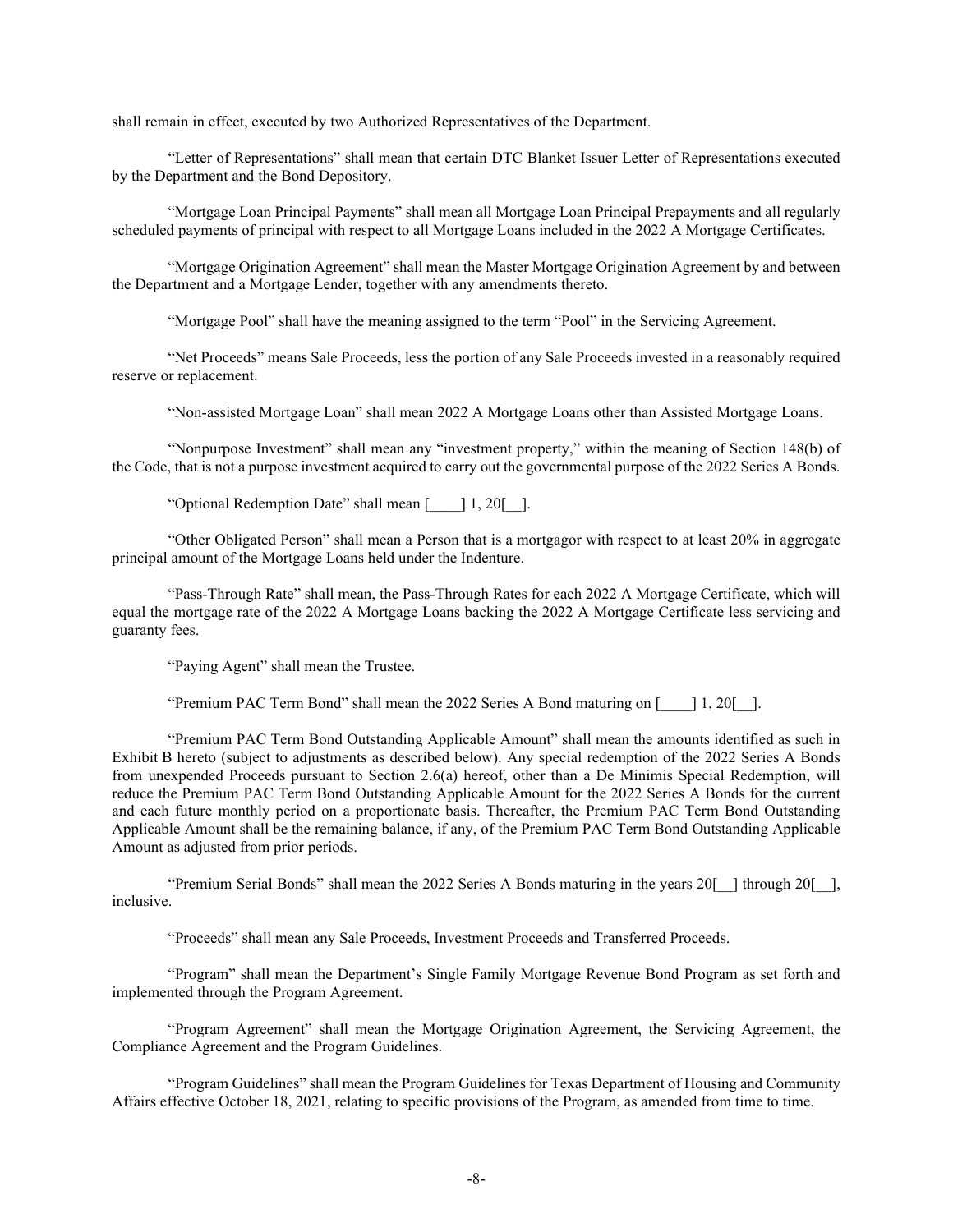shall remain in effect, executed by two Authorized Representatives of the Department.

"Letter of Representations" shall mean that certain DTC Blanket Issuer Letter of Representations executed by the Department and the Bond Depository.

"Mortgage Loan Principal Payments" shall mean all Mortgage Loan Principal Prepayments and all regularly scheduled payments of principal with respect to all Mortgage Loans included in the 2022 A Mortgage Certificates.

"Mortgage Origination Agreement" shall mean the Master Mortgage Origination Agreement by and between the Department and a Mortgage Lender, together with any amendments thereto.

"Mortgage Pool" shall have the meaning assigned to the term "Pool" in the Servicing Agreement.

"Net Proceeds" means Sale Proceeds, less the portion of any Sale Proceeds invested in a reasonably required reserve or replacement.

"Non-assisted Mortgage Loan" shall mean 2022 A Mortgage Loans other than Assisted Mortgage Loans.

"Nonpurpose Investment" shall mean any "investment property," within the meaning of Section 148(b) of the Code, that is not a purpose investment acquired to carry out the governmental purpose of the 2022 Series A Bonds.

"Optional Redemption Date" shall mean [____] 1, 20[__].

"Other Obligated Person" shall mean a Person that is a mortgagor with respect to at least 20% in aggregate principal amount of the Mortgage Loans held under the Indenture.

"Pass-Through Rate" shall mean, the Pass-Through Rates for each 2022 A Mortgage Certificate, which will equal the mortgage rate of the 2022 A Mortgage Loans backing the 2022 A Mortgage Certificate less servicing and guaranty fees.

"Paying Agent" shall mean the Trustee.

"Premium PAC Term Bond" shall mean the 2022 Series A Bond maturing on [____] 1, 20[__].

"Premium PAC Term Bond Outstanding Applicable Amount" shall mean the amounts identified as such in Exhibit B hereto (subject to adjustments as described below). Any special redemption of the 2022 Series A Bonds from unexpended Proceeds pursuant to Section 2.6(a) hereof, other than a De Minimis Special Redemption, will reduce the Premium PAC Term Bond Outstanding Applicable Amount for the 2022 Series A Bonds for the current and each future monthly period on a proportionate basis. Thereafter, the Premium PAC Term Bond Outstanding Applicable Amount shall be the remaining balance, if any, of the Premium PAC Term Bond Outstanding Applicable Amount as adjusted from prior periods.

"Premium Serial Bonds" shall mean the 2022 Series A Bonds maturing in the years 20[__] through 20[__], inclusive.

"Proceeds" shall mean any Sale Proceeds, Investment Proceeds and Transferred Proceeds.

"Program" shall mean the Department's Single Family Mortgage Revenue Bond Program as set forth and implemented through the Program Agreement.

"Program Agreement" shall mean the Mortgage Origination Agreement, the Servicing Agreement, the Compliance Agreement and the Program Guidelines.

"Program Guidelines" shall mean the Program Guidelines for Texas Department of Housing and Community Affairs effective October 18, 2021, relating to specific provisions of the Program, as amended from time to time.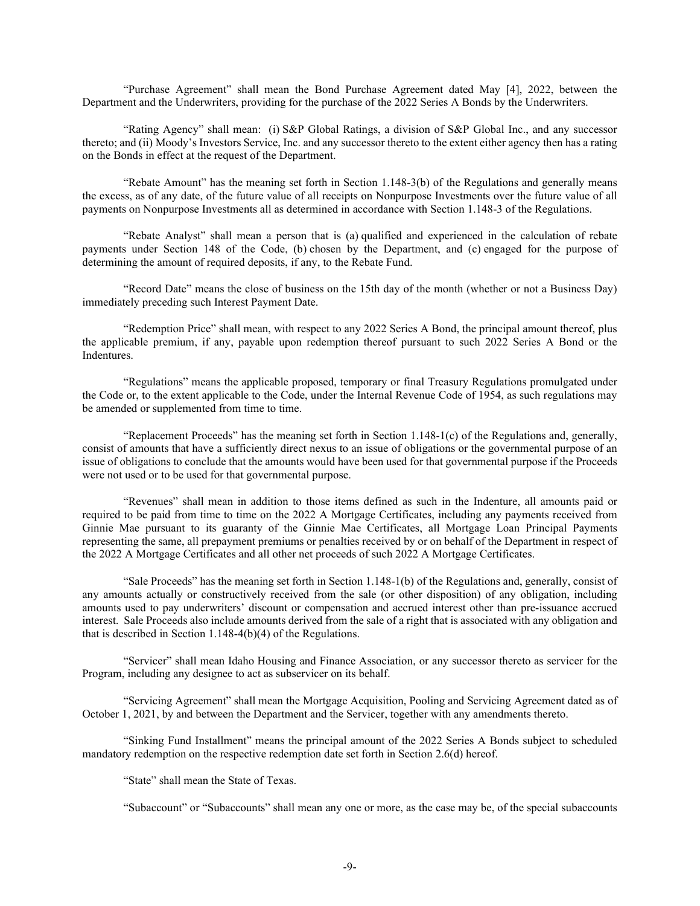"Purchase Agreement" shall mean the Bond Purchase Agreement dated May [4], 2022, between the Department and the Underwriters, providing for the purchase of the 2022 Series A Bonds by the Underwriters.

"Rating Agency" shall mean: (i) S&P Global Ratings, a division of S&P Global Inc., and any successor thereto; and (ii) Moody's Investors Service, Inc. and any successor thereto to the extent either agency then has a rating on the Bonds in effect at the request of the Department.

"Rebate Amount" has the meaning set forth in Section 1.148-3(b) of the Regulations and generally means the excess, as of any date, of the future value of all receipts on Nonpurpose Investments over the future value of all payments on Nonpurpose Investments all as determined in accordance with Section 1.148-3 of the Regulations.

"Rebate Analyst" shall mean a person that is (a) qualified and experienced in the calculation of rebate payments under Section 148 of the Code, (b) chosen by the Department, and (c) engaged for the purpose of determining the amount of required deposits, if any, to the Rebate Fund.

"Record Date" means the close of business on the 15th day of the month (whether or not a Business Day) immediately preceding such Interest Payment Date.

"Redemption Price" shall mean, with respect to any 2022 Series A Bond, the principal amount thereof, plus the applicable premium, if any, payable upon redemption thereof pursuant to such 2022 Series A Bond or the Indentures.

"Regulations" means the applicable proposed, temporary or final Treasury Regulations promulgated under the Code or, to the extent applicable to the Code, under the Internal Revenue Code of 1954, as such regulations may be amended or supplemented from time to time.

"Replacement Proceeds" has the meaning set forth in Section 1.148-1(c) of the Regulations and, generally, consist of amounts that have a sufficiently direct nexus to an issue of obligations or the governmental purpose of an issue of obligations to conclude that the amounts would have been used for that governmental purpose if the Proceeds were not used or to be used for that governmental purpose.

"Revenues" shall mean in addition to those items defined as such in the Indenture, all amounts paid or required to be paid from time to time on the 2022 A Mortgage Certificates, including any payments received from Ginnie Mae pursuant to its guaranty of the Ginnie Mae Certificates, all Mortgage Loan Principal Payments representing the same, all prepayment premiums or penalties received by or on behalf of the Department in respect of the 2022 A Mortgage Certificates and all other net proceeds of such 2022 A Mortgage Certificates.

"Sale Proceeds" has the meaning set forth in Section 1.148-1(b) of the Regulations and, generally, consist of any amounts actually or constructively received from the sale (or other disposition) of any obligation, including amounts used to pay underwriters' discount or compensation and accrued interest other than pre-issuance accrued interest. Sale Proceeds also include amounts derived from the sale of a right that is associated with any obligation and that is described in Section 1.148-4(b)(4) of the Regulations.

"Servicer" shall mean Idaho Housing and Finance Association, or any successor thereto as servicer for the Program, including any designee to act as subservicer on its behalf.

"Servicing Agreement" shall mean the Mortgage Acquisition, Pooling and Servicing Agreement dated as of October 1, 2021, by and between the Department and the Servicer, together with any amendments thereto.

"Sinking Fund Installment" means the principal amount of the 2022 Series A Bonds subject to scheduled mandatory redemption on the respective redemption date set forth in Section 2.6(d) hereof.

"State" shall mean the State of Texas.

"Subaccount" or "Subaccounts" shall mean any one or more, as the case may be, of the special subaccounts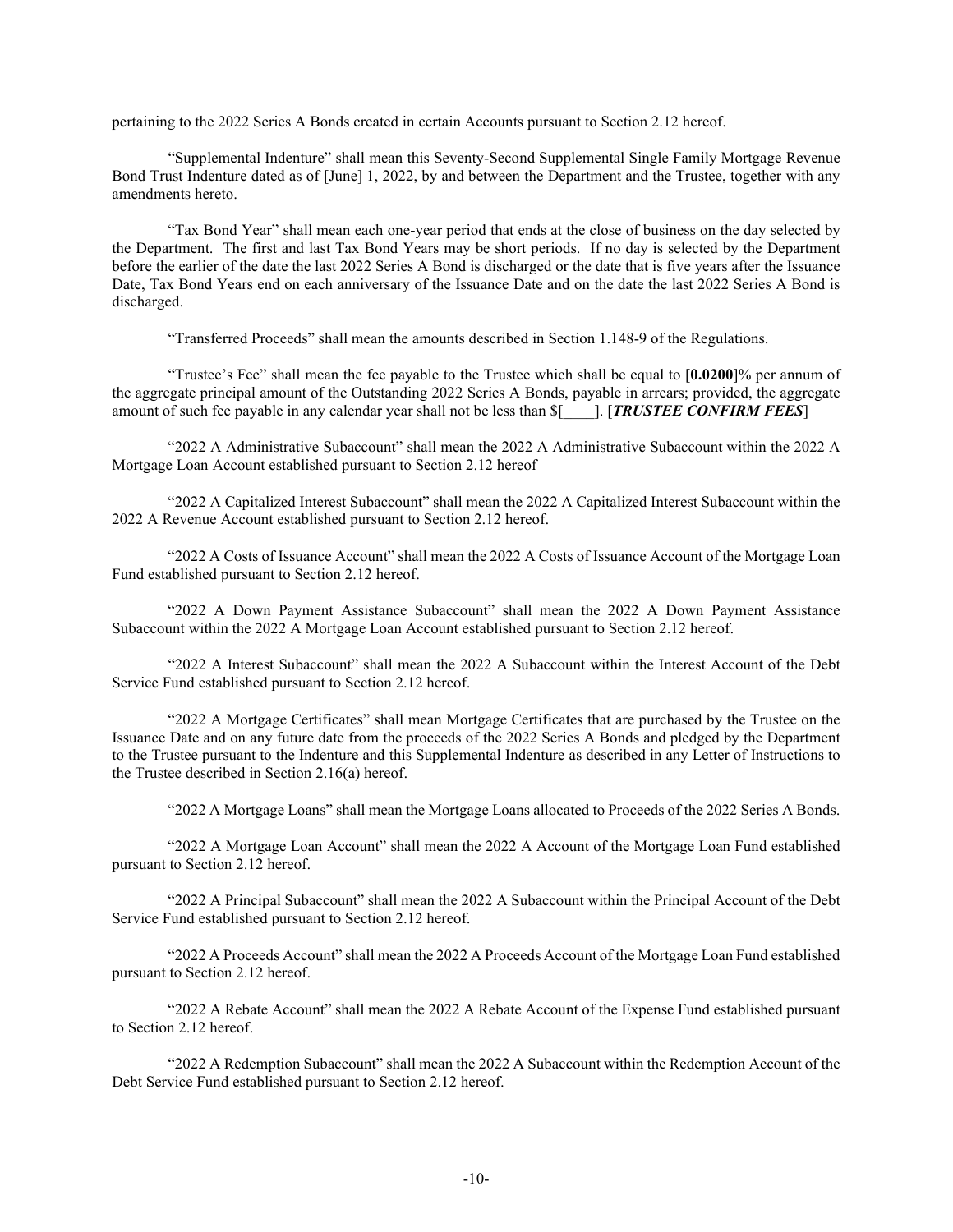pertaining to the 2022 Series A Bonds created in certain Accounts pursuant to Section 2.12 hereof.

"Supplemental Indenture" shall mean this Seventy-Second Supplemental Single Family Mortgage Revenue Bond Trust Indenture dated as of [June] 1, 2022, by and between the Department and the Trustee, together with any amendments hereto.

"Tax Bond Year" shall mean each one-year period that ends at the close of business on the day selected by the Department. The first and last Tax Bond Years may be short periods. If no day is selected by the Department before the earlier of the date the last 2022 Series A Bond is discharged or the date that is five years after the Issuance Date, Tax Bond Years end on each anniversary of the Issuance Date and on the date the last 2022 Series A Bond is discharged.

"Transferred Proceeds" shall mean the amounts described in Section 1.148-9 of the Regulations.

"Trustee's Fee" shall mean the fee payable to the Trustee which shall be equal to [**0.0200**]% per annum of the aggregate principal amount of the Outstanding 2022 Series A Bonds, payable in arrears; provided, the aggregate amount of such fee payable in any calendar year shall not be less than $[____]. [***TRUSTEE CONFIRM FEES***]

"2022 A Administrative Subaccount" shall mean the 2022 A Administrative Subaccount within the 2022 A Mortgage Loan Account established pursuant to Section 2.12 hereof

"2022 A Capitalized Interest Subaccount" shall mean the 2022 A Capitalized Interest Subaccount within the 2022 A Revenue Account established pursuant to Section 2.12 hereof.

"2022 A Costs of Issuance Account" shall mean the 2022 A Costs of Issuance Account of the Mortgage Loan Fund established pursuant to Section 2.12 hereof.

"2022 A Down Payment Assistance Subaccount" shall mean the 2022 A Down Payment Assistance Subaccount within the 2022 A Mortgage Loan Account established pursuant to Section 2.12 hereof.

"2022 A Interest Subaccount" shall mean the 2022 A Subaccount within the Interest Account of the Debt Service Fund established pursuant to Section 2.12 hereof.

"2022 A Mortgage Certificates" shall mean Mortgage Certificates that are purchased by the Trustee on the Issuance Date and on any future date from the proceeds of the 2022 Series A Bonds and pledged by the Department to the Trustee pursuant to the Indenture and this Supplemental Indenture as described in any Letter of Instructions to the Trustee described in Section 2.16(a) hereof.

"2022 A Mortgage Loans" shall mean the Mortgage Loans allocated to Proceeds of the 2022 Series A Bonds.

"2022 A Mortgage Loan Account" shall mean the 2022 A Account of the Mortgage Loan Fund established pursuant to Section 2.12 hereof.

"2022 A Principal Subaccount" shall mean the 2022 A Subaccount within the Principal Account of the Debt Service Fund established pursuant to Section 2.12 hereof.

"2022 A Proceeds Account" shall mean the 2022 A Proceeds Account of the Mortgage Loan Fund established pursuant to Section 2.12 hereof.

"2022 A Rebate Account" shall mean the 2022 A Rebate Account of the Expense Fund established pursuant to Section 2.12 hereof.

"2022 A Redemption Subaccount" shall mean the 2022 A Subaccount within the Redemption Account of the Debt Service Fund established pursuant to Section 2.12 hereof.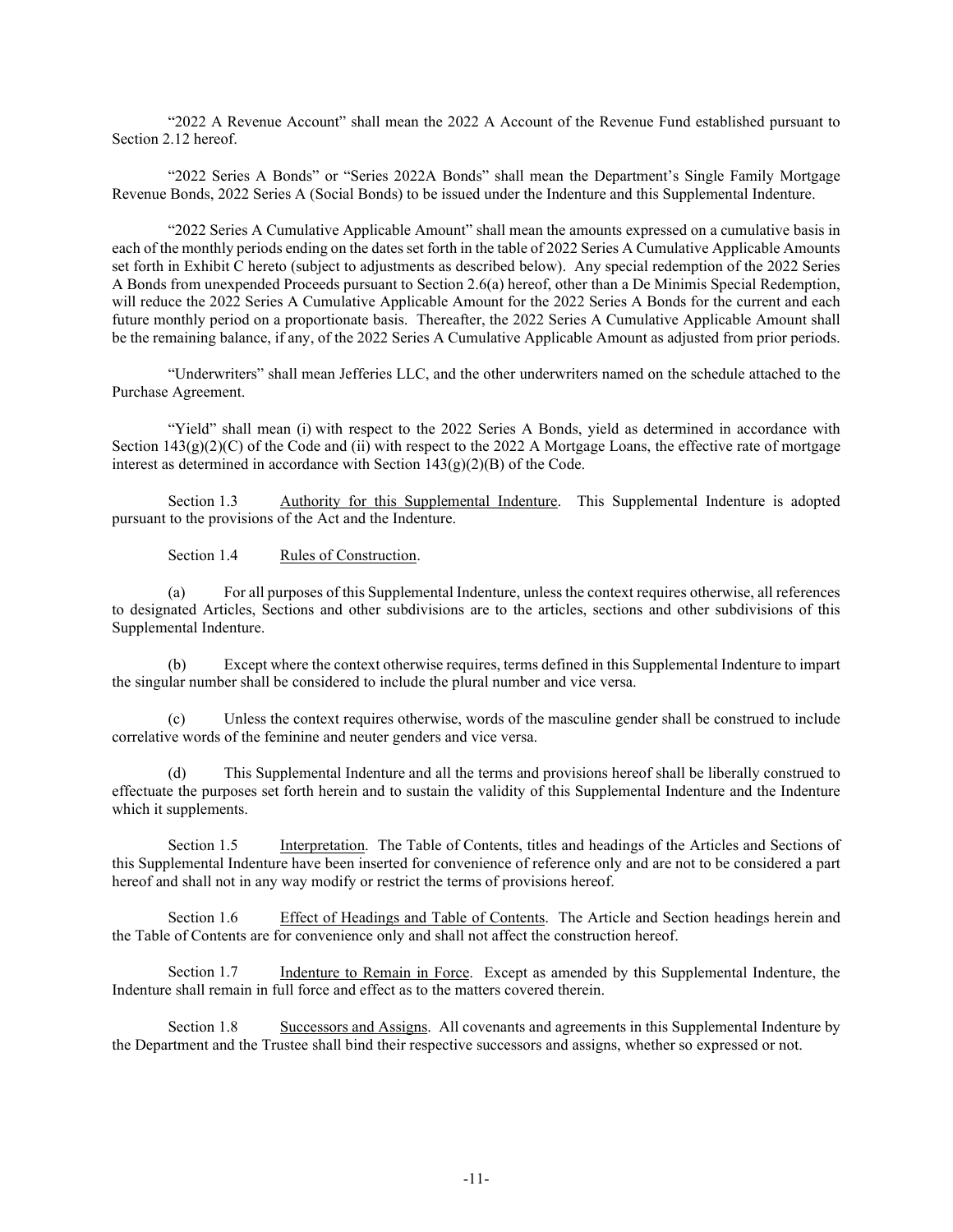"2022 A Revenue Account" shall mean the 2022 A Account of the Revenue Fund established pursuant to Section 2.12 hereof.

"2022 Series A Bonds" or "Series 2022A Bonds" shall mean the Department's Single Family Mortgage Revenue Bonds, 2022 Series A (Social Bonds) to be issued under the Indenture and this Supplemental Indenture.

"2022 Series A Cumulative Applicable Amount" shall mean the amounts expressed on a cumulative basis in each of the monthly periods ending on the dates set forth in the table of 2022 Series A Cumulative Applicable Amounts set forth in Exhibit C hereto (subject to adjustments as described below). Any special redemption of the 2022 Series A Bonds from unexpended Proceeds pursuant to Section 2.6(a) hereof, other than a De Minimis Special Redemption, will reduce the 2022 Series A Cumulative Applicable Amount for the 2022 Series A Bonds for the current and each future monthly period on a proportionate basis. Thereafter, the 2022 Series A Cumulative Applicable Amount shall be the remaining balance, if any, of the 2022 Series A Cumulative Applicable Amount as adjusted from prior periods.

"Underwriters" shall mean Jefferies LLC, and the other underwriters named on the schedule attached to the Purchase Agreement.

"Yield" shall mean (i) with respect to the 2022 Series A Bonds, yield as determined in accordance with Section 143(g)(2)(C) of the Code and (ii) with respect to the 2022 A Mortgage Loans, the effective rate of mortgage interest as determined in accordance with Section 143(g)(2)(B) of the Code.

Section 1.3 Authority for this Supplemental Indenture. This Supplemental Indenture is adopted pursuant to the provisions of the Act and the Indenture.

Section 1.4 Rules of Construction.

(a) For all purposes of this Supplemental Indenture, unless the context requires otherwise, all references to designated Articles, Sections and other subdivisions are to the articles, sections and other subdivisions of this Supplemental Indenture.

(b) Except where the context otherwise requires, terms defined in this Supplemental Indenture to impart the singular number shall be considered to include the plural number and vice versa.

(c) Unless the context requires otherwise, words of the masculine gender shall be construed to include correlative words of the feminine and neuter genders and vice versa.

(d) This Supplemental Indenture and all the terms and provisions hereof shall be liberally construed to effectuate the purposes set forth herein and to sustain the validity of this Supplemental Indenture and the Indenture which it supplements.

Section 1.5 Interpretation. The Table of Contents, titles and headings of the Articles and Sections of this Supplemental Indenture have been inserted for convenience of reference only and are not to be considered a part hereof and shall not in any way modify or restrict the terms of provisions hereof.

Section 1.6 Effect of Headings and Table of Contents. The Article and Section headings herein and the Table of Contents are for convenience only and shall not affect the construction hereof.

Section 1.7 Indenture to Remain in Force. Except as amended by this Supplemental Indenture, the Indenture shall remain in full force and effect as to the matters covered therein.

Section 1.8 Successors and Assigns. All covenants and agreements in this Supplemental Indenture by the Department and the Trustee shall bind their respective successors and assigns, whether so expressed or not.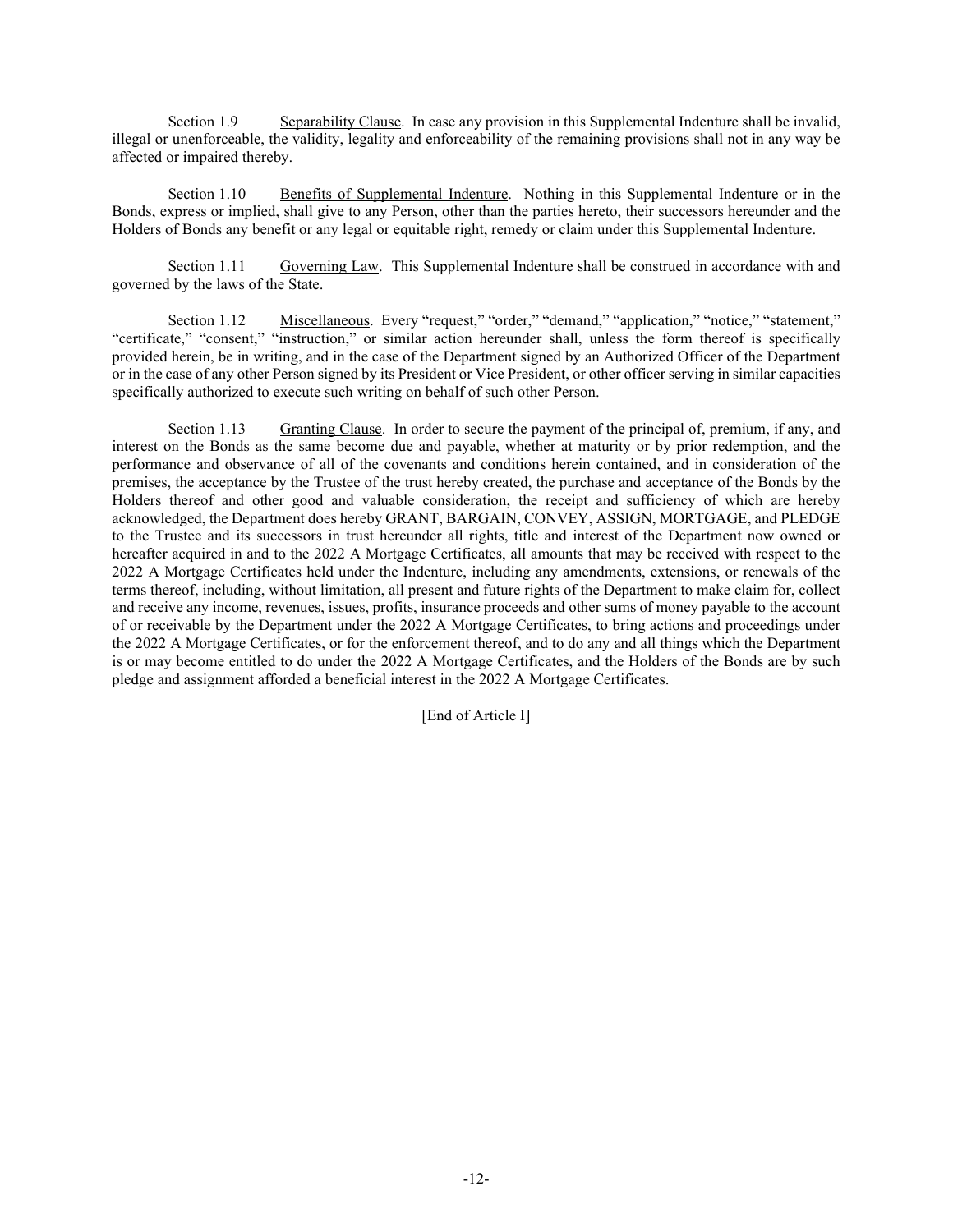Section 1.9 Separability Clause. In case any provision in this Supplemental Indenture shall be invalid, illegal or unenforceable, the validity, legality and enforceability of the remaining provisions shall not in any way be affected or impaired thereby.

Section 1.10 Benefits of Supplemental Indenture. Nothing in this Supplemental Indenture or in the Bonds, express or implied, shall give to any Person, other than the parties hereto, their successors hereunder and the Holders of Bonds any benefit or any legal or equitable right, remedy or claim under this Supplemental Indenture.

Section 1.11 Governing Law. This Supplemental Indenture shall be construed in accordance with and governed by the laws of the State.

Section 1.12 Miscellaneous. Every "request," "order," "demand," "application," "notice," "statement," "certificate," "consent," "instruction," or similar action hereunder shall, unless the form thereof is specifically provided herein, be in writing, and in the case of the Department signed by an Authorized Officer of the Department or in the case of any other Person signed by its President or Vice President, or other officer serving in similar capacities specifically authorized to execute such writing on behalf of such other Person.

Section 1.13 Granting Clause. In order to secure the payment of the principal of, premium, if any, and interest on the Bonds as the same become due and payable, whether at maturity or by prior redemption, and the performance and observance of all of the covenants and conditions herein contained, and in consideration of the premises, the acceptance by the Trustee of the trust hereby created, the purchase and acceptance of the Bonds by the Holders thereof and other good and valuable consideration, the receipt and sufficiency of which are hereby acknowledged, the Department does hereby GRANT, BARGAIN, CONVEY, ASSIGN, MORTGAGE, and PLEDGE to the Trustee and its successors in trust hereunder all rights, title and interest of the Department now owned or hereafter acquired in and to the 2022 A Mortgage Certificates, all amounts that may be received with respect to the 2022 A Mortgage Certificates held under the Indenture, including any amendments, extensions, or renewals of the terms thereof, including, without limitation, all present and future rights of the Department to make claim for, collect and receive any income, revenues, issues, profits, insurance proceeds and other sums of money payable to the account of or receivable by the Department under the 2022 A Mortgage Certificates, to bring actions and proceedings under the 2022 A Mortgage Certificates, or for the enforcement thereof, and to do any and all things which the Department is or may become entitled to do under the 2022 A Mortgage Certificates, and the Holders of the Bonds are by such pledge and assignment afforded a beneficial interest in the 2022 A Mortgage Certificates.

[End of Article I]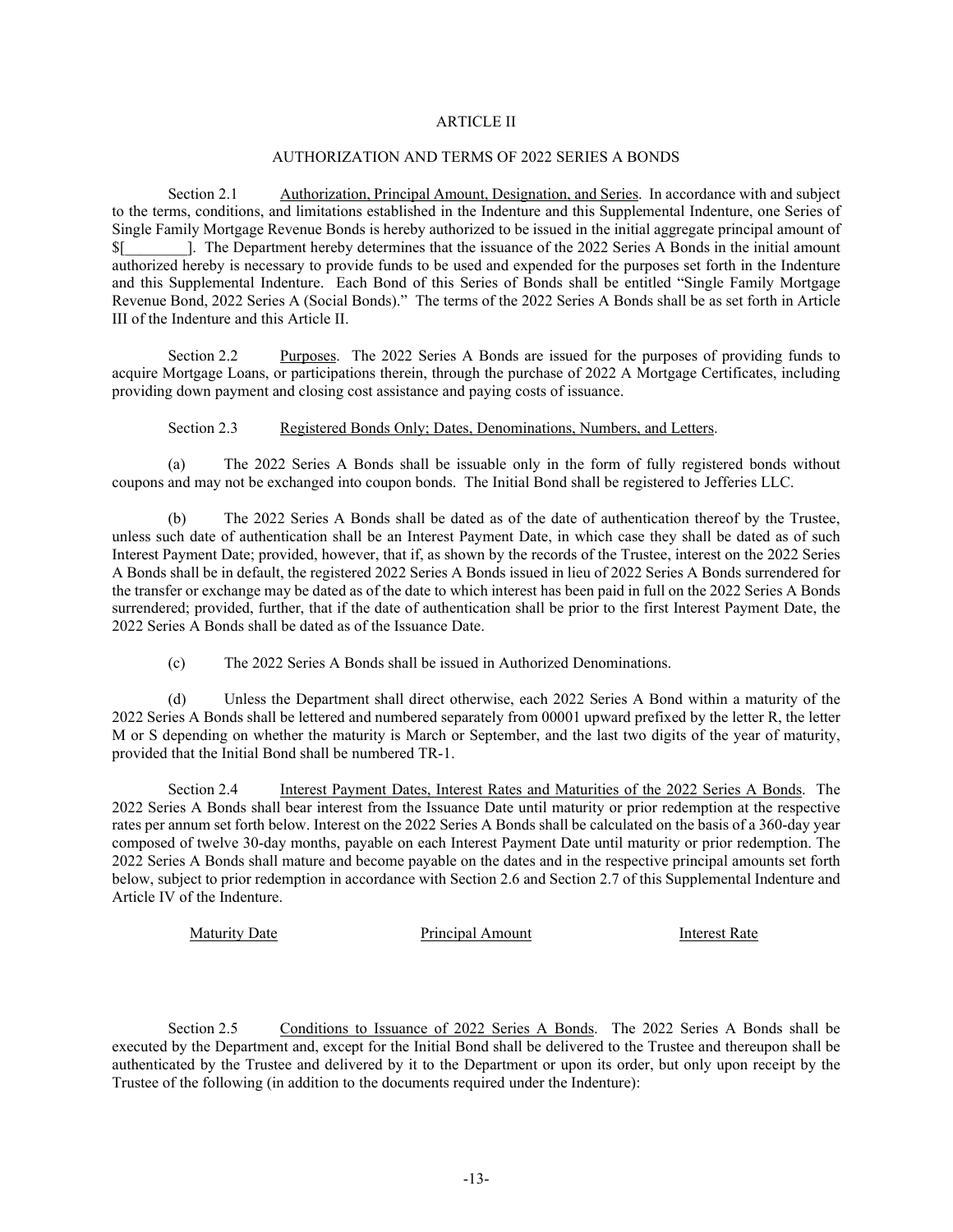# ARTICLE II

## AUTHORIZATION AND TERMS OF 2022 SERIES A BONDS

Section 2.1 Authorization, Principal Amount, Designation, and Series. In accordance with and subject to the terms, conditions, and limitations established in the Indenture and this Supplemental Indenture, one Series of Single Family Mortgage Revenue Bonds is hereby authorized to be issued in the initial aggregate principal amount of $[________]. The Department hereby determines that the issuance of the 2022 Series A Bonds in the initial amount authorized hereby is necessary to provide funds to be used and expended for the purposes set forth in the Indenture and this Supplemental Indenture. Each Bond of this Series of Bonds shall be entitled "Single Family Mortgage Revenue Bond, 2022 Series A (Social Bonds)." The terms of the 2022 Series A Bonds shall be as set forth in Article III of the Indenture and this Article II.

Section 2.2 Purposes. The 2022 Series A Bonds are issued for the purposes of providing funds to acquire Mortgage Loans, or participations therein, through the purchase of 2022 A Mortgage Certificates, including providing down payment and closing cost assistance and paying costs of issuance.

Section 2.3 Registered Bonds Only; Dates, Denominations, Numbers, and Letters.

(a) The 2022 Series A Bonds shall be issuable only in the form of fully registered bonds without coupons and may not be exchanged into coupon bonds. The Initial Bond shall be registered to Jefferies LLC.

(b) The 2022 Series A Bonds shall be dated as of the date of authentication thereof by the Trustee, unless such date of authentication shall be an Interest Payment Date, in which case they shall be dated as of such Interest Payment Date; provided, however, that if, as shown by the records of the Trustee, interest on the 2022 Series A Bonds shall be in default, the registered 2022 Series A Bonds issued in lieu of 2022 Series A Bonds surrendered for the transfer or exchange may be dated as of the date to which interest has been paid in full on the 2022 Series A Bonds surrendered; provided, further, that if the date of authentication shall be prior to the first Interest Payment Date, the 2022 Series A Bonds shall be dated as of the Issuance Date.

(c) The 2022 Series A Bonds shall be issued in Authorized Denominations.

(d) Unless the Department shall direct otherwise, each 2022 Series A Bond within a maturity of the 2022 Series A Bonds shall be lettered and numbered separately from 00001 upward prefixed by the letter R, the letter M or S depending on whether the maturity is March or September, and the last two digits of the year of maturity, provided that the Initial Bond shall be numbered TR-1.

Section 2.4 Interest Payment Dates, Interest Rates and Maturities of the 2022 Series A Bonds. The 2022 Series A Bonds shall bear interest from the Issuance Date until maturity or prior redemption at the respective rates per annum set forth below. Interest on the 2022 Series A Bonds shall be calculated on the basis of a 360-day year composed of twelve 30-day months, payable on each Interest Payment Date until maturity or prior redemption. The 2022 Series A Bonds shall mature and become payable on the dates and in the respective principal amounts set forth below, subject to prior redemption in accordance with Section 2.6 and Section 2.7 of this Supplemental Indenture and Article IV of the Indenture.

| Maturity Date | Principal Amount | Interest Rate |
|---|---|---|

Section 2.5 Conditions to Issuance of 2022 Series A Bonds. The 2022 Series A Bonds shall be executed by the Department and, except for the Initial Bond shall be delivered to the Trustee and thereupon shall be authenticated by the Trustee and delivered by it to the Department or upon its order, but only upon receipt by the Trustee of the following (in addition to the documents required under the Indenture):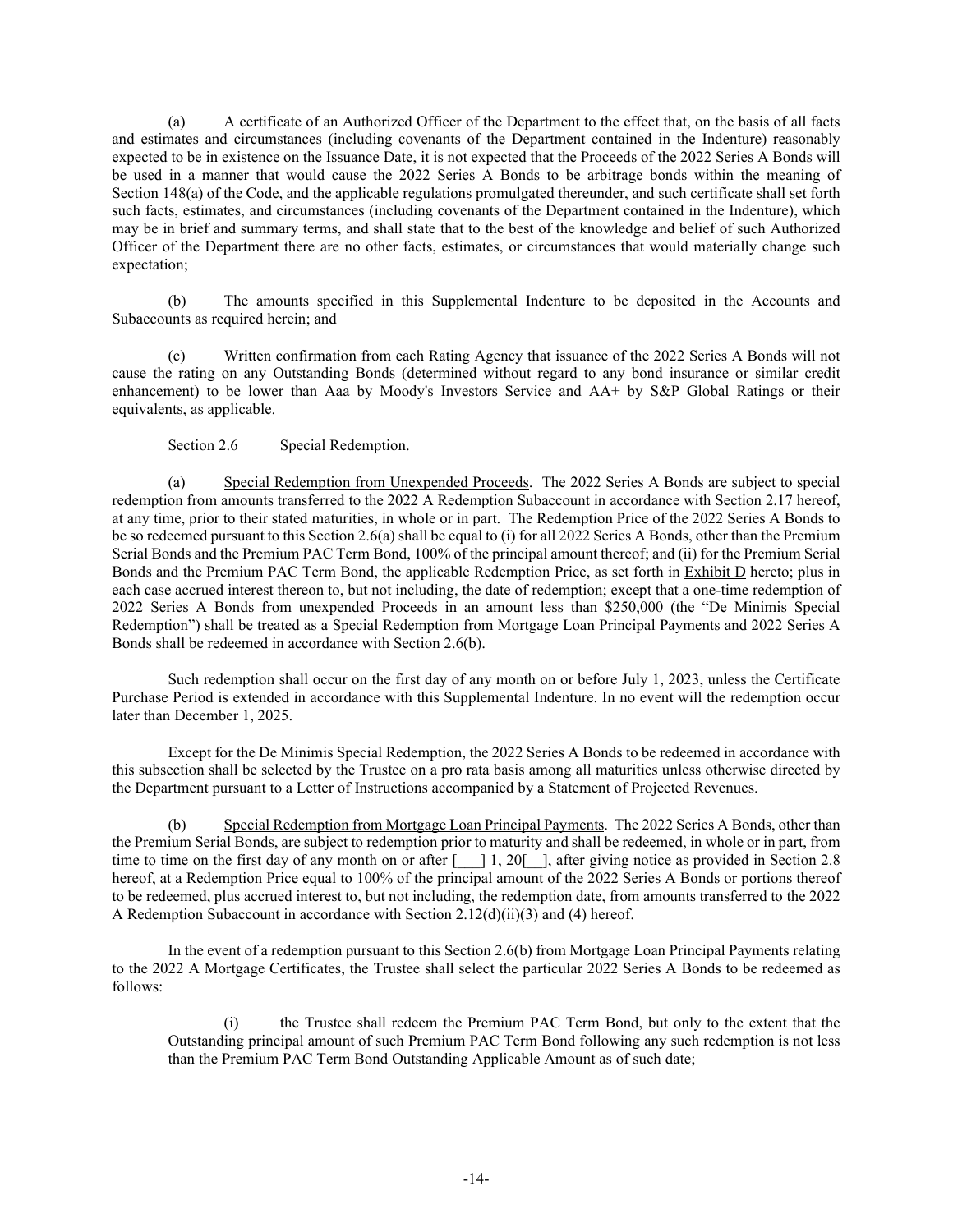(a) A certificate of an Authorized Officer of the Department to the effect that, on the basis of all facts and estimates and circumstances (including covenants of the Department contained in the Indenture) reasonably expected to be in existence on the Issuance Date, it is not expected that the Proceeds of the 2022 Series A Bonds will be used in a manner that would cause the 2022 Series A Bonds to be arbitrage bonds within the meaning of Section 148(a) of the Code, and the applicable regulations promulgated thereunder, and such certificate shall set forth such facts, estimates, and circumstances (including covenants of the Department contained in the Indenture), which may be in brief and summary terms, and shall state that to the best of the knowledge and belief of such Authorized Officer of the Department there are no other facts, estimates, or circumstances that would materially change such expectation;

(b) The amounts specified in this Supplemental Indenture to be deposited in the Accounts and Subaccounts as required herein; and

(c) Written confirmation from each Rating Agency that issuance of the 2022 Series A Bonds will not cause the rating on any Outstanding Bonds (determined without regard to any bond insurance or similar credit enhancement) to be lower than Aaa by Moody's Investors Service and AA+ by S&P Global Ratings or their equivalents, as applicable.

Section 2.6 Special Redemption.

(a) Special Redemption from Unexpended Proceeds. The 2022 Series A Bonds are subject to special redemption from amounts transferred to the 2022 A Redemption Subaccount in accordance with Section 2.17 hereof, at any time, prior to their stated maturities, in whole or in part. The Redemption Price of the 2022 Series A Bonds to be so redeemed pursuant to this Section 2.6(a) shall be equal to (i) for all 2022 Series A Bonds, other than the Premium Serial Bonds and the Premium PAC Term Bond, 100% of the principal amount thereof; and (ii) for the Premium Serial Bonds and the Premium PAC Term Bond, the applicable Redemption Price, as set forth in Exhibit D hereto; plus in each case accrued interest thereon to, but not including, the date of redemption; except that a one-time redemption of 2022 Series A Bonds from unexpended Proceeds in an amount less than $250,000 (the "De Minimis Special Redemption") shall be treated as a Special Redemption from Mortgage Loan Principal Payments and 2022 Series A Bonds shall be redeemed in accordance with Section 2.6(b).

Such redemption shall occur on the first day of any month on or before July 1, 2023, unless the Certificate Purchase Period is extended in accordance with this Supplemental Indenture. In no event will the redemption occur later than December 1, 2025.

Except for the De Minimis Special Redemption, the 2022 Series A Bonds to be redeemed in accordance with this subsection shall be selected by the Trustee on a pro rata basis among all maturities unless otherwise directed by the Department pursuant to a Letter of Instructions accompanied by a Statement of Projected Revenues.

(b) Special Redemption from Mortgage Loan Principal Payments. The 2022 Series A Bonds, other than the Premium Serial Bonds, are subject to redemption prior to maturity and shall be redeemed, in whole or in part, from time to time on the first day of any month on or after [___] 1, 20[__], after giving notice as provided in Section 2.8 hereof, at a Redemption Price equal to 100% of the principal amount of the 2022 Series A Bonds or portions thereof to be redeemed, plus accrued interest to, but not including, the redemption date, from amounts transferred to the 2022 A Redemption Subaccount in accordance with Section 2.12(d)(ii)(3) and (4) hereof.

In the event of a redemption pursuant to this Section 2.6(b) from Mortgage Loan Principal Payments relating to the 2022 A Mortgage Certificates, the Trustee shall select the particular 2022 Series A Bonds to be redeemed as follows:

(i) the Trustee shall redeem the Premium PAC Term Bond, but only to the extent that the Outstanding principal amount of such Premium PAC Term Bond following any such redemption is not less than the Premium PAC Term Bond Outstanding Applicable Amount as of such date;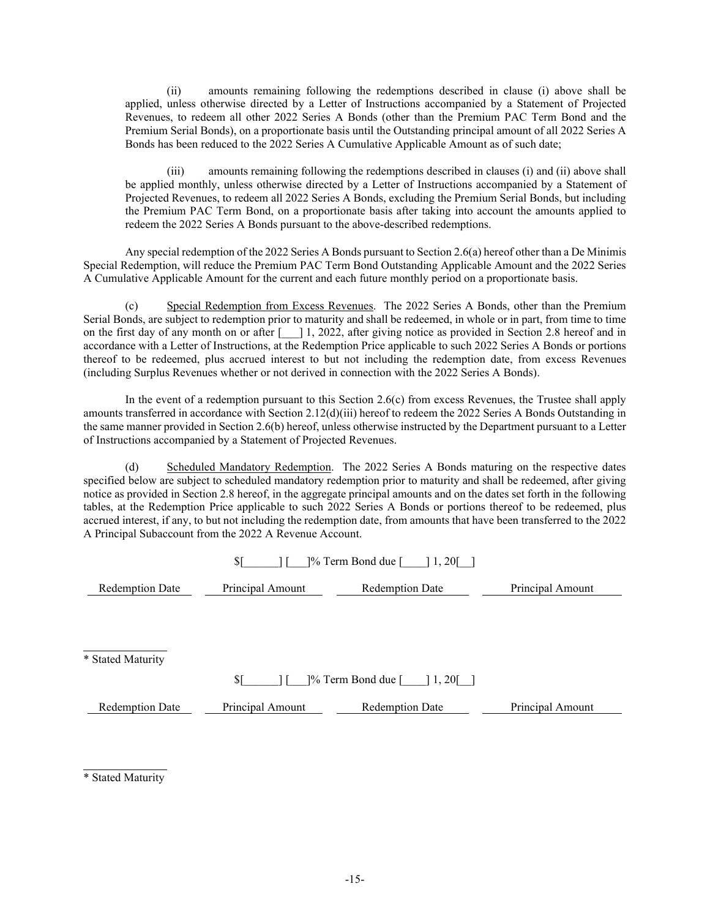(ii) amounts remaining following the redemptions described in clause (i) above shall be applied, unless otherwise directed by a Letter of Instructions accompanied by a Statement of Projected Revenues, to redeem all other 2022 Series A Bonds (other than the Premium PAC Term Bond and the Premium Serial Bonds), on a proportionate basis until the Outstanding principal amount of all 2022 Series A Bonds has been reduced to the 2022 Series A Cumulative Applicable Amount as of such date;

(iii) amounts remaining following the redemptions described in clauses (i) and (ii) above shall be applied monthly, unless otherwise directed by a Letter of Instructions accompanied by a Statement of Projected Revenues, to redeem all 2022 Series A Bonds, excluding the Premium Serial Bonds, but including the Premium PAC Term Bond, on a proportionate basis after taking into account the amounts applied to redeem the 2022 Series A Bonds pursuant to the above-described redemptions.

Any special redemption of the 2022 Series A Bonds pursuant to Section 2.6(a) hereof other than a De Minimis Special Redemption, will reduce the Premium PAC Term Bond Outstanding Applicable Amount and the 2022 Series A Cumulative Applicable Amount for the current and each future monthly period on a proportionate basis.

(c) Special Redemption from Excess Revenues. The 2022 Series A Bonds, other than the Premium Serial Bonds, are subject to redemption prior to maturity and shall be redeemed, in whole or in part, from time to time on the first day of any month on or after [___] 1, 2022, after giving notice as provided in Section 2.8 hereof and in accordance with a Letter of Instructions, at the Redemption Price applicable to such 2022 Series A Bonds or portions thereof to be redeemed, plus accrued interest to but not including the redemption date, from excess Revenues (including Surplus Revenues whether or not derived in connection with the 2022 Series A Bonds).

In the event of a redemption pursuant to this Section 2.6(c) from excess Revenues, the Trustee shall apply amounts transferred in accordance with Section 2.12(d)(iii) hereof to redeem the 2022 Series A Bonds Outstanding in the same manner provided in Section 2.6(b) hereof, unless otherwise instructed by the Department pursuant to a Letter of Instructions accompanied by a Statement of Projected Revenues.

(d) Scheduled Mandatory Redemption. The 2022 Series A Bonds maturing on the respective dates specified below are subject to scheduled mandatory redemption prior to maturity and shall be redeemed, after giving notice as provided in Section 2.8 hereof, in the aggregate principal amounts and on the dates set forth in the following tables, at the Redemption Price applicable to such 2022 Series A Bonds or portions thereof to be redeemed, plus accrued interest, if any, to but not including the redemption date, from amounts that have been transferred to the 2022 A Principal Subaccount from the 2022 A Revenue Account.

$[______] [___]% Term Bond due [____] 1, 20[__]

| Redemption Date | Principal Amount | Redemption Date | Principal Amount |
|---|---|---|---|
| | | | |

\* Stated Maturity

$[______] [___]% Term Bond due [____] 1, 20[__]

| Redemption Date | Principal Amount | Redemption Date | Principal Amount |
|---|---|---|---|
| | | | |

\* Stated Maturity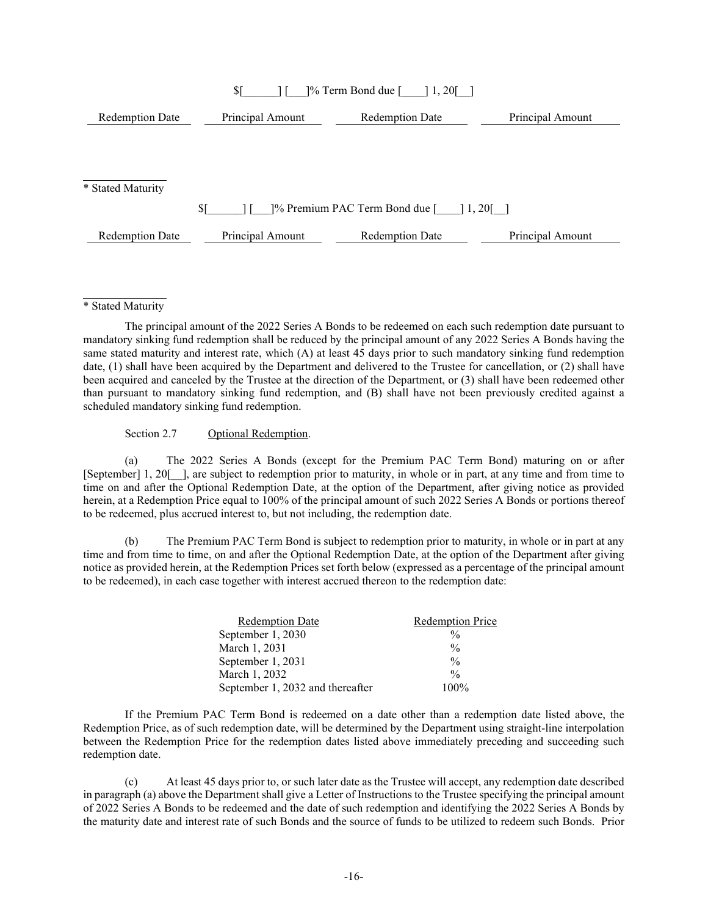$[______] [___]% Term Bond due [____] 1, 20[__]

| Redemption Date | Principal Amount | Redemption Date | Principal Amount |
| --- | --- | --- | --- |

* Stated Maturity

$[______] [___]% Premium PAC Term Bond due [____] 1, 20[__]

| Redemption Date | Principal Amount | Redemption Date | Principal Amount |
| --- | --- | --- | --- |

* Stated Maturity

The principal amount of the 2022 Series A Bonds to be redeemed on each such redemption date pursuant to mandatory sinking fund redemption shall be reduced by the principal amount of any 2022 Series A Bonds having the same stated maturity and interest rate, which (A) at least 45 days prior to such mandatory sinking fund redemption date, (1) shall have been acquired by the Department and delivered to the Trustee for cancellation, or (2) shall have been acquired and canceled by the Trustee at the direction of the Department, or (3) shall have been redeemed other than pursuant to mandatory sinking fund redemption, and (B) shall have not been previously credited against a scheduled mandatory sinking fund redemption.

Section 2.7 Optional Redemption.

(a) The 2022 Series A Bonds (except for the Premium PAC Term Bond) maturing on or after [September] 1, 20[__], are subject to redemption prior to maturity, in whole or in part, at any time and from time to time on and after the Optional Redemption Date, at the option of the Department, after giving notice as provided herein, at a Redemption Price equal to 100% of the principal amount of such 2022 Series A Bonds or portions thereof to be redeemed, plus accrued interest to, but not including, the redemption date.

(b) The Premium PAC Term Bond is subject to redemption prior to maturity, in whole or in part at any time and from time to time, on and after the Optional Redemption Date, at the option of the Department after giving notice as provided herein, at the Redemption Prices set forth below (expressed as a percentage of the principal amount to be redeemed), in each case together with interest accrued thereon to the redemption date:

| Redemption Date | Redemption Price |
| --- | --- |
| September 1, 2030 | % |
| March 1, 2031 | % |
| September 1, 2031 | % |
| March 1, 2032 | % |
| September 1, 2032 and thereafter | 100% |

If the Premium PAC Term Bond is redeemed on a date other than a redemption date listed above, the Redemption Price, as of such redemption date, will be determined by the Department using straight-line interpolation between the Redemption Price for the redemption dates listed above immediately preceding and succeeding such redemption date.

(c) At least 45 days prior to, or such later date as the Trustee will accept, any redemption date described in paragraph (a) above the Department shall give a Letter of Instructions to the Trustee specifying the principal amount of 2022 Series A Bonds to be redeemed and the date of such redemption and identifying the 2022 Series A Bonds by the maturity date and interest rate of such Bonds and the source of funds to be utilized to redeem such Bonds. Prior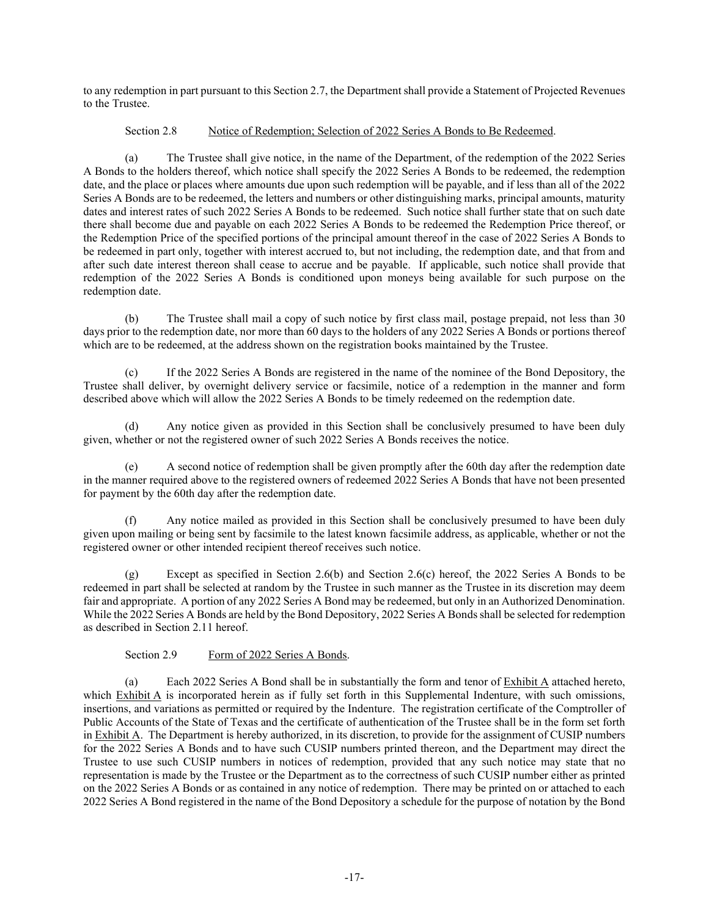to any redemption in part pursuant to this Section 2.7, the Department shall provide a Statement of Projected Revenues to the Trustee.

Section 2.8 Notice of Redemption; Selection of 2022 Series A Bonds to Be Redeemed.

(a) The Trustee shall give notice, in the name of the Department, of the redemption of the 2022 Series A Bonds to the holders thereof, which notice shall specify the 2022 Series A Bonds to be redeemed, the redemption date, and the place or places where amounts due upon such redemption will be payable, and if less than all of the 2022 Series A Bonds are to be redeemed, the letters and numbers or other distinguishing marks, principal amounts, maturity dates and interest rates of such 2022 Series A Bonds to be redeemed. Such notice shall further state that on such date there shall become due and payable on each 2022 Series A Bonds to be redeemed the Redemption Price thereof, or the Redemption Price of the specified portions of the principal amount thereof in the case of 2022 Series A Bonds to be redeemed in part only, together with interest accrued to, but not including, the redemption date, and that from and after such date interest thereon shall cease to accrue and be payable. If applicable, such notice shall provide that redemption of the 2022 Series A Bonds is conditioned upon moneys being available for such purpose on the redemption date.

(b) The Trustee shall mail a copy of such notice by first class mail, postage prepaid, not less than 30 days prior to the redemption date, nor more than 60 days to the holders of any 2022 Series A Bonds or portions thereof which are to be redeemed, at the address shown on the registration books maintained by the Trustee.

(c) If the 2022 Series A Bonds are registered in the name of the nominee of the Bond Depository, the Trustee shall deliver, by overnight delivery service or facsimile, notice of a redemption in the manner and form described above which will allow the 2022 Series A Bonds to be timely redeemed on the redemption date.

(d) Any notice given as provided in this Section shall be conclusively presumed to have been duly given, whether or not the registered owner of such 2022 Series A Bonds receives the notice.

(e) A second notice of redemption shall be given promptly after the 60th day after the redemption date in the manner required above to the registered owners of redeemed 2022 Series A Bonds that have not been presented for payment by the 60th day after the redemption date.

(f) Any notice mailed as provided in this Section shall be conclusively presumed to have been duly given upon mailing or being sent by facsimile to the latest known facsimile address, as applicable, whether or not the registered owner or other intended recipient thereof receives such notice.

(g) Except as specified in Section 2.6(b) and Section 2.6(c) hereof, the 2022 Series A Bonds to be redeemed in part shall be selected at random by the Trustee in such manner as the Trustee in its discretion may deem fair and appropriate. A portion of any 2022 Series A Bond may be redeemed, but only in an Authorized Denomination. While the 2022 Series A Bonds are held by the Bond Depository, 2022 Series A Bonds shall be selected for redemption as described in Section 2.11 hereof.

Section 2.9 Form of 2022 Series A Bonds.

(a) Each 2022 Series A Bond shall be in substantially the form and tenor of Exhibit A attached hereto, which Exhibit A is incorporated herein as if fully set forth in this Supplemental Indenture, with such omissions, insertions, and variations as permitted or required by the Indenture. The registration certificate of the Comptroller of Public Accounts of the State of Texas and the certificate of authentication of the Trustee shall be in the form set forth in Exhibit A. The Department is hereby authorized, in its discretion, to provide for the assignment of CUSIP numbers for the 2022 Series A Bonds and to have such CUSIP numbers printed thereon, and the Department may direct the Trustee to use such CUSIP numbers in notices of redemption, provided that any such notice may state that no representation is made by the Trustee or the Department as to the correctness of such CUSIP number either as printed on the 2022 Series A Bonds or as contained in any notice of redemption. There may be printed on or attached to each 2022 Series A Bond registered in the name of the Bond Depository a schedule for the purpose of notation by the Bond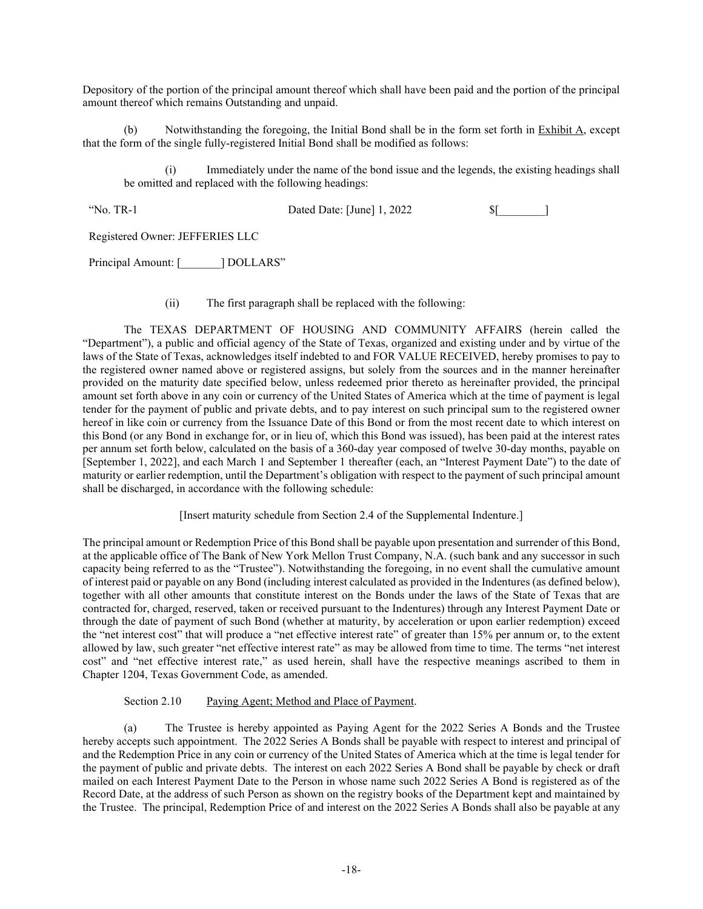Depository of the portion of the principal amount thereof which shall have been paid and the portion of the principal amount thereof which remains Outstanding and unpaid.

(b) Notwithstanding the foregoing, the Initial Bond shall be in the form set forth in Exhibit A, except that the form of the single fully-registered Initial Bond shall be modified as follows:

(i) Immediately under the name of the bond issue and the legends, the existing headings shall be omitted and replaced with the following headings:

"No. TR-1 &nbsp;&nbsp;&nbsp;&nbsp;&nbsp;&nbsp;&nbsp;&nbsp; Dated Date: [June] 1, 2022 &nbsp;&nbsp;&nbsp;&nbsp;&nbsp;&nbsp;&nbsp;&nbsp; $[________]

Registered Owner: JEFFERIES LLC

Principal Amount: [_______] DOLLARS"

(ii) The first paragraph shall be replaced with the following:

The TEXAS DEPARTMENT OF HOUSING AND COMMUNITY AFFAIRS (herein called the "Department"), a public and official agency of the State of Texas, organized and existing under and by virtue of the laws of the State of Texas, acknowledges itself indebted to and FOR VALUE RECEIVED, hereby promises to pay to the registered owner named above or registered assigns, but solely from the sources and in the manner hereinafter provided on the maturity date specified below, unless redeemed prior thereto as hereinafter provided, the principal amount set forth above in any coin or currency of the United States of America which at the time of payment is legal tender for the payment of public and private debts, and to pay interest on such principal sum to the registered owner hereof in like coin or currency from the Issuance Date of this Bond or from the most recent date to which interest on this Bond (or any Bond in exchange for, or in lieu of, which this Bond was issued), has been paid at the interest rates per annum set forth below, calculated on the basis of a 360-day year composed of twelve 30-day months, payable on [September 1, 2022], and each March 1 and September 1 thereafter (each, an "Interest Payment Date") to the date of maturity or earlier redemption, until the Department's obligation with respect to the payment of such principal amount shall be discharged, in accordance with the following schedule:

[Insert maturity schedule from Section 2.4 of the Supplemental Indenture.]

The principal amount or Redemption Price of this Bond shall be payable upon presentation and surrender of this Bond, at the applicable office of The Bank of New York Mellon Trust Company, N.A. (such bank and any successor in such capacity being referred to as the "Trustee"). Notwithstanding the foregoing, in no event shall the cumulative amount of interest paid or payable on any Bond (including interest calculated as provided in the Indentures (as defined below), together with all other amounts that constitute interest on the Bonds under the laws of the State of Texas that are contracted for, charged, reserved, taken or received pursuant to the Indentures) through any Interest Payment Date or through the date of payment of such Bond (whether at maturity, by acceleration or upon earlier redemption) exceed the "net interest cost" that will produce a "net effective interest rate" of greater than 15% per annum or, to the extent allowed by law, such greater "net effective interest rate" as may be allowed from time to time. The terms "net interest cost" and "net effective interest rate," as used herein, shall have the respective meanings ascribed to them in Chapter 1204, Texas Government Code, as amended.

Section 2.10 Paying Agent; Method and Place of Payment.

(a) The Trustee is hereby appointed as Paying Agent for the 2022 Series A Bonds and the Trustee hereby accepts such appointment. The 2022 Series A Bonds shall be payable with respect to interest and principal of and the Redemption Price in any coin or currency of the United States of America which at the time is legal tender for the payment of public and private debts. The interest on each 2022 Series A Bond shall be payable by check or draft mailed on each Interest Payment Date to the Person in whose name such 2022 Series A Bond is registered as of the Record Date, at the address of such Person as shown on the registry books of the Department kept and maintained by the Trustee. The principal, Redemption Price of and interest on the 2022 Series A Bonds shall also be payable at any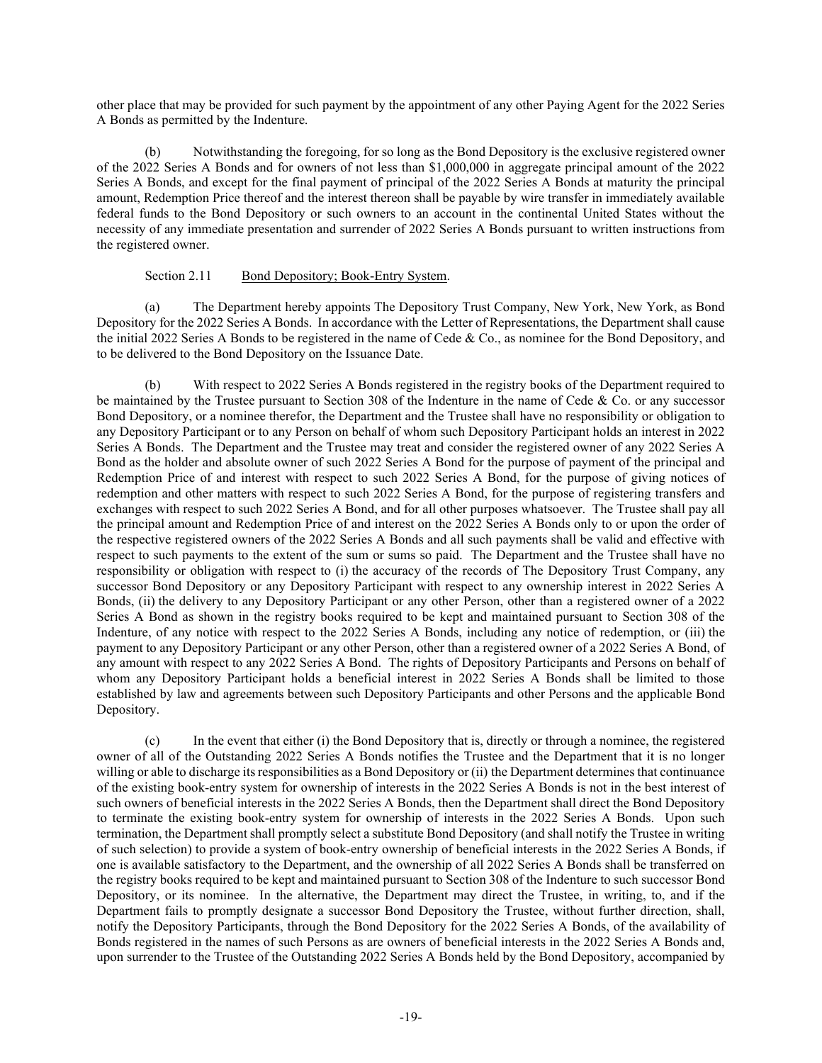other place that may be provided for such payment by the appointment of any other Paying Agent for the 2022 Series A Bonds as permitted by the Indenture.

(b) Notwithstanding the foregoing, for so long as the Bond Depository is the exclusive registered owner of the 2022 Series A Bonds and for owners of not less than $1,000,000 in aggregate principal amount of the 2022 Series A Bonds, and except for the final payment of principal of the 2022 Series A Bonds at maturity the principal amount, Redemption Price thereof and the interest thereon shall be payable by wire transfer in immediately available federal funds to the Bond Depository or such owners to an account in the continental United States without the necessity of any immediate presentation and surrender of 2022 Series A Bonds pursuant to written instructions from the registered owner.

Section 2.11 Bond Depository; Book-Entry System.

(a) The Department hereby appoints The Depository Trust Company, New York, New York, as Bond Depository for the 2022 Series A Bonds. In accordance with the Letter of Representations, the Department shall cause the initial 2022 Series A Bonds to be registered in the name of Cede & Co., as nominee for the Bond Depository, and to be delivered to the Bond Depository on the Issuance Date.

(b) With respect to 2022 Series A Bonds registered in the registry books of the Department required to be maintained by the Trustee pursuant to Section 308 of the Indenture in the name of Cede & Co. or any successor Bond Depository, or a nominee therefor, the Department and the Trustee shall have no responsibility or obligation to any Depository Participant or to any Person on behalf of whom such Depository Participant holds an interest in 2022 Series A Bonds. The Department and the Trustee may treat and consider the registered owner of any 2022 Series A Bond as the holder and absolute owner of such 2022 Series A Bond for the purpose of payment of the principal and Redemption Price of and interest with respect to such 2022 Series A Bond, for the purpose of giving notices of redemption and other matters with respect to such 2022 Series A Bond, for the purpose of registering transfers and exchanges with respect to such 2022 Series A Bond, and for all other purposes whatsoever. The Trustee shall pay all the principal amount and Redemption Price of and interest on the 2022 Series A Bonds only to or upon the order of the respective registered owners of the 2022 Series A Bonds and all such payments shall be valid and effective with respect to such payments to the extent of the sum or sums so paid. The Department and the Trustee shall have no responsibility or obligation with respect to (i) the accuracy of the records of The Depository Trust Company, any successor Bond Depository or any Depository Participant with respect to any ownership interest in 2022 Series A Bonds, (ii) the delivery to any Depository Participant or any other Person, other than a registered owner of a 2022 Series A Bond as shown in the registry books required to be kept and maintained pursuant to Section 308 of the Indenture, of any notice with respect to the 2022 Series A Bonds, including any notice of redemption, or (iii) the payment to any Depository Participant or any other Person, other than a registered owner of a 2022 Series A Bond, of any amount with respect to any 2022 Series A Bond. The rights of Depository Participants and Persons on behalf of whom any Depository Participant holds a beneficial interest in 2022 Series A Bonds shall be limited to those established by law and agreements between such Depository Participants and other Persons and the applicable Bond Depository.

(c) In the event that either (i) the Bond Depository that is, directly or through a nominee, the registered owner of all of the Outstanding 2022 Series A Bonds notifies the Trustee and the Department that it is no longer willing or able to discharge its responsibilities as a Bond Depository or (ii) the Department determines that continuance of the existing book-entry system for ownership of interests in the 2022 Series A Bonds is not in the best interest of such owners of beneficial interests in the 2022 Series A Bonds, then the Department shall direct the Bond Depository to terminate the existing book-entry system for ownership of interests in the 2022 Series A Bonds. Upon such termination, the Department shall promptly select a substitute Bond Depository (and shall notify the Trustee in writing of such selection) to provide a system of book-entry ownership of beneficial interests in the 2022 Series A Bonds, if one is available satisfactory to the Department, and the ownership of all 2022 Series A Bonds shall be transferred on the registry books required to be kept and maintained pursuant to Section 308 of the Indenture to such successor Bond Depository, or its nominee. In the alternative, the Department may direct the Trustee, in writing, to, and if the Department fails to promptly designate a successor Bond Depository the Trustee, without further direction, shall, notify the Depository Participants, through the Bond Depository for the 2022 Series A Bonds, of the availability of Bonds registered in the names of such Persons as are owners of beneficial interests in the 2022 Series A Bonds and, upon surrender to the Trustee of the Outstanding 2022 Series A Bonds held by the Bond Depository, accompanied by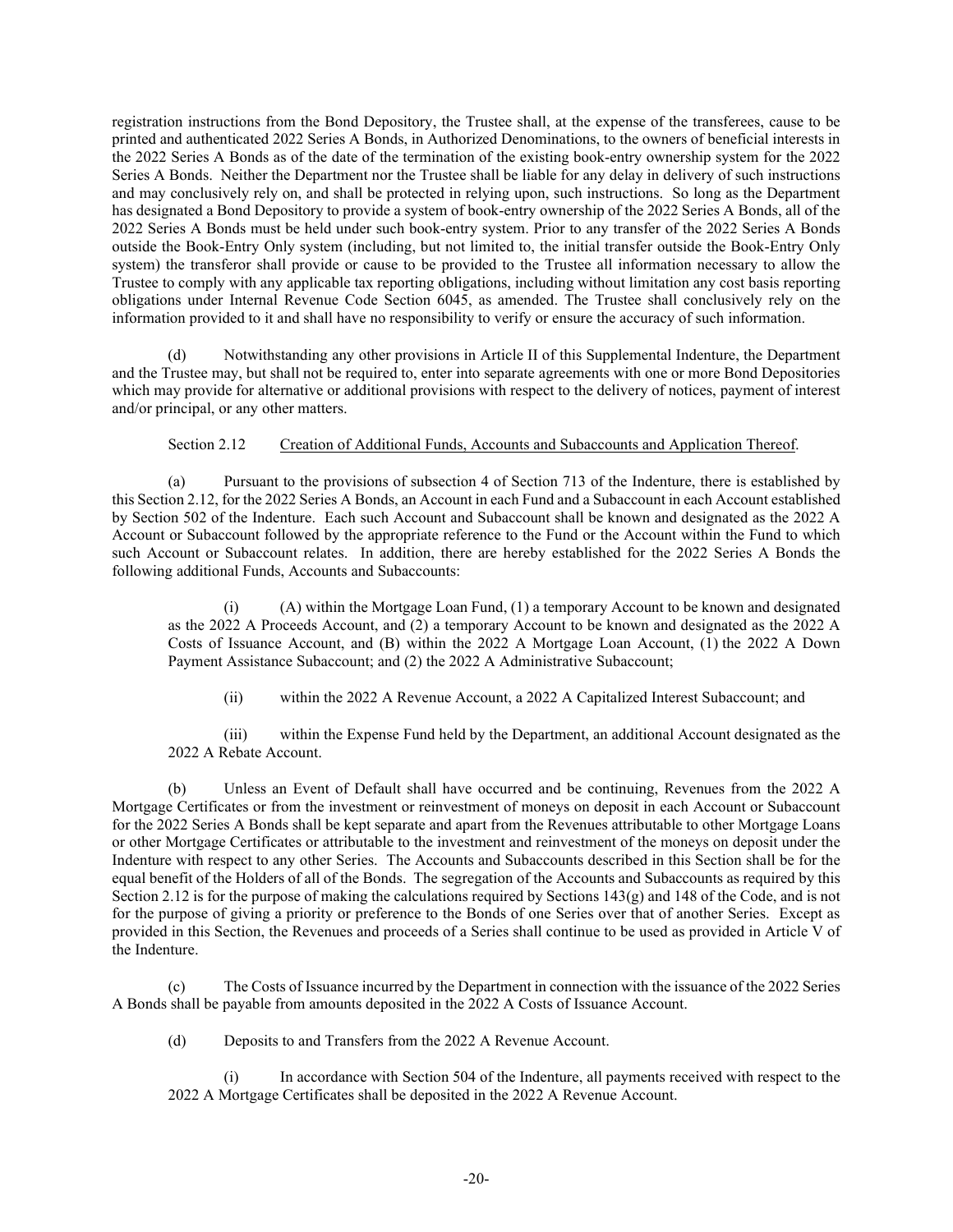registration instructions from the Bond Depository, the Trustee shall, at the expense of the transferees, cause to be printed and authenticated 2022 Series A Bonds, in Authorized Denominations, to the owners of beneficial interests in the 2022 Series A Bonds as of the date of the termination of the existing book-entry ownership system for the 2022 Series A Bonds. Neither the Department nor the Trustee shall be liable for any delay in delivery of such instructions and may conclusively rely on, and shall be protected in relying upon, such instructions. So long as the Department has designated a Bond Depository to provide a system of book-entry ownership of the 2022 Series A Bonds, all of the 2022 Series A Bonds must be held under such book-entry system. Prior to any transfer of the 2022 Series A Bonds outside the Book-Entry Only system (including, but not limited to, the initial transfer outside the Book-Entry Only system) the transferor shall provide or cause to be provided to the Trustee all information necessary to allow the Trustee to comply with any applicable tax reporting obligations, including without limitation any cost basis reporting obligations under Internal Revenue Code Section 6045, as amended. The Trustee shall conclusively rely on the information provided to it and shall have no responsibility to verify or ensure the accuracy of such information.

(d) Notwithstanding any other provisions in Article II of this Supplemental Indenture, the Department and the Trustee may, but shall not be required to, enter into separate agreements with one or more Bond Depositories which may provide for alternative or additional provisions with respect to the delivery of notices, payment of interest and/or principal, or any other matters.

Section 2.12 Creation of Additional Funds, Accounts and Subaccounts and Application Thereof.

(a) Pursuant to the provisions of subsection 4 of Section 713 of the Indenture, there is established by this Section 2.12, for the 2022 Series A Bonds, an Account in each Fund and a Subaccount in each Account established by Section 502 of the Indenture. Each such Account and Subaccount shall be known and designated as the 2022 A Account or Subaccount followed by the appropriate reference to the Fund or the Account within the Fund to which such Account or Subaccount relates. In addition, there are hereby established for the 2022 Series A Bonds the following additional Funds, Accounts and Subaccounts:

(i) (A) within the Mortgage Loan Fund, (1) a temporary Account to be known and designated as the 2022 A Proceeds Account, and (2) a temporary Account to be known and designated as the 2022 A Costs of Issuance Account, and (B) within the 2022 A Mortgage Loan Account, (1) the 2022 A Down Payment Assistance Subaccount; and (2) the 2022 A Administrative Subaccount;

(ii) within the 2022 A Revenue Account, a 2022 A Capitalized Interest Subaccount; and

(iii) within the Expense Fund held by the Department, an additional Account designated as the 2022 A Rebate Account.

(b) Unless an Event of Default shall have occurred and be continuing, Revenues from the 2022 A Mortgage Certificates or from the investment or reinvestment of moneys on deposit in each Account or Subaccount for the 2022 Series A Bonds shall be kept separate and apart from the Revenues attributable to other Mortgage Loans or other Mortgage Certificates or attributable to the investment and reinvestment of the moneys on deposit under the Indenture with respect to any other Series. The Accounts and Subaccounts described in this Section shall be for the equal benefit of the Holders of all of the Bonds. The segregation of the Accounts and Subaccounts as required by this Section 2.12 is for the purpose of making the calculations required by Sections 143(g) and 148 of the Code, and is not for the purpose of giving a priority or preference to the Bonds of one Series over that of another Series. Except as provided in this Section, the Revenues and proceeds of a Series shall continue to be used as provided in Article V of the Indenture.

(c) The Costs of Issuance incurred by the Department in connection with the issuance of the 2022 Series A Bonds shall be payable from amounts deposited in the 2022 A Costs of Issuance Account.

(d) Deposits to and Transfers from the 2022 A Revenue Account.

(i) In accordance with Section 504 of the Indenture, all payments received with respect to the 2022 A Mortgage Certificates shall be deposited in the 2022 A Revenue Account.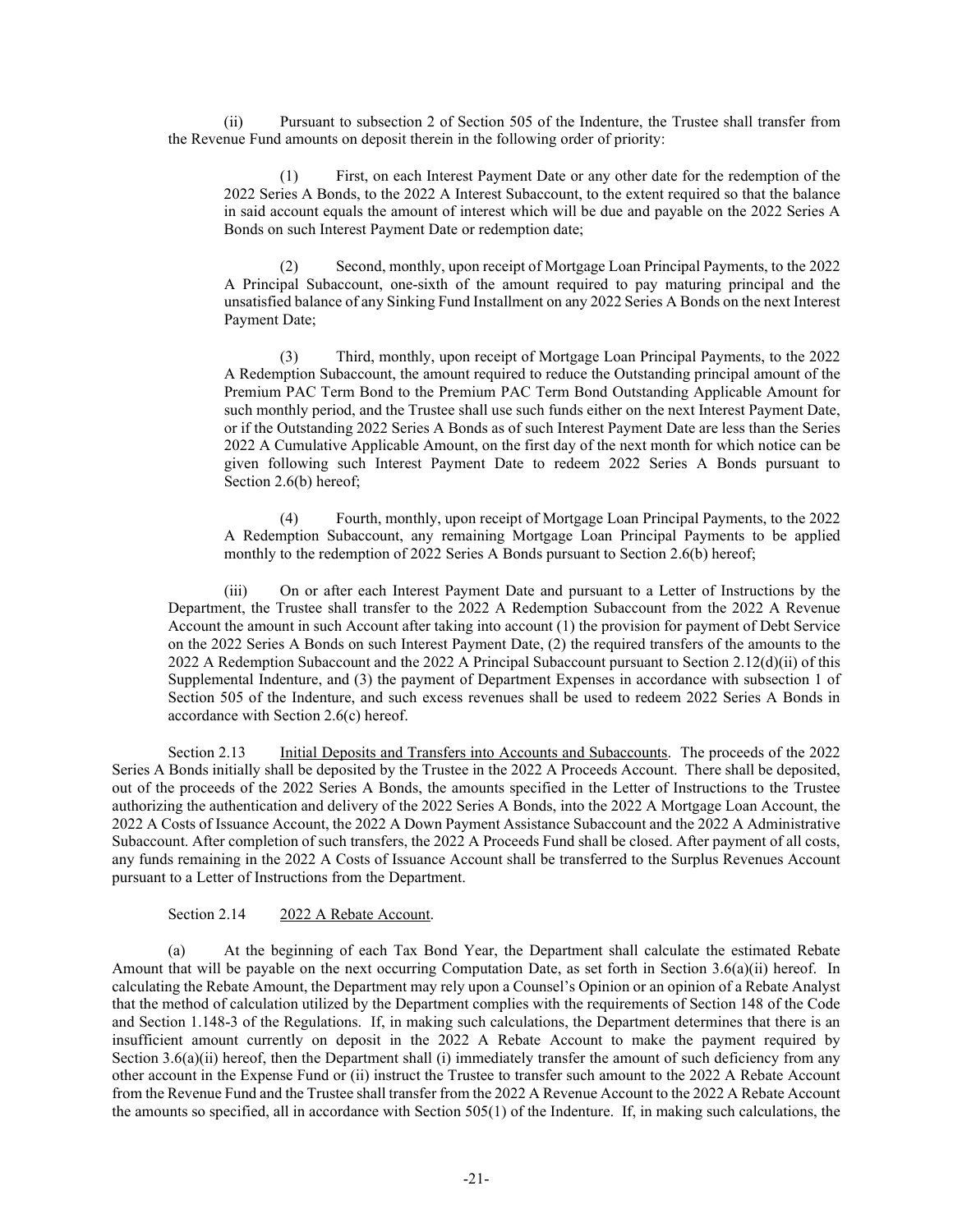(ii) Pursuant to subsection 2 of Section 505 of the Indenture, the Trustee shall transfer from the Revenue Fund amounts on deposit therein in the following order of priority:

(1) First, on each Interest Payment Date or any other date for the redemption of the 2022 Series A Bonds, to the 2022 A Interest Subaccount, to the extent required so that the balance in said account equals the amount of interest which will be due and payable on the 2022 Series A Bonds on such Interest Payment Date or redemption date;

(2) Second, monthly, upon receipt of Mortgage Loan Principal Payments, to the 2022 A Principal Subaccount, one-sixth of the amount required to pay maturing principal and the unsatisfied balance of any Sinking Fund Installment on any 2022 Series A Bonds on the next Interest Payment Date;

(3) Third, monthly, upon receipt of Mortgage Loan Principal Payments, to the 2022 A Redemption Subaccount, the amount required to reduce the Outstanding principal amount of the Premium PAC Term Bond to the Premium PAC Term Bond Outstanding Applicable Amount for such monthly period, and the Trustee shall use such funds either on the next Interest Payment Date, or if the Outstanding 2022 Series A Bonds as of such Interest Payment Date are less than the Series 2022 A Cumulative Applicable Amount, on the first day of the next month for which notice can be given following such Interest Payment Date to redeem 2022 Series A Bonds pursuant to Section 2.6(b) hereof;

(4) Fourth, monthly, upon receipt of Mortgage Loan Principal Payments, to the 2022 A Redemption Subaccount, any remaining Mortgage Loan Principal Payments to be applied monthly to the redemption of 2022 Series A Bonds pursuant to Section 2.6(b) hereof;

(iii) On or after each Interest Payment Date and pursuant to a Letter of Instructions by the Department, the Trustee shall transfer to the 2022 A Redemption Subaccount from the 2022 A Revenue Account the amount in such Account after taking into account (1) the provision for payment of Debt Service on the 2022 Series A Bonds on such Interest Payment Date, (2) the required transfers of the amounts to the 2022 A Redemption Subaccount and the 2022 A Principal Subaccount pursuant to Section 2.12(d)(ii) of this Supplemental Indenture, and (3) the payment of Department Expenses in accordance with subsection 1 of Section 505 of the Indenture, and such excess revenues shall be used to redeem 2022 Series A Bonds in accordance with Section 2.6(c) hereof.

Section 2.13 Initial Deposits and Transfers into Accounts and Subaccounts. The proceeds of the 2022 Series A Bonds initially shall be deposited by the Trustee in the 2022 A Proceeds Account. There shall be deposited, out of the proceeds of the 2022 Series A Bonds, the amounts specified in the Letter of Instructions to the Trustee authorizing the authentication and delivery of the 2022 Series A Bonds, into the 2022 A Mortgage Loan Account, the 2022 A Costs of Issuance Account, the 2022 A Down Payment Assistance Subaccount and the 2022 A Administrative Subaccount. After completion of such transfers, the 2022 A Proceeds Fund shall be closed. After payment of all costs, any funds remaining in the 2022 A Costs of Issuance Account shall be transferred to the Surplus Revenues Account pursuant to a Letter of Instructions from the Department.

Section 2.14 2022 A Rebate Account.

(a) At the beginning of each Tax Bond Year, the Department shall calculate the estimated Rebate Amount that will be payable on the next occurring Computation Date, as set forth in Section 3.6(a)(ii) hereof. In calculating the Rebate Amount, the Department may rely upon a Counsel's Opinion or an opinion of a Rebate Analyst that the method of calculation utilized by the Department complies with the requirements of Section 148 of the Code and Section 1.148-3 of the Regulations. If, in making such calculations, the Department determines that there is an insufficient amount currently on deposit in the 2022 A Rebate Account to make the payment required by Section 3.6(a)(ii) hereof, then the Department shall (i) immediately transfer the amount of such deficiency from any other account in the Expense Fund or (ii) instruct the Trustee to transfer such amount to the 2022 A Rebate Account from the Revenue Fund and the Trustee shall transfer from the 2022 A Revenue Account to the 2022 A Rebate Account the amounts so specified, all in accordance with Section 505(1) of the Indenture. If, in making such calculations, the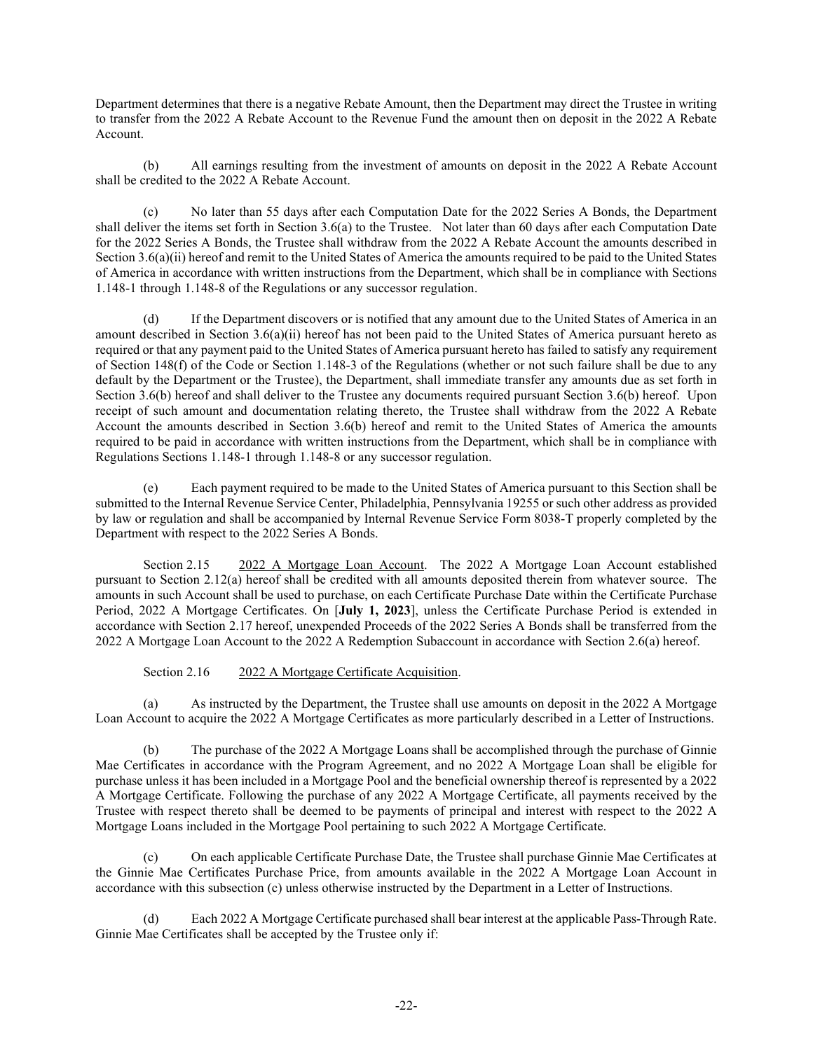Department determines that there is a negative Rebate Amount, then the Department may direct the Trustee in writing to transfer from the 2022 A Rebate Account to the Revenue Fund the amount then on deposit in the 2022 A Rebate Account.

(b) All earnings resulting from the investment of amounts on deposit in the 2022 A Rebate Account shall be credited to the 2022 A Rebate Account.

(c) No later than 55 days after each Computation Date for the 2022 Series A Bonds, the Department shall deliver the items set forth in Section 3.6(a) to the Trustee. Not later than 60 days after each Computation Date for the 2022 Series A Bonds, the Trustee shall withdraw from the 2022 A Rebate Account the amounts described in Section 3.6(a)(ii) hereof and remit to the United States of America the amounts required to be paid to the United States of America in accordance with written instructions from the Department, which shall be in compliance with Sections 1.148-1 through 1.148-8 of the Regulations or any successor regulation.

(d) If the Department discovers or is notified that any amount due to the United States of America in an amount described in Section 3.6(a)(ii) hereof has not been paid to the United States of America pursuant hereto as required or that any payment paid to the United States of America pursuant hereto has failed to satisfy any requirement of Section 148(f) of the Code or Section 1.148-3 of the Regulations (whether or not such failure shall be due to any default by the Department or the Trustee), the Department, shall immediate transfer any amounts due as set forth in Section 3.6(b) hereof and shall deliver to the Trustee any documents required pursuant Section 3.6(b) hereof. Upon receipt of such amount and documentation relating thereto, the Trustee shall withdraw from the 2022 A Rebate Account the amounts described in Section 3.6(b) hereof and remit to the United States of America the amounts required to be paid in accordance with written instructions from the Department, which shall be in compliance with Regulations Sections 1.148-1 through 1.148-8 or any successor regulation.

(e) Each payment required to be made to the United States of America pursuant to this Section shall be submitted to the Internal Revenue Service Center, Philadelphia, Pennsylvania 19255 or such other address as provided by law or regulation and shall be accompanied by Internal Revenue Service Form 8038-T properly completed by the Department with respect to the 2022 Series A Bonds.

Section 2.15 2022 A Mortgage Loan Account. The 2022 A Mortgage Loan Account established pursuant to Section 2.12(a) hereof shall be credited with all amounts deposited therein from whatever source. The amounts in such Account shall be used to purchase, on each Certificate Purchase Date within the Certificate Purchase Period, 2022 A Mortgage Certificates. On [**July 1, 2023**], unless the Certificate Purchase Period is extended in accordance with Section 2.17 hereof, unexpended Proceeds of the 2022 Series A Bonds shall be transferred from the 2022 A Mortgage Loan Account to the 2022 A Redemption Subaccount in accordance with Section 2.6(a) hereof.

Section 2.16 2022 A Mortgage Certificate Acquisition.

(a) As instructed by the Department, the Trustee shall use amounts on deposit in the 2022 A Mortgage Loan Account to acquire the 2022 A Mortgage Certificates as more particularly described in a Letter of Instructions.

(b) The purchase of the 2022 A Mortgage Loans shall be accomplished through the purchase of Ginnie Mae Certificates in accordance with the Program Agreement, and no 2022 A Mortgage Loan shall be eligible for purchase unless it has been included in a Mortgage Pool and the beneficial ownership thereof is represented by a 2022 A Mortgage Certificate. Following the purchase of any 2022 A Mortgage Certificate, all payments received by the Trustee with respect thereto shall be deemed to be payments of principal and interest with respect to the 2022 A Mortgage Loans included in the Mortgage Pool pertaining to such 2022 A Mortgage Certificate.

(c) On each applicable Certificate Purchase Date, the Trustee shall purchase Ginnie Mae Certificates at the Ginnie Mae Certificates Purchase Price, from amounts available in the 2022 A Mortgage Loan Account in accordance with this subsection (c) unless otherwise instructed by the Department in a Letter of Instructions.

(d) Each 2022 A Mortgage Certificate purchased shall bear interest at the applicable Pass-Through Rate. Ginnie Mae Certificates shall be accepted by the Trustee only if: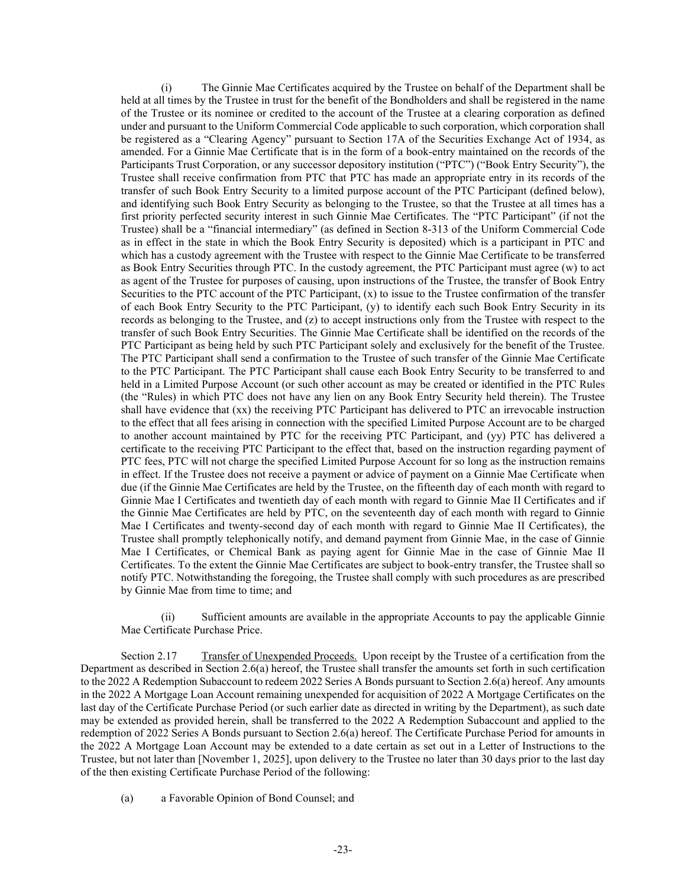(i) The Ginnie Mae Certificates acquired by the Trustee on behalf of the Department shall be held at all times by the Trustee in trust for the benefit of the Bondholders and shall be registered in the name of the Trustee or its nominee or credited to the account of the Trustee at a clearing corporation as defined under and pursuant to the Uniform Commercial Code applicable to such corporation, which corporation shall be registered as a "Clearing Agency" pursuant to Section 17A of the Securities Exchange Act of 1934, as amended. For a Ginnie Mae Certificate that is in the form of a book-entry maintained on the records of the Participants Trust Corporation, or any successor depository institution ("PTC") ("Book Entry Security"), the Trustee shall receive confirmation from PTC that PTC has made an appropriate entry in its records of the transfer of such Book Entry Security to a limited purpose account of the PTC Participant (defined below), and identifying such Book Entry Security as belonging to the Trustee, so that the Trustee at all times has a first priority perfected security interest in such Ginnie Mae Certificates. The "PTC Participant" (if not the Trustee) shall be a "financial intermediary" (as defined in Section 8-313 of the Uniform Commercial Code as in effect in the state in which the Book Entry Security is deposited) which is a participant in PTC and which has a custody agreement with the Trustee with respect to the Ginnie Mae Certificate to be transferred as Book Entry Securities through PTC. In the custody agreement, the PTC Participant must agree (w) to act as agent of the Trustee for purposes of causing, upon instructions of the Trustee, the transfer of Book Entry Securities to the PTC account of the PTC Participant, (x) to issue to the Trustee confirmation of the transfer of each Book Entry Security to the PTC Participant, (y) to identify each such Book Entry Security in its records as belonging to the Trustee, and (z) to accept instructions only from the Trustee with respect to the transfer of such Book Entry Securities. The Ginnie Mae Certificate shall be identified on the records of the PTC Participant as being held by such PTC Participant solely and exclusively for the benefit of the Trustee. The PTC Participant shall send a confirmation to the Trustee of such transfer of the Ginnie Mae Certificate to the PTC Participant. The PTC Participant shall cause each Book Entry Security to be transferred to and held in a Limited Purpose Account (or such other account as may be created or identified in the PTC Rules (the "Rules) in which PTC does not have any lien on any Book Entry Security held therein). The Trustee shall have evidence that (xx) the receiving PTC Participant has delivered to PTC an irrevocable instruction to the effect that all fees arising in connection with the specified Limited Purpose Account are to be charged to another account maintained by PTC for the receiving PTC Participant, and (yy) PTC has delivered a certificate to the receiving PTC Participant to the effect that, based on the instruction regarding payment of PTC fees, PTC will not charge the specified Limited Purpose Account for so long as the instruction remains in effect. If the Trustee does not receive a payment or advice of payment on a Ginnie Mae Certificate when due (if the Ginnie Mae Certificates are held by the Trustee, on the fifteenth day of each month with regard to Ginnie Mae I Certificates and twentieth day of each month with regard to Ginnie Mae II Certificates and if the Ginnie Mae Certificates are held by PTC, on the seventeenth day of each month with regard to Ginnie Mae I Certificates and twenty-second day of each month with regard to Ginnie Mae II Certificates), the Trustee shall promptly telephonically notify, and demand payment from Ginnie Mae, in the case of Ginnie Mae I Certificates, or Chemical Bank as paying agent for Ginnie Mae in the case of Ginnie Mae II Certificates. To the extent the Ginnie Mae Certificates are subject to book-entry transfer, the Trustee shall so notify PTC. Notwithstanding the foregoing, the Trustee shall comply with such procedures as are prescribed by Ginnie Mae from time to time; and

(ii) Sufficient amounts are available in the appropriate Accounts to pay the applicable Ginnie Mae Certificate Purchase Price.

Section 2.17 Transfer of Unexpended Proceeds. Upon receipt by the Trustee of a certification from the Department as described in Section 2.6(a) hereof, the Trustee shall transfer the amounts set forth in such certification to the 2022 A Redemption Subaccount to redeem 2022 Series A Bonds pursuant to Section 2.6(a) hereof. Any amounts in the 2022 A Mortgage Loan Account remaining unexpended for acquisition of 2022 A Mortgage Certificates on the last day of the Certificate Purchase Period (or such earlier date as directed in writing by the Department), as such date may be extended as provided herein, shall be transferred to the 2022 A Redemption Subaccount and applied to the redemption of 2022 Series A Bonds pursuant to Section 2.6(a) hereof. The Certificate Purchase Period for amounts in the 2022 A Mortgage Loan Account may be extended to a date certain as set out in a Letter of Instructions to the Trustee, but not later than [November 1, 2025], upon delivery to the Trustee no later than 30 days prior to the last day of the then existing Certificate Purchase Period of the following:

(a) a Favorable Opinion of Bond Counsel; and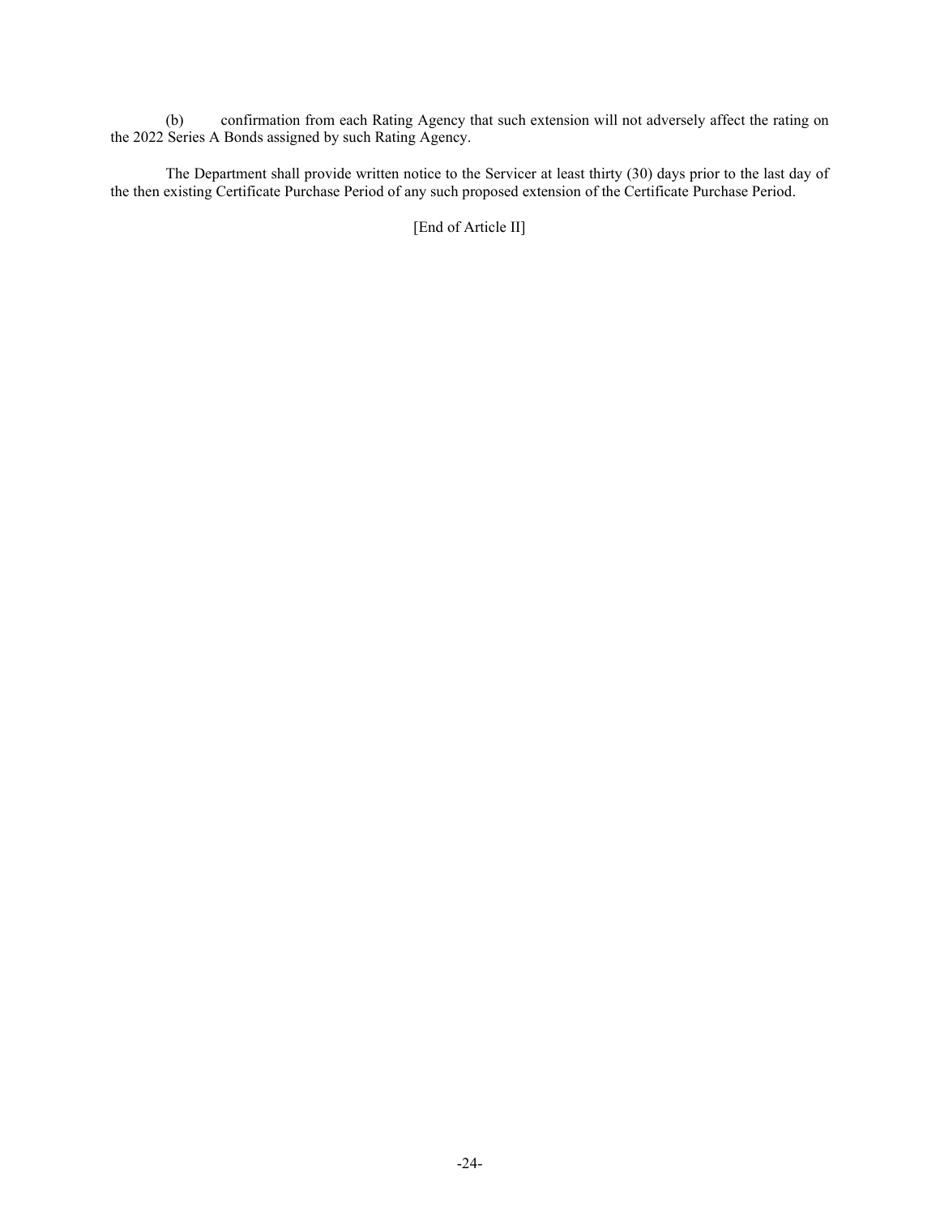(b) confirmation from each Rating Agency that such extension will not adversely affect the rating on the 2022 Series A Bonds assigned by such Rating Agency.

The Department shall provide written notice to the Servicer at least thirty (30) days prior to the last day of the then existing Certificate Purchase Period of any such proposed extension of the Certificate Purchase Period.

[End of Article II]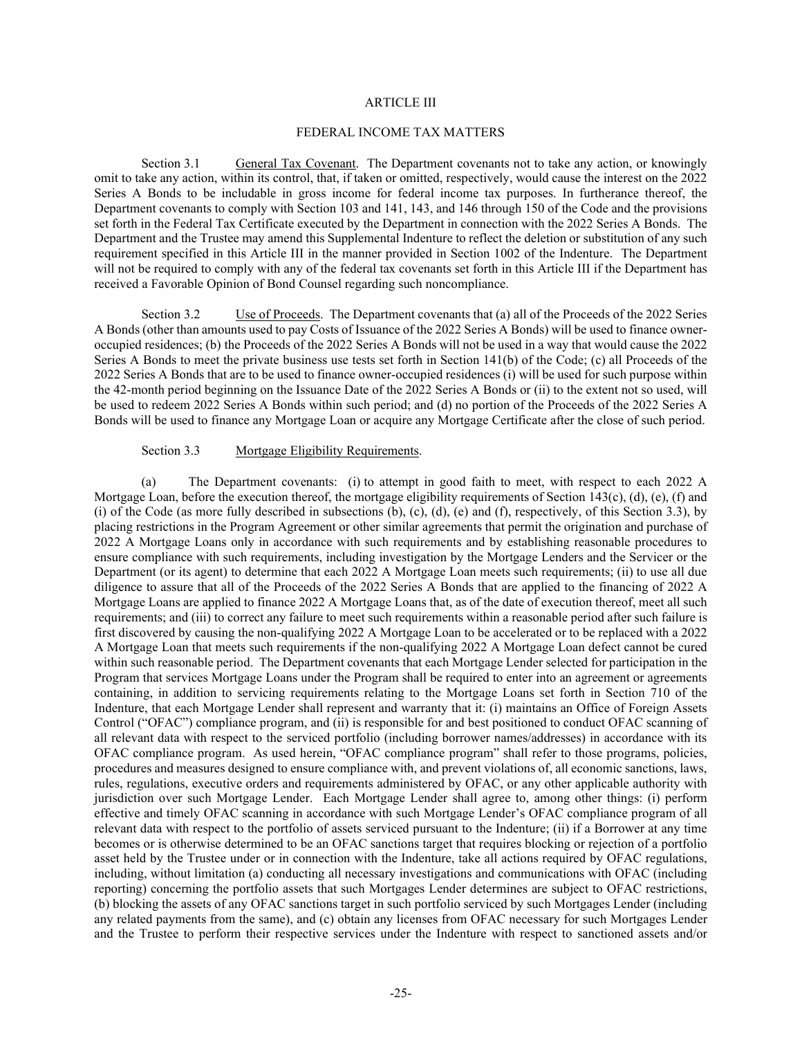# ARTICLE III

## FEDERAL INCOME TAX MATTERS

Section 3.1 General Tax Covenant. The Department covenants not to take any action, or knowingly omit to take any action, within its control, that, if taken or omitted, respectively, would cause the interest on the 2022 Series A Bonds to be includable in gross income for federal income tax purposes. In furtherance thereof, the Department covenants to comply with Section 103 and 141, 143, and 146 through 150 of the Code and the provisions set forth in the Federal Tax Certificate executed by the Department in connection with the 2022 Series A Bonds. The Department and the Trustee may amend this Supplemental Indenture to reflect the deletion or substitution of any such requirement specified in this Article III in the manner provided in Section 1002 of the Indenture. The Department will not be required to comply with any of the federal tax covenants set forth in this Article III if the Department has received a Favorable Opinion of Bond Counsel regarding such noncompliance.

Section 3.2 Use of Proceeds. The Department covenants that (a) all of the Proceeds of the 2022 Series A Bonds (other than amounts used to pay Costs of Issuance of the 2022 Series A Bonds) will be used to finance owner-occupied residences; (b) the Proceeds of the 2022 Series A Bonds will not be used in a way that would cause the 2022 Series A Bonds to meet the private business use tests set forth in Section 141(b) of the Code; (c) all Proceeds of the 2022 Series A Bonds that are to be used to finance owner-occupied residences (i) will be used for such purpose within the 42-month period beginning on the Issuance Date of the 2022 Series A Bonds or (ii) to the extent not so used, will be used to redeem 2022 Series A Bonds within such period; and (d) no portion of the Proceeds of the 2022 Series A Bonds will be used to finance any Mortgage Loan or acquire any Mortgage Certificate after the close of such period.

Section 3.3 Mortgage Eligibility Requirements.

(a) The Department covenants: (i) to attempt in good faith to meet, with respect to each 2022 A Mortgage Loan, before the execution thereof, the mortgage eligibility requirements of Section 143(c), (d), (e), (f) and (i) of the Code (as more fully described in subsections (b), (c), (d), (e) and (f), respectively, of this Section 3.3), by placing restrictions in the Program Agreement or other similar agreements that permit the origination and purchase of 2022 A Mortgage Loans only in accordance with such requirements and by establishing reasonable procedures to ensure compliance with such requirements, including investigation by the Mortgage Lenders and the Servicer or the Department (or its agent) to determine that each 2022 A Mortgage Loan meets such requirements; (ii) to use all due diligence to assure that all of the Proceeds of the 2022 Series A Bonds that are applied to the financing of 2022 A Mortgage Loans are applied to finance 2022 A Mortgage Loans that, as of the date of execution thereof, meet all such requirements; and (iii) to correct any failure to meet such requirements within a reasonable period after such failure is first discovered by causing the non-qualifying 2022 A Mortgage Loan to be accelerated or to be replaced with a 2022 A Mortgage Loan that meets such requirements if the non-qualifying 2022 A Mortgage Loan defect cannot be cured within such reasonable period. The Department covenants that each Mortgage Lender selected for participation in the Program that services Mortgage Loans under the Program shall be required to enter into an agreement or agreements containing, in addition to servicing requirements relating to the Mortgage Loans set forth in Section 710 of the Indenture, that each Mortgage Lender shall represent and warranty that it: (i) maintains an Office of Foreign Assets Control ("OFAC") compliance program, and (ii) is responsible for and best positioned to conduct OFAC scanning of all relevant data with respect to the serviced portfolio (including borrower names/addresses) in accordance with its OFAC compliance program. As used herein, "OFAC compliance program" shall refer to those programs, policies, procedures and measures designed to ensure compliance with, and prevent violations of, all economic sanctions, laws, rules, regulations, executive orders and requirements administered by OFAC, or any other applicable authority with jurisdiction over such Mortgage Lender. Each Mortgage Lender shall agree to, among other things: (i) perform effective and timely OFAC scanning in accordance with such Mortgage Lender's OFAC compliance program of all relevant data with respect to the portfolio of assets serviced pursuant to the Indenture; (ii) if a Borrower at any time becomes or is otherwise determined to be an OFAC sanctions target that requires blocking or rejection of a portfolio asset held by the Trustee under or in connection with the Indenture, take all actions required by OFAC regulations, including, without limitation (a) conducting all necessary investigations and communications with OFAC (including reporting) concerning the portfolio assets that such Mortgages Lender determines are subject to OFAC restrictions, (b) blocking the assets of any OFAC sanctions target in such portfolio serviced by such Mortgages Lender (including any related payments from the same), and (c) obtain any licenses from OFAC necessary for such Mortgages Lender and the Trustee to perform their respective services under the Indenture with respect to sanctioned assets and/or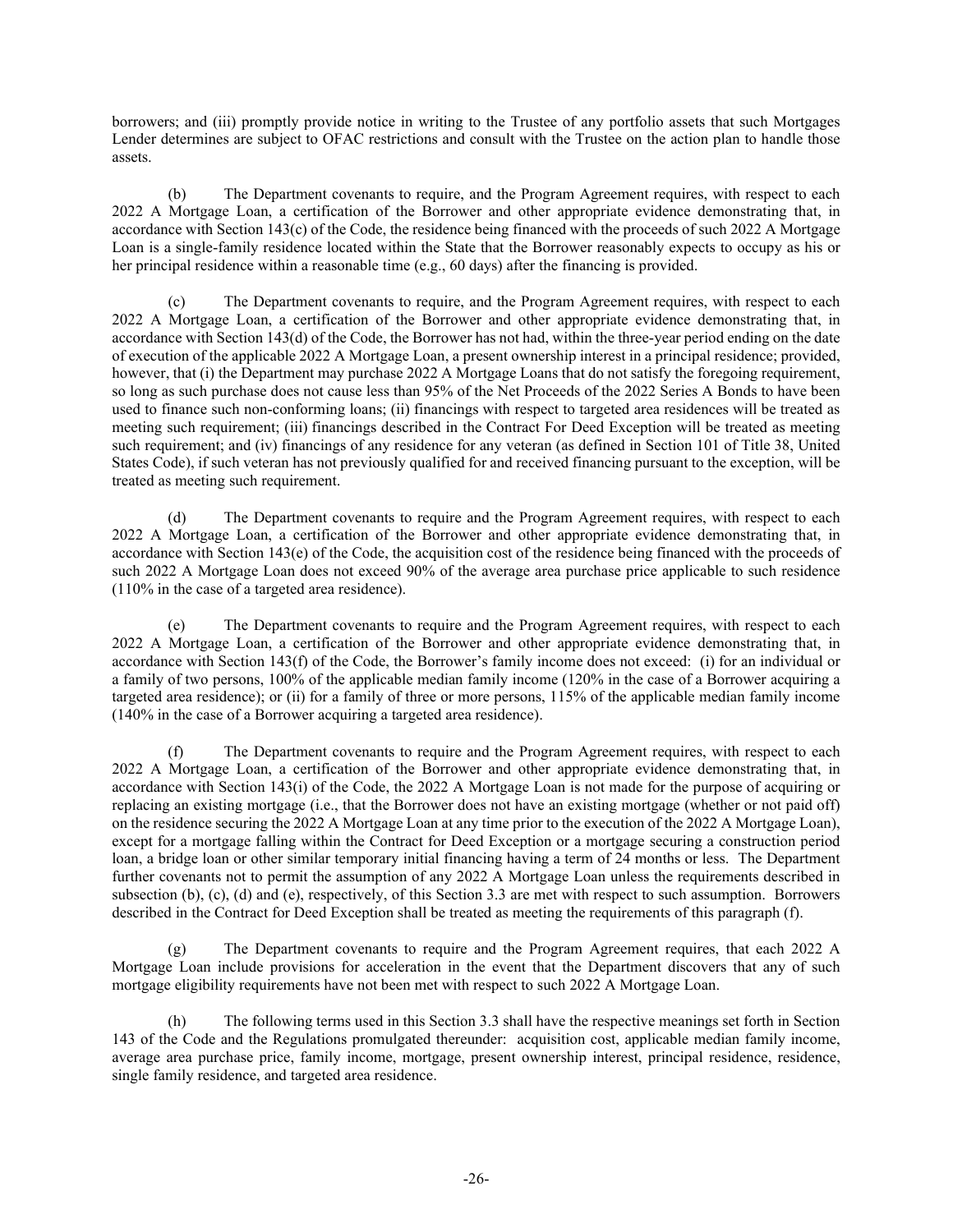borrowers; and (iii) promptly provide notice in writing to the Trustee of any portfolio assets that such Mortgages Lender determines are subject to OFAC restrictions and consult with the Trustee on the action plan to handle those assets.

(b) The Department covenants to require, and the Program Agreement requires, with respect to each 2022 A Mortgage Loan, a certification of the Borrower and other appropriate evidence demonstrating that, in accordance with Section 143(c) of the Code, the residence being financed with the proceeds of such 2022 A Mortgage Loan is a single-family residence located within the State that the Borrower reasonably expects to occupy as his or her principal residence within a reasonable time (e.g., 60 days) after the financing is provided.

(c) The Department covenants to require, and the Program Agreement requires, with respect to each 2022 A Mortgage Loan, a certification of the Borrower and other appropriate evidence demonstrating that, in accordance with Section 143(d) of the Code, the Borrower has not had, within the three-year period ending on the date of execution of the applicable 2022 A Mortgage Loan, a present ownership interest in a principal residence; provided, however, that (i) the Department may purchase 2022 A Mortgage Loans that do not satisfy the foregoing requirement, so long as such purchase does not cause less than 95% of the Net Proceeds of the 2022 Series A Bonds to have been used to finance such non-conforming loans; (ii) financings with respect to targeted area residences will be treated as meeting such requirement; (iii) financings described in the Contract For Deed Exception will be treated as meeting such requirement; and (iv) financings of any residence for any veteran (as defined in Section 101 of Title 38, United States Code), if such veteran has not previously qualified for and received financing pursuant to the exception, will be treated as meeting such requirement.

(d) The Department covenants to require and the Program Agreement requires, with respect to each 2022 A Mortgage Loan, a certification of the Borrower and other appropriate evidence demonstrating that, in accordance with Section 143(e) of the Code, the acquisition cost of the residence being financed with the proceeds of such 2022 A Mortgage Loan does not exceed 90% of the average area purchase price applicable to such residence (110% in the case of a targeted area residence).

(e) The Department covenants to require and the Program Agreement requires, with respect to each 2022 A Mortgage Loan, a certification of the Borrower and other appropriate evidence demonstrating that, in accordance with Section 143(f) of the Code, the Borrower's family income does not exceed: (i) for an individual or a family of two persons, 100% of the applicable median family income (120% in the case of a Borrower acquiring a targeted area residence); or (ii) for a family of three or more persons, 115% of the applicable median family income (140% in the case of a Borrower acquiring a targeted area residence).

(f) The Department covenants to require and the Program Agreement requires, with respect to each 2022 A Mortgage Loan, a certification of the Borrower and other appropriate evidence demonstrating that, in accordance with Section 143(i) of the Code, the 2022 A Mortgage Loan is not made for the purpose of acquiring or replacing an existing mortgage (i.e., that the Borrower does not have an existing mortgage (whether or not paid off) on the residence securing the 2022 A Mortgage Loan at any time prior to the execution of the 2022 A Mortgage Loan), except for a mortgage falling within the Contract for Deed Exception or a mortgage securing a construction period loan, a bridge loan or other similar temporary initial financing having a term of 24 months or less. The Department further covenants not to permit the assumption of any 2022 A Mortgage Loan unless the requirements described in subsection (b), (c), (d) and (e), respectively, of this Section 3.3 are met with respect to such assumption. Borrowers described in the Contract for Deed Exception shall be treated as meeting the requirements of this paragraph (f).

(g) The Department covenants to require and the Program Agreement requires, that each 2022 A Mortgage Loan include provisions for acceleration in the event that the Department discovers that any of such mortgage eligibility requirements have not been met with respect to such 2022 A Mortgage Loan.

(h) The following terms used in this Section 3.3 shall have the respective meanings set forth in Section 143 of the Code and the Regulations promulgated thereunder: acquisition cost, applicable median family income, average area purchase price, family income, mortgage, present ownership interest, principal residence, residence, single family residence, and targeted area residence.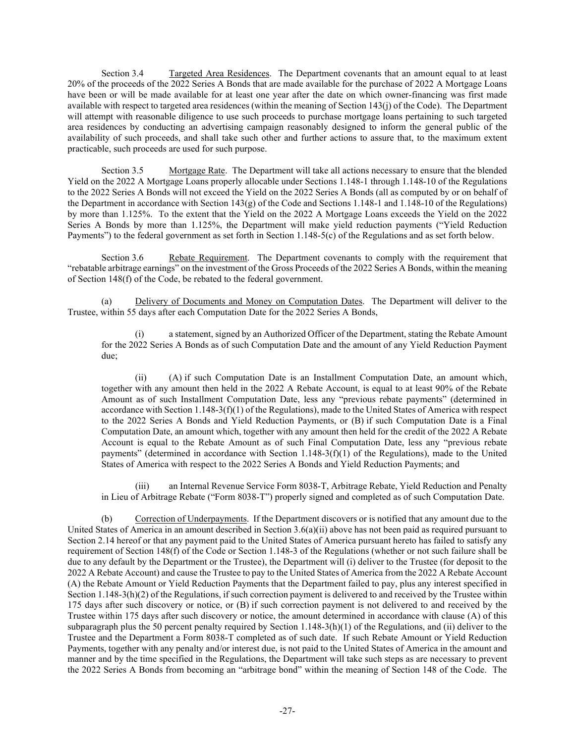Section 3.4 Targeted Area Residences. The Department covenants that an amount equal to at least 20% of the proceeds of the 2022 Series A Bonds that are made available for the purchase of 2022 A Mortgage Loans have been or will be made available for at least one year after the date on which owner-financing was first made available with respect to targeted area residences (within the meaning of Section 143(j) of the Code). The Department will attempt with reasonable diligence to use such proceeds to purchase mortgage loans pertaining to such targeted area residences by conducting an advertising campaign reasonably designed to inform the general public of the availability of such proceeds, and shall take such other and further actions to assure that, to the maximum extent practicable, such proceeds are used for such purpose.

Section 3.5 Mortgage Rate. The Department will take all actions necessary to ensure that the blended Yield on the 2022 A Mortgage Loans properly allocable under Sections 1.148-1 through 1.148-10 of the Regulations to the 2022 Series A Bonds will not exceed the Yield on the 2022 Series A Bonds (all as computed by or on behalf of the Department in accordance with Section 143(g) of the Code and Sections 1.148-1 and 1.148-10 of the Regulations) by more than 1.125%. To the extent that the Yield on the 2022 A Mortgage Loans exceeds the Yield on the 2022 Series A Bonds by more than 1.125%, the Department will make yield reduction payments ("Yield Reduction Payments") to the federal government as set forth in Section 1.148-5(c) of the Regulations and as set forth below.

Section 3.6 Rebate Requirement. The Department covenants to comply with the requirement that "rebatable arbitrage earnings" on the investment of the Gross Proceeds of the 2022 Series A Bonds, within the meaning of Section 148(f) of the Code, be rebated to the federal government.

(a) Delivery of Documents and Money on Computation Dates. The Department will deliver to the Trustee, within 55 days after each Computation Date for the 2022 Series A Bonds,

(i) a statement, signed by an Authorized Officer of the Department, stating the Rebate Amount for the 2022 Series A Bonds as of such Computation Date and the amount of any Yield Reduction Payment due;

(ii) (A) if such Computation Date is an Installment Computation Date, an amount which, together with any amount then held in the 2022 A Rebate Account, is equal to at least 90% of the Rebate Amount as of such Installment Computation Date, less any "previous rebate payments" (determined in accordance with Section 1.148-3(f)(1) of the Regulations), made to the United States of America with respect to the 2022 Series A Bonds and Yield Reduction Payments, or (B) if such Computation Date is a Final Computation Date, an amount which, together with any amount then held for the credit of the 2022 A Rebate Account is equal to the Rebate Amount as of such Final Computation Date, less any "previous rebate payments" (determined in accordance with Section 1.148-3(f)(1) of the Regulations), made to the United States of America with respect to the 2022 Series A Bonds and Yield Reduction Payments; and

(iii) an Internal Revenue Service Form 8038-T, Arbitrage Rebate, Yield Reduction and Penalty in Lieu of Arbitrage Rebate ("Form 8038-T") properly signed and completed as of such Computation Date.

(b) Correction of Underpayments. If the Department discovers or is notified that any amount due to the United States of America in an amount described in Section 3.6(a)(ii) above has not been paid as required pursuant to Section 2.14 hereof or that any payment paid to the United States of America pursuant hereto has failed to satisfy any requirement of Section 148(f) of the Code or Section 1.148-3 of the Regulations (whether or not such failure shall be due to any default by the Department or the Trustee), the Department will (i) deliver to the Trustee (for deposit to the 2022 A Rebate Account) and cause the Trustee to pay to the United States of America from the 2022 A Rebate Account (A) the Rebate Amount or Yield Reduction Payments that the Department failed to pay, plus any interest specified in Section 1.148-3(h)(2) of the Regulations, if such correction payment is delivered to and received by the Trustee within 175 days after such discovery or notice, or (B) if such correction payment is not delivered to and received by the Trustee within 175 days after such discovery or notice, the amount determined in accordance with clause (A) of this subparagraph plus the 50 percent penalty required by Section 1.148-3(h)(1) of the Regulations, and (ii) deliver to the Trustee and the Department a Form 8038-T completed as of such date. If such Rebate Amount or Yield Reduction Payments, together with any penalty and/or interest due, is not paid to the United States of America in the amount and manner and by the time specified in the Regulations, the Department will take such steps as are necessary to prevent the 2022 Series A Bonds from becoming an "arbitrage bond" within the meaning of Section 148 of the Code. The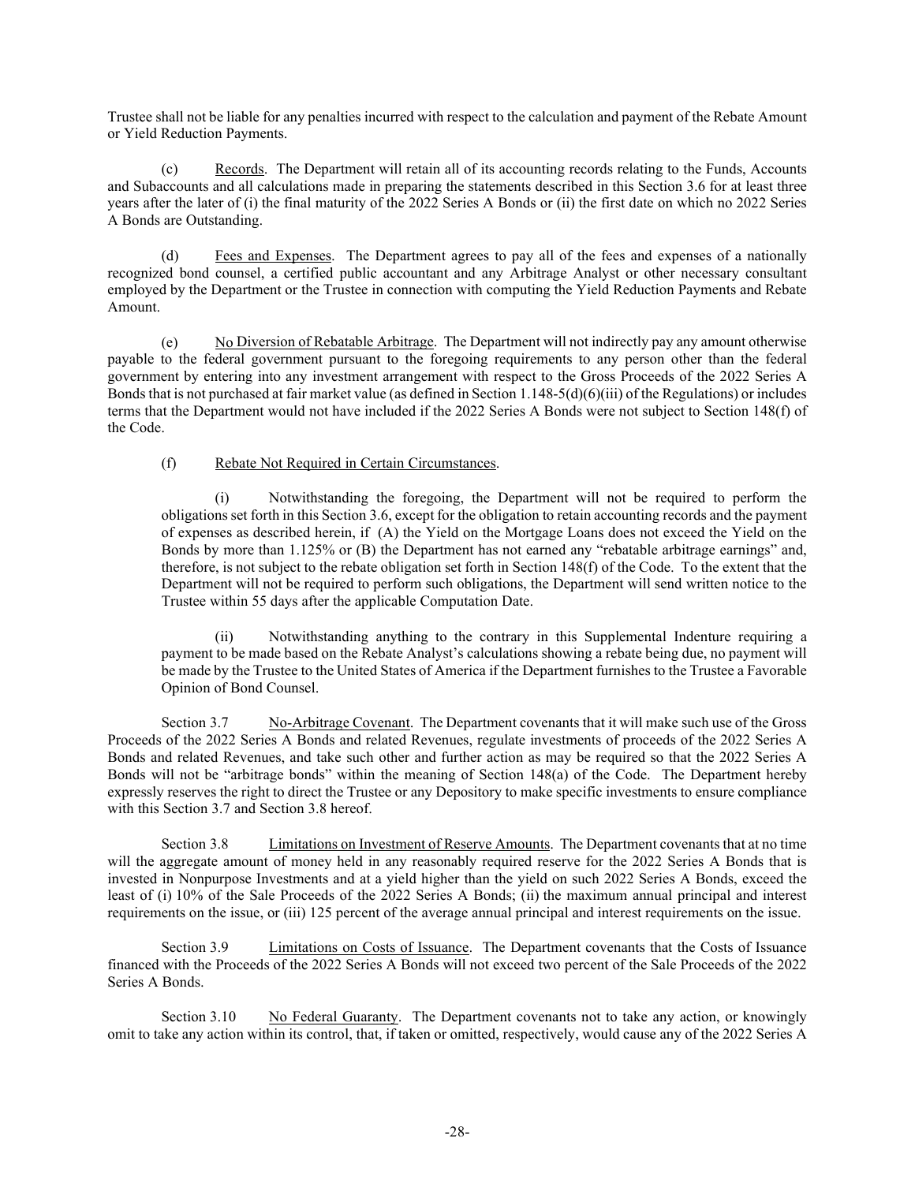Trustee shall not be liable for any penalties incurred with respect to the calculation and payment of the Rebate Amount or Yield Reduction Payments.

(c) Records. The Department will retain all of its accounting records relating to the Funds, Accounts and Subaccounts and all calculations made in preparing the statements described in this Section 3.6 for at least three years after the later of (i) the final maturity of the 2022 Series A Bonds or (ii) the first date on which no 2022 Series A Bonds are Outstanding.

(d) Fees and Expenses. The Department agrees to pay all of the fees and expenses of a nationally recognized bond counsel, a certified public accountant and any Arbitrage Analyst or other necessary consultant employed by the Department or the Trustee in connection with computing the Yield Reduction Payments and Rebate Amount.

(e) No Diversion of Rebatable Arbitrage. The Department will not indirectly pay any amount otherwise payable to the federal government pursuant to the foregoing requirements to any person other than the federal government by entering into any investment arrangement with respect to the Gross Proceeds of the 2022 Series A Bonds that is not purchased at fair market value (as defined in Section 1.148-5(d)(6)(iii) of the Regulations) or includes terms that the Department would not have included if the 2022 Series A Bonds were not subject to Section 148(f) of the Code.

(f) Rebate Not Required in Certain Circumstances.

(i) Notwithstanding the foregoing, the Department will not be required to perform the obligations set forth in this Section 3.6, except for the obligation to retain accounting records and the payment of expenses as described herein, if (A) the Yield on the Mortgage Loans does not exceed the Yield on the Bonds by more than 1.125% or (B) the Department has not earned any "rebatable arbitrage earnings" and, therefore, is not subject to the rebate obligation set forth in Section 148(f) of the Code. To the extent that the Department will not be required to perform such obligations, the Department will send written notice to the Trustee within 55 days after the applicable Computation Date.

(ii) Notwithstanding anything to the contrary in this Supplemental Indenture requiring a payment to be made based on the Rebate Analyst's calculations showing a rebate being due, no payment will be made by the Trustee to the United States of America if the Department furnishes to the Trustee a Favorable Opinion of Bond Counsel.

Section 3.7 No-Arbitrage Covenant. The Department covenants that it will make such use of the Gross Proceeds of the 2022 Series A Bonds and related Revenues, regulate investments of proceeds of the 2022 Series A Bonds and related Revenues, and take such other and further action as may be required so that the 2022 Series A Bonds will not be "arbitrage bonds" within the meaning of Section 148(a) of the Code. The Department hereby expressly reserves the right to direct the Trustee or any Depository to make specific investments to ensure compliance with this Section 3.7 and Section 3.8 hereof.

Section 3.8 Limitations on Investment of Reserve Amounts. The Department covenants that at no time will the aggregate amount of money held in any reasonably required reserve for the 2022 Series A Bonds that is invested in Nonpurpose Investments and at a yield higher than the yield on such 2022 Series A Bonds, exceed the least of (i) 10% of the Sale Proceeds of the 2022 Series A Bonds; (ii) the maximum annual principal and interest requirements on the issue, or (iii) 125 percent of the average annual principal and interest requirements on the issue.

Section 3.9 Limitations on Costs of Issuance. The Department covenants that the Costs of Issuance financed with the Proceeds of the 2022 Series A Bonds will not exceed two percent of the Sale Proceeds of the 2022 Series A Bonds.

Section 3.10 No Federal Guaranty. The Department covenants not to take any action, or knowingly omit to take any action within its control, that, if taken or omitted, respectively, would cause any of the 2022 Series A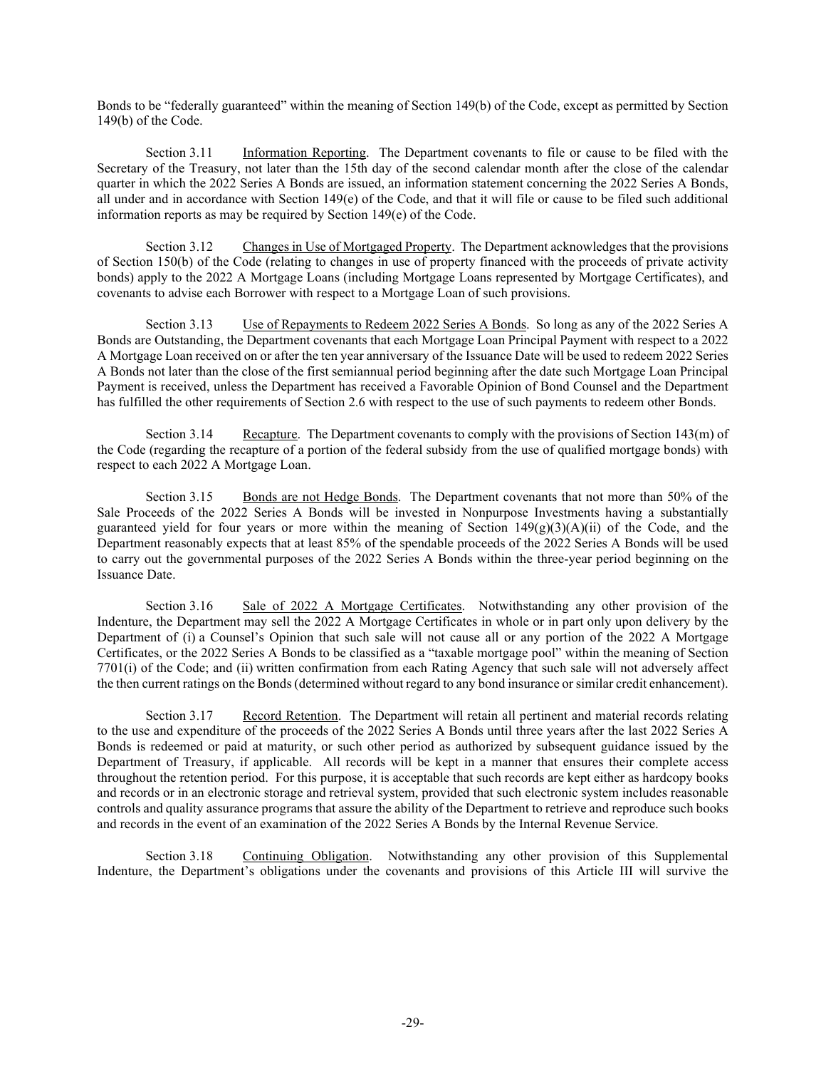Bonds to be "federally guaranteed" within the meaning of Section 149(b) of the Code, except as permitted by Section 149(b) of the Code.

Section 3.11 Information Reporting. The Department covenants to file or cause to be filed with the Secretary of the Treasury, not later than the 15th day of the second calendar month after the close of the calendar quarter in which the 2022 Series A Bonds are issued, an information statement concerning the 2022 Series A Bonds, all under and in accordance with Section 149(e) of the Code, and that it will file or cause to be filed such additional information reports as may be required by Section 149(e) of the Code.

Section 3.12 Changes in Use of Mortgaged Property. The Department acknowledges that the provisions of Section 150(b) of the Code (relating to changes in use of property financed with the proceeds of private activity bonds) apply to the 2022 A Mortgage Loans (including Mortgage Loans represented by Mortgage Certificates), and covenants to advise each Borrower with respect to a Mortgage Loan of such provisions.

Section 3.13 Use of Repayments to Redeem 2022 Series A Bonds. So long as any of the 2022 Series A Bonds are Outstanding, the Department covenants that each Mortgage Loan Principal Payment with respect to a 2022 A Mortgage Loan received on or after the ten year anniversary of the Issuance Date will be used to redeem 2022 Series A Bonds not later than the close of the first semiannual period beginning after the date such Mortgage Loan Principal Payment is received, unless the Department has received a Favorable Opinion of Bond Counsel and the Department has fulfilled the other requirements of Section 2.6 with respect to the use of such payments to redeem other Bonds.

Section 3.14 Recapture. The Department covenants to comply with the provisions of Section 143(m) of the Code (regarding the recapture of a portion of the federal subsidy from the use of qualified mortgage bonds) with respect to each 2022 A Mortgage Loan.

Section 3.15 Bonds are not Hedge Bonds. The Department covenants that not more than 50% of the Sale Proceeds of the 2022 Series A Bonds will be invested in Nonpurpose Investments having a substantially guaranteed yield for four years or more within the meaning of Section 149(g)(3)(A)(ii) of the Code, and the Department reasonably expects that at least 85% of the spendable proceeds of the 2022 Series A Bonds will be used to carry out the governmental purposes of the 2022 Series A Bonds within the three-year period beginning on the Issuance Date.

Section 3.16 Sale of 2022 A Mortgage Certificates. Notwithstanding any other provision of the Indenture, the Department may sell the 2022 A Mortgage Certificates in whole or in part only upon delivery by the Department of (i) a Counsel's Opinion that such sale will not cause all or any portion of the 2022 A Mortgage Certificates, or the 2022 Series A Bonds to be classified as a "taxable mortgage pool" within the meaning of Section 7701(i) of the Code; and (ii) written confirmation from each Rating Agency that such sale will not adversely affect the then current ratings on the Bonds (determined without regard to any bond insurance or similar credit enhancement).

Section 3.17 Record Retention. The Department will retain all pertinent and material records relating to the use and expenditure of the proceeds of the 2022 Series A Bonds until three years after the last 2022 Series A Bonds is redeemed or paid at maturity, or such other period as authorized by subsequent guidance issued by the Department of Treasury, if applicable. All records will be kept in a manner that ensures their complete access throughout the retention period. For this purpose, it is acceptable that such records are kept either as hardcopy books and records or in an electronic storage and retrieval system, provided that such electronic system includes reasonable controls and quality assurance programs that assure the ability of the Department to retrieve and reproduce such books and records in the event of an examination of the 2022 Series A Bonds by the Internal Revenue Service.

Section 3.18 Continuing Obligation. Notwithstanding any other provision of this Supplemental Indenture, the Department's obligations under the covenants and provisions of this Article III will survive the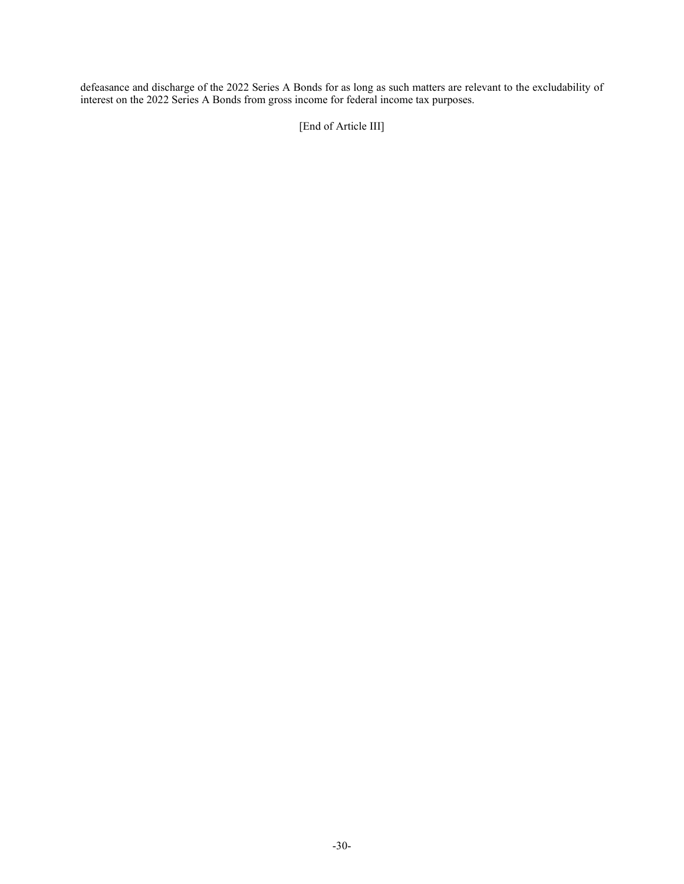defeasance and discharge of the 2022 Series A Bonds for as long as such matters are relevant to the excludability of interest on the 2022 Series A Bonds from gross income for federal income tax purposes.

[End of Article III]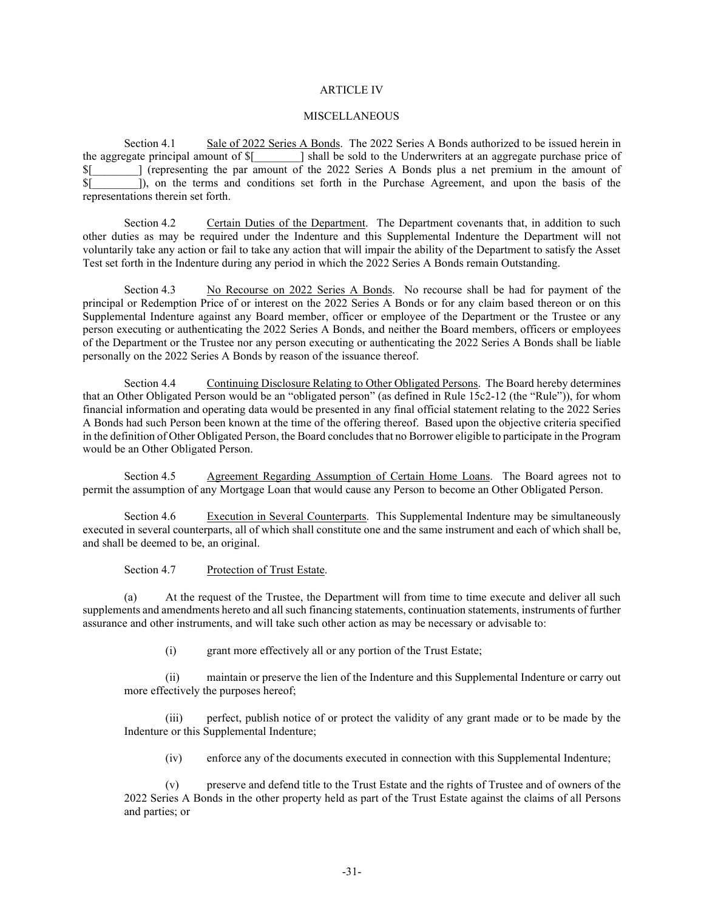ARTICLE IV

MISCELLANEOUS

Section 4.1 Sale of 2022 Series A Bonds. The 2022 Series A Bonds authorized to be issued herein in the aggregate principal amount of $[________] shall be sold to the Underwriters at an aggregate purchase price of $[________] (representing the par amount of the 2022 Series A Bonds plus a net premium in the amount of $[________]), on the terms and conditions set forth in the Purchase Agreement, and upon the basis of the representations therein set forth.

Section 4.2 Certain Duties of the Department. The Department covenants that, in addition to such other duties as may be required under the Indenture and this Supplemental Indenture the Department will not voluntarily take any action or fail to take any action that will impair the ability of the Department to satisfy the Asset Test set forth in the Indenture during any period in which the 2022 Series A Bonds remain Outstanding.

Section 4.3 No Recourse on 2022 Series A Bonds. No recourse shall be had for payment of the principal or Redemption Price of or interest on the 2022 Series A Bonds or for any claim based thereon or on this Supplemental Indenture against any Board member, officer or employee of the Department or the Trustee or any person executing or authenticating the 2022 Series A Bonds, and neither the Board members, officers or employees of the Department or the Trustee nor any person executing or authenticating the 2022 Series A Bonds shall be liable personally on the 2022 Series A Bonds by reason of the issuance thereof.

Section 4.4 Continuing Disclosure Relating to Other Obligated Persons. The Board hereby determines that an Other Obligated Person would be an "obligated person" (as defined in Rule 15c2-12 (the "Rule")), for whom financial information and operating data would be presented in any final official statement relating to the 2022 Series A Bonds had such Person been known at the time of the offering thereof. Based upon the objective criteria specified in the definition of Other Obligated Person, the Board concludes that no Borrower eligible to participate in the Program would be an Other Obligated Person.

Section 4.5 Agreement Regarding Assumption of Certain Home Loans. The Board agrees not to permit the assumption of any Mortgage Loan that would cause any Person to become an Other Obligated Person.

Section 4.6 Execution in Several Counterparts. This Supplemental Indenture may be simultaneously executed in several counterparts, all of which shall constitute one and the same instrument and each of which shall be, and shall be deemed to be, an original.

Section 4.7 Protection of Trust Estate.

(a) At the request of the Trustee, the Department will from time to time execute and deliver all such supplements and amendments hereto and all such financing statements, continuation statements, instruments of further assurance and other instruments, and will take such other action as may be necessary or advisable to:

(i) grant more effectively all or any portion of the Trust Estate;

(ii) maintain or preserve the lien of the Indenture and this Supplemental Indenture or carry out more effectively the purposes hereof;

(iii) perfect, publish notice of or protect the validity of any grant made or to be made by the Indenture or this Supplemental Indenture;

(iv) enforce any of the documents executed in connection with this Supplemental Indenture;

(v) preserve and defend title to the Trust Estate and the rights of Trustee and of owners of the 2022 Series A Bonds in the other property held as part of the Trust Estate against the claims of all Persons and parties; or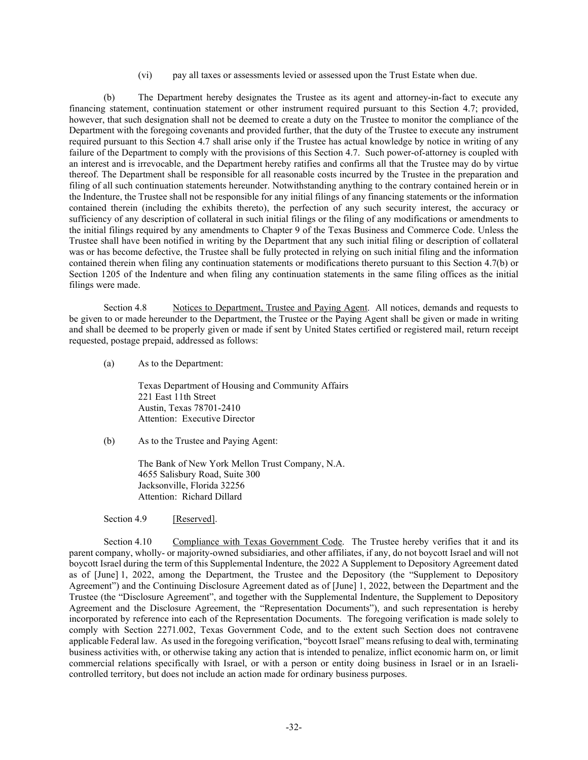(vi) pay all taxes or assessments levied or assessed upon the Trust Estate when due.

(b) The Department hereby designates the Trustee as its agent and attorney-in-fact to execute any financing statement, continuation statement or other instrument required pursuant to this Section 4.7; provided, however, that such designation shall not be deemed to create a duty on the Trustee to monitor the compliance of the Department with the foregoing covenants and provided further, that the duty of the Trustee to execute any instrument required pursuant to this Section 4.7 shall arise only if the Trustee has actual knowledge by notice in writing of any failure of the Department to comply with the provisions of this Section 4.7. Such power-of-attorney is coupled with an interest and is irrevocable, and the Department hereby ratifies and confirms all that the Trustee may do by virtue thereof. The Department shall be responsible for all reasonable costs incurred by the Trustee in the preparation and filing of all such continuation statements hereunder. Notwithstanding anything to the contrary contained herein or in the Indenture, the Trustee shall not be responsible for any initial filings of any financing statements or the information contained therein (including the exhibits thereto), the perfection of any such security interest, the accuracy or sufficiency of any description of collateral in such initial filings or the filing of any modifications or amendments to the initial filings required by any amendments to Chapter 9 of the Texas Business and Commerce Code. Unless the Trustee shall have been notified in writing by the Department that any such initial filing or description of collateral was or has become defective, the Trustee shall be fully protected in relying on such initial filing and the information contained therein when filing any continuation statements or modifications thereto pursuant to this Section 4.7(b) or Section 1205 of the Indenture and when filing any continuation statements in the same filing offices as the initial filings were made.

Section 4.8 Notices to Department, Trustee and Paying Agent. All notices, demands and requests to be given to or made hereunder to the Department, the Trustee or the Paying Agent shall be given or made in writing and shall be deemed to be properly given or made if sent by United States certified or registered mail, return receipt requested, postage prepaid, addressed as follows:

(a) As to the Department:

Texas Department of Housing and Community Affairs
221 East 11th Street
Austin, Texas 78701-2410
Attention: Executive Director

(b) As to the Trustee and Paying Agent:

The Bank of New York Mellon Trust Company, N.A.
4655 Salisbury Road, Suite 300
Jacksonville, Florida 32256
Attention: Richard Dillard

Section 4.9 [Reserved].

Section 4.10 Compliance with Texas Government Code. The Trustee hereby verifies that it and its parent company, wholly- or majority-owned subsidiaries, and other affiliates, if any, do not boycott Israel and will not boycott Israel during the term of this Supplemental Indenture, the 2022 A Supplement to Depository Agreement dated as of [June] 1, 2022, among the Department, the Trustee and the Depository (the "Supplement to Depository Agreement") and the Continuing Disclosure Agreement dated as of [June] 1, 2022, between the Department and the Trustee (the "Disclosure Agreement", and together with the Supplemental Indenture, the Supplement to Depository Agreement and the Disclosure Agreement, the "Representation Documents"), and such representation is hereby incorporated by reference into each of the Representation Documents. The foregoing verification is made solely to comply with Section 2271.002, Texas Government Code, and to the extent such Section does not contravene applicable Federal law. As used in the foregoing verification, "boycott Israel" means refusing to deal with, terminating business activities with, or otherwise taking any action that is intended to penalize, inflict economic harm on, or limit commercial relations specifically with Israel, or with a person or entity doing business in Israel or in an Israeli-controlled territory, but does not include an action made for ordinary business purposes.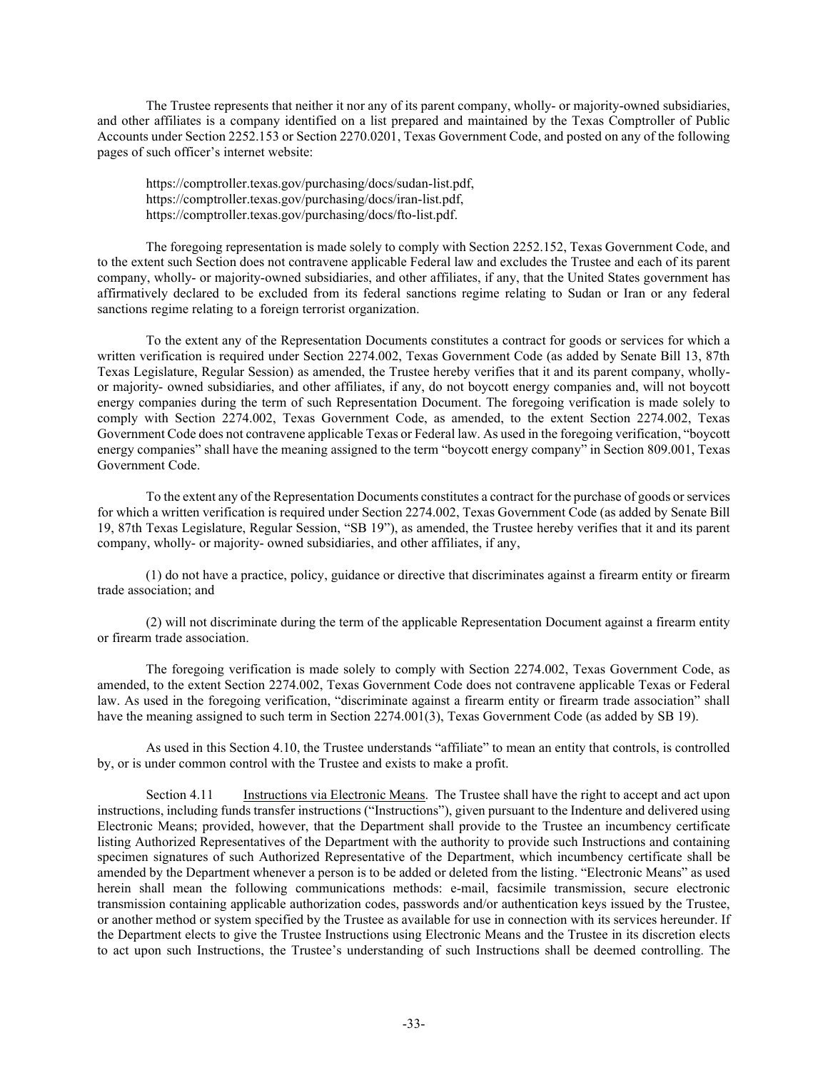The Trustee represents that neither it nor any of its parent company, wholly- or majority-owned subsidiaries, and other affiliates is a company identified on a list prepared and maintained by the Texas Comptroller of Public Accounts under Section 2252.153 or Section 2270.0201, Texas Government Code, and posted on any of the following pages of such officer's internet website:

https://comptroller.texas.gov/purchasing/docs/sudan-list.pdf,
https://comptroller.texas.gov/purchasing/docs/iran-list.pdf,
https://comptroller.texas.gov/purchasing/docs/fto-list.pdf.

The foregoing representation is made solely to comply with Section 2252.152, Texas Government Code, and to the extent such Section does not contravene applicable Federal law and excludes the Trustee and each of its parent company, wholly- or majority-owned subsidiaries, and other affiliates, if any, that the United States government has affirmatively declared to be excluded from its federal sanctions regime relating to Sudan or Iran or any federal sanctions regime relating to a foreign terrorist organization.

To the extent any of the Representation Documents constitutes a contract for goods or services for which a written verification is required under Section 2274.002, Texas Government Code (as added by Senate Bill 13, 87th Texas Legislature, Regular Session) as amended, the Trustee hereby verifies that it and its parent company, wholly- or majority- owned subsidiaries, and other affiliates, if any, do not boycott energy companies and, will not boycott energy companies during the term of such Representation Document. The foregoing verification is made solely to comply with Section 2274.002, Texas Government Code, as amended, to the extent Section 2274.002, Texas Government Code does not contravene applicable Texas or Federal law. As used in the foregoing verification, "boycott energy companies" shall have the meaning assigned to the term "boycott energy company" in Section 809.001, Texas Government Code.

To the extent any of the Representation Documents constitutes a contract for the purchase of goods or services for which a written verification is required under Section 2274.002, Texas Government Code (as added by Senate Bill 19, 87th Texas Legislature, Regular Session, "SB 19"), as amended, the Trustee hereby verifies that it and its parent company, wholly- or majority- owned subsidiaries, and other affiliates, if any,

(1) do not have a practice, policy, guidance or directive that discriminates against a firearm entity or firearm trade association; and

(2) will not discriminate during the term of the applicable Representation Document against a firearm entity or firearm trade association.

The foregoing verification is made solely to comply with Section 2274.002, Texas Government Code, as amended, to the extent Section 2274.002, Texas Government Code does not contravene applicable Texas or Federal law. As used in the foregoing verification, "discriminate against a firearm entity or firearm trade association" shall have the meaning assigned to such term in Section 2274.001(3), Texas Government Code (as added by SB 19).

As used in this Section 4.10, the Trustee understands "affiliate" to mean an entity that controls, is controlled by, or is under common control with the Trustee and exists to make a profit.

Section 4.11 Instructions via Electronic Means. The Trustee shall have the right to accept and act upon instructions, including funds transfer instructions ("Instructions"), given pursuant to the Indenture and delivered using Electronic Means; provided, however, that the Department shall provide to the Trustee an incumbency certificate listing Authorized Representatives of the Department with the authority to provide such Instructions and containing specimen signatures of such Authorized Representative of the Department, which incumbency certificate shall be amended by the Department whenever a person is to be added or deleted from the listing. "Electronic Means" as used herein shall mean the following communications methods: e-mail, facsimile transmission, secure electronic transmission containing applicable authorization codes, passwords and/or authentication keys issued by the Trustee, or another method or system specified by the Trustee as available for use in connection with its services hereunder. If the Department elects to give the Trustee Instructions using Electronic Means and the Trustee in its discretion elects to act upon such Instructions, the Trustee's understanding of such Instructions shall be deemed controlling. The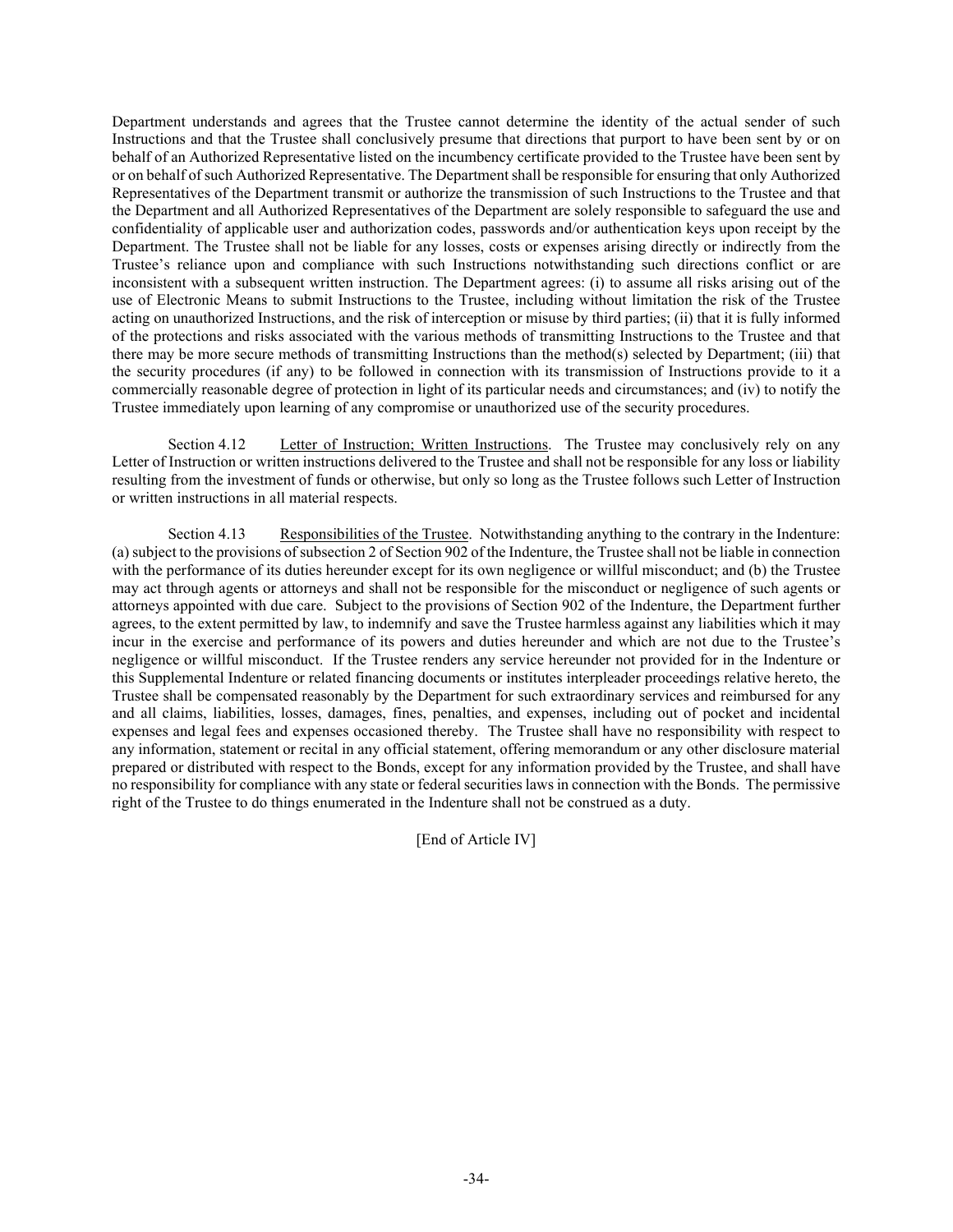Department understands and agrees that the Trustee cannot determine the identity of the actual sender of such Instructions and that the Trustee shall conclusively presume that directions that purport to have been sent by or on behalf of an Authorized Representative listed on the incumbency certificate provided to the Trustee have been sent by or on behalf of such Authorized Representative. The Department shall be responsible for ensuring that only Authorized Representatives of the Department transmit or authorize the transmission of such Instructions to the Trustee and that the Department and all Authorized Representatives of the Department are solely responsible to safeguard the use and confidentiality of applicable user and authorization codes, passwords and/or authentication keys upon receipt by the Department. The Trustee shall not be liable for any losses, costs or expenses arising directly or indirectly from the Trustee's reliance upon and compliance with such Instructions notwithstanding such directions conflict or are inconsistent with a subsequent written instruction. The Department agrees: (i) to assume all risks arising out of the use of Electronic Means to submit Instructions to the Trustee, including without limitation the risk of the Trustee acting on unauthorized Instructions, and the risk of interception or misuse by third parties; (ii) that it is fully informed of the protections and risks associated with the various methods of transmitting Instructions to the Trustee and that there may be more secure methods of transmitting Instructions than the method(s) selected by Department; (iii) that the security procedures (if any) to be followed in connection with its transmission of Instructions provide to it a commercially reasonable degree of protection in light of its particular needs and circumstances; and (iv) to notify the Trustee immediately upon learning of any compromise or unauthorized use of the security procedures.

Section 4.12 Letter of Instruction; Written Instructions. The Trustee may conclusively rely on any Letter of Instruction or written instructions delivered to the Trustee and shall not be responsible for any loss or liability resulting from the investment of funds or otherwise, but only so long as the Trustee follows such Letter of Instruction or written instructions in all material respects.

Section 4.13 Responsibilities of the Trustee. Notwithstanding anything to the contrary in the Indenture: (a) subject to the provisions of subsection 2 of Section 902 of the Indenture, the Trustee shall not be liable in connection with the performance of its duties hereunder except for its own negligence or willful misconduct; and (b) the Trustee may act through agents or attorneys and shall not be responsible for the misconduct or negligence of such agents or attorneys appointed with due care. Subject to the provisions of Section 902 of the Indenture, the Department further agrees, to the extent permitted by law, to indemnify and save the Trustee harmless against any liabilities which it may incur in the exercise and performance of its powers and duties hereunder and which are not due to the Trustee's negligence or willful misconduct. If the Trustee renders any service hereunder not provided for in the Indenture or this Supplemental Indenture or related financing documents or institutes interpleader proceedings relative hereto, the Trustee shall be compensated reasonably by the Department for such extraordinary services and reimbursed for any and all claims, liabilities, losses, damages, fines, penalties, and expenses, including out of pocket and incidental expenses and legal fees and expenses occasioned thereby. The Trustee shall have no responsibility with respect to any information, statement or recital in any official statement, offering memorandum or any other disclosure material prepared or distributed with respect to the Bonds, except for any information provided by the Trustee, and shall have no responsibility for compliance with any state or federal securities laws in connection with the Bonds. The permissive right of the Trustee to do things enumerated in the Indenture shall not be construed as a duty.

[End of Article IV]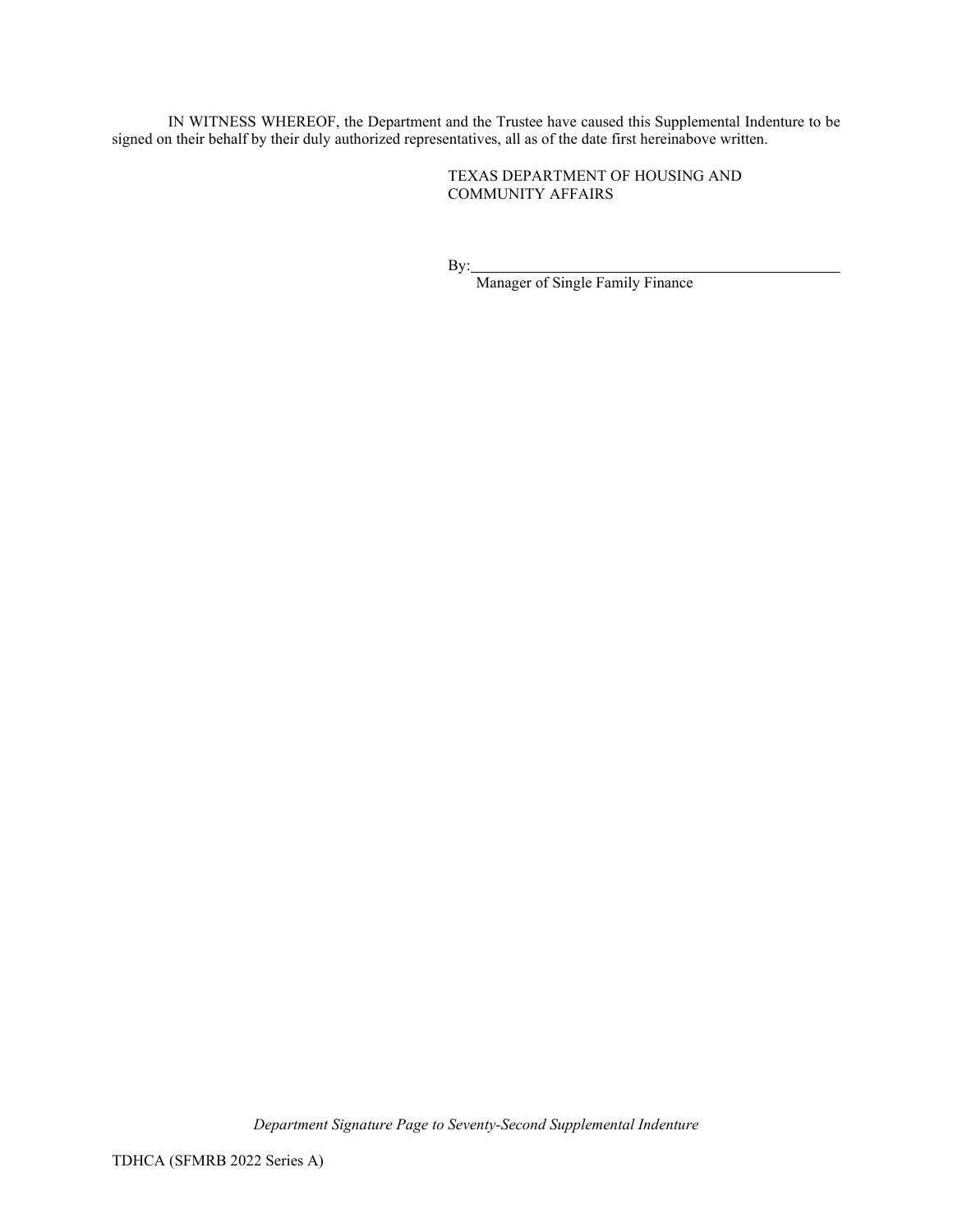IN WITNESS WHEREOF, the Department and the Trustee have caused this Supplemental Indenture to be signed on their behalf by their duly authorized representatives, all as of the date first hereinabove written.

TEXAS DEPARTMENT OF HOUSING AND COMMUNITY AFFAIRS

By: ______________________________________________
Manager of Single Family Finance

*Department Signature Page to Seventy-Second Supplemental Indenture*

TDHCA (SFMRB 2022 Series A)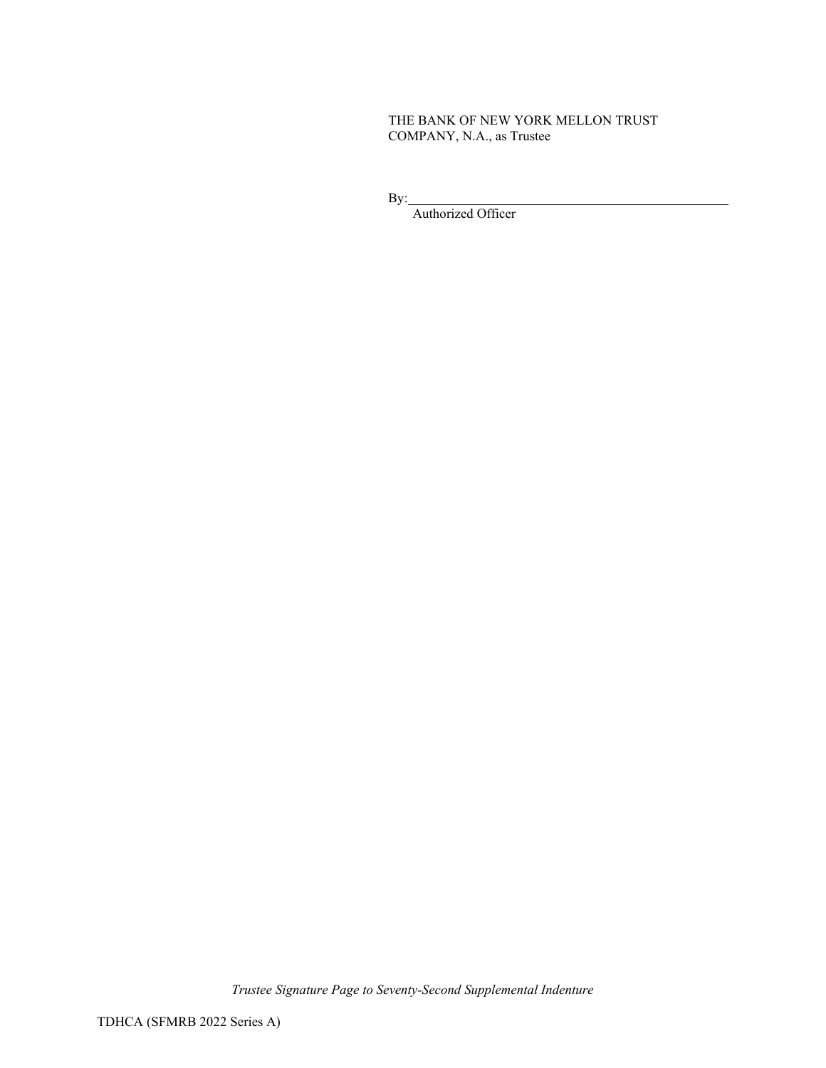THE BANK OF NEW YORK MELLON TRUST COMPANY, N.A., as Trustee

By: \_\_\_\_\_\_\_\_\_\_\_\_\_\_\_\_\_\_\_\_\_\_\_\_\_\_\_\_\_\_\_\_\_\_\_\_\_\_
Authorized Officer

*Trustee Signature Page to Seventy-Second Supplemental Indenture*

TDHCA (SFMRB 2022 Series A)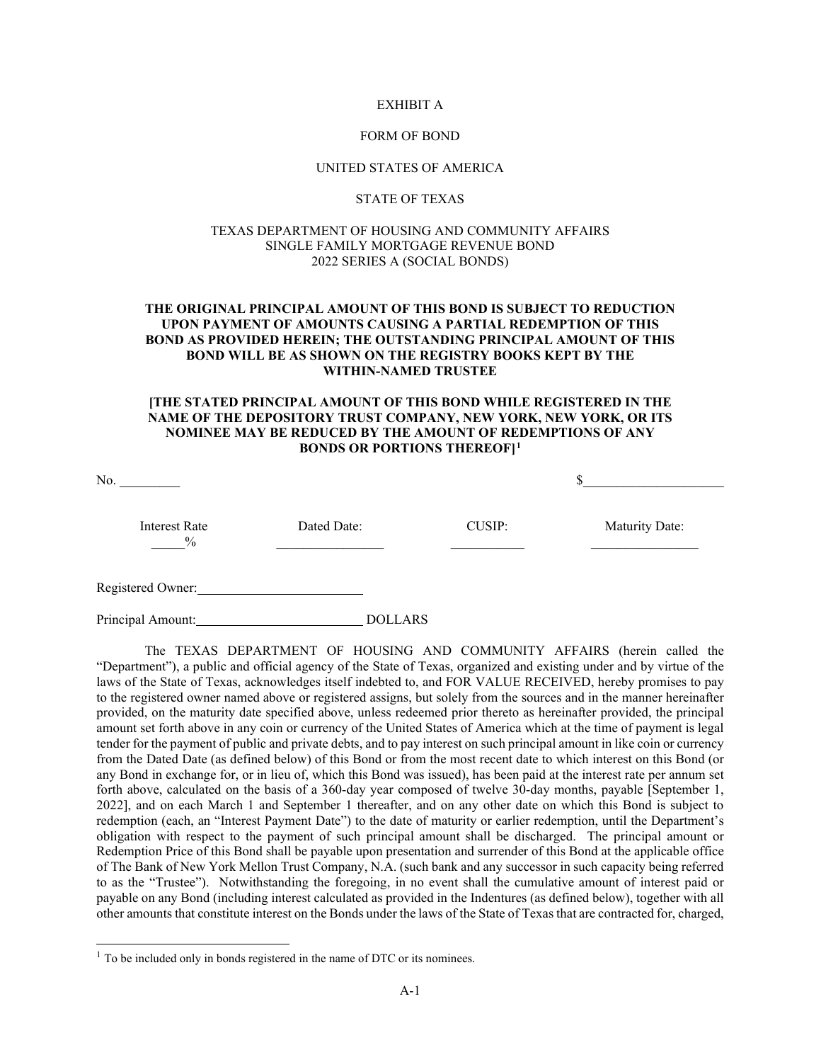EXHIBIT A

FORM OF BOND

UNITED STATES OF AMERICA

STATE OF TEXAS

TEXAS DEPARTMENT OF HOUSING AND COMMUNITY AFFAIRS
SINGLE FAMILY MORTGAGE REVENUE BOND
2022 SERIES A (SOCIAL BONDS)

**THE ORIGINAL PRINCIPAL AMOUNT OF THIS BOND IS SUBJECT TO REDUCTION UPON PAYMENT OF AMOUNTS CAUSING A PARTIAL REDEMPTION OF THIS BOND AS PROVIDED HEREIN; THE OUTSTANDING PRINCIPAL AMOUNT OF THIS BOND WILL BE AS SHOWN ON THE REGISTRY BOOKS KEPT BY THE WITHIN-NAMED TRUSTEE**

**[THE STATED PRINCIPAL AMOUNT OF THIS BOND WHILE REGISTERED IN THE NAME OF THE DEPOSITORY TRUST COMPANY, NEW YORK, NEW YORK, OR ITS NOMINEE MAY BE REDUCED BY THE AMOUNT OF REDEMPTIONS OF ANY BONDS OR PORTIONS THEREOF]**[1]

No. _________ $____________________

| Interest Rate | Dated Date: | CUSIP: | Maturity Date: |
|---|---|---|---|
| _____% | ________________ | ___________ | ________________ |

Registered Owner:________________________

Principal Amount:________________________ DOLLARS

The TEXAS DEPARTMENT OF HOUSING AND COMMUNITY AFFAIRS (herein called the "Department"), a public and official agency of the State of Texas, organized and existing under and by virtue of the laws of the State of Texas, acknowledges itself indebted to, and FOR VALUE RECEIVED, hereby promises to pay to the registered owner named above or registered assigns, but solely from the sources and in the manner hereinafter provided, on the maturity date specified above, unless redeemed prior thereto as hereinafter provided, the principal amount set forth above in any coin or currency of the United States of America which at the time of payment is legal tender for the payment of public and private debts, and to pay interest on such principal amount in like coin or currency from the Dated Date (as defined below) of this Bond or from the most recent date to which interest on this Bond (or any Bond in exchange for, or in lieu of, which this Bond was issued), has been paid at the interest rate per annum set forth above, calculated on the basis of a 360-day year composed of twelve 30-day months, payable [September 1, 2022], and on each March 1 and September 1 thereafter, and on any other date on which this Bond is subject to redemption (each, an "Interest Payment Date") to the date of maturity or earlier redemption, until the Department's obligation with respect to the payment of such principal amount shall be discharged. The principal amount or Redemption Price of this Bond shall be payable upon presentation and surrender of this Bond at the applicable office of The Bank of New York Mellon Trust Company, N.A. (such bank and any successor in such capacity being referred to as the "Trustee"). Notwithstanding the foregoing, in no event shall the cumulative amount of interest paid or payable on any Bond (including interest calculated as provided in the Indentures (as defined below), together with all other amounts that constitute interest on the Bonds under the laws of the State of Texas that are contracted for, charged,

[1] To be included only in bonds registered in the name of DTC or its nominees.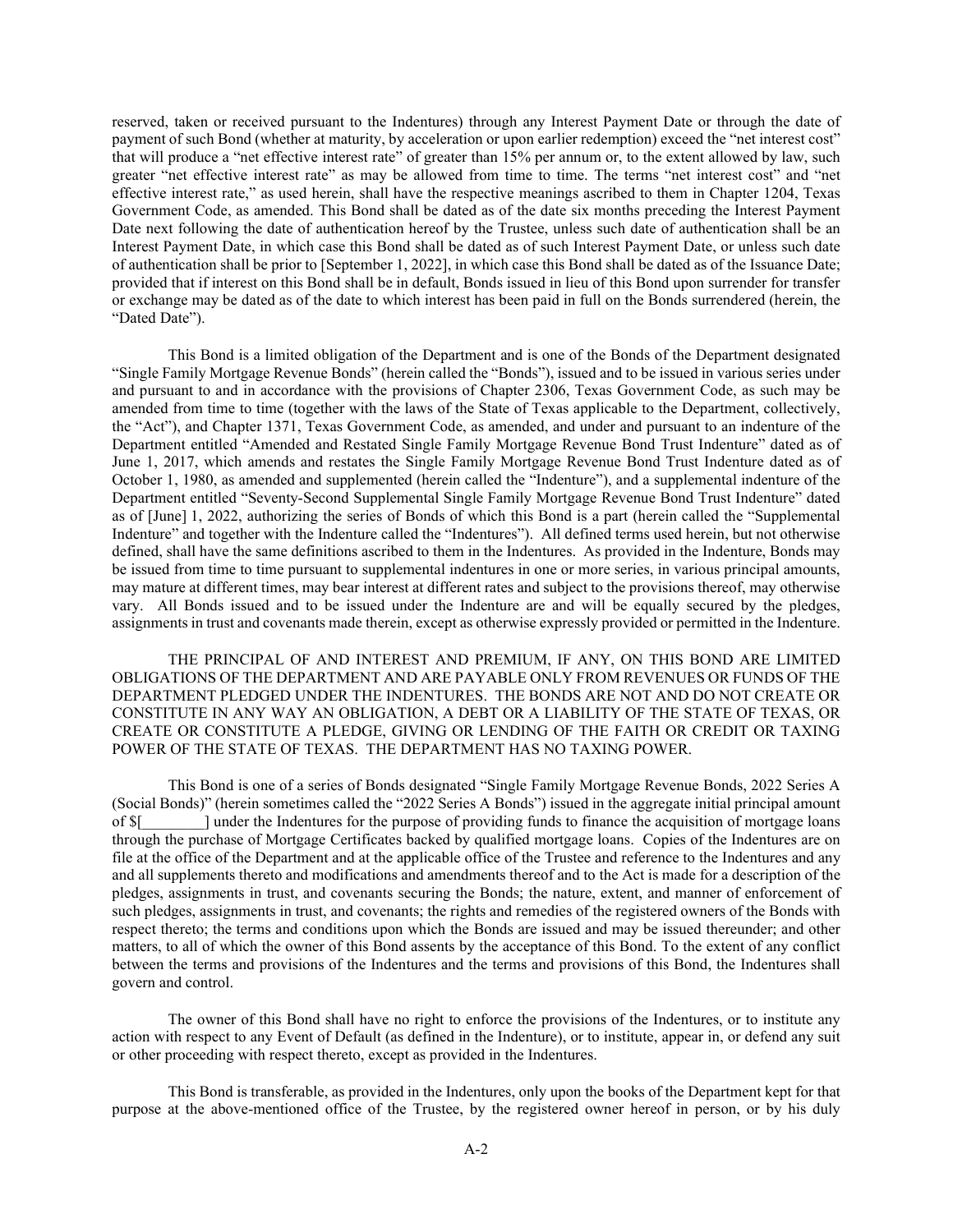reserved, taken or received pursuant to the Indentures) through any Interest Payment Date or through the date of payment of such Bond (whether at maturity, by acceleration or upon earlier redemption) exceed the "net interest cost" that will produce a "net effective interest rate" of greater than 15% per annum or, to the extent allowed by law, such greater "net effective interest rate" as may be allowed from time to time. The terms "net interest cost" and "net effective interest rate," as used herein, shall have the respective meanings ascribed to them in Chapter 1204, Texas Government Code, as amended. This Bond shall be dated as of the date six months preceding the Interest Payment Date next following the date of authentication hereof by the Trustee, unless such date of authentication shall be an Interest Payment Date, in which case this Bond shall be dated as of such Interest Payment Date, or unless such date of authentication shall be prior to [September 1, 2022], in which case this Bond shall be dated as of the Issuance Date; provided that if interest on this Bond shall be in default, Bonds issued in lieu of this Bond upon surrender for transfer or exchange may be dated as of the date to which interest has been paid in full on the Bonds surrendered (herein, the "Dated Date").

This Bond is a limited obligation of the Department and is one of the Bonds of the Department designated "Single Family Mortgage Revenue Bonds" (herein called the "Bonds"), issued and to be issued in various series under and pursuant to and in accordance with the provisions of Chapter 2306, Texas Government Code, as such may be amended from time to time (together with the laws of the State of Texas applicable to the Department, collectively, the "Act"), and Chapter 1371, Texas Government Code, as amended, and under and pursuant to an indenture of the Department entitled "Amended and Restated Single Family Mortgage Revenue Bond Trust Indenture" dated as of June 1, 2017, which amends and restates the Single Family Mortgage Revenue Bond Trust Indenture dated as of October 1, 1980, as amended and supplemented (herein called the "Indenture"), and a supplemental indenture of the Department entitled "Seventy-Second Supplemental Single Family Mortgage Revenue Bond Trust Indenture" dated as of [June] 1, 2022, authorizing the series of Bonds of which this Bond is a part (herein called the "Supplemental Indenture" and together with the Indenture called the "Indentures"). All defined terms used herein, but not otherwise defined, shall have the same definitions ascribed to them in the Indentures. As provided in the Indenture, Bonds may be issued from time to time pursuant to supplemental indentures in one or more series, in various principal amounts, may mature at different times, may bear interest at different rates and subject to the provisions thereof, may otherwise vary. All Bonds issued and to be issued under the Indenture are and will be equally secured by the pledges, assignments in trust and covenants made therein, except as otherwise expressly provided or permitted in the Indenture.

THE PRINCIPAL OF AND INTEREST AND PREMIUM, IF ANY, ON THIS BOND ARE LIMITED OBLIGATIONS OF THE DEPARTMENT AND ARE PAYABLE ONLY FROM REVENUES OR FUNDS OF THE DEPARTMENT PLEDGED UNDER THE INDENTURES. THE BONDS ARE NOT AND DO NOT CREATE OR CONSTITUTE IN ANY WAY AN OBLIGATION, A DEBT OR A LIABILITY OF THE STATE OF TEXAS, OR CREATE OR CONSTITUTE A PLEDGE, GIVING OR LENDING OF THE FAITH OR CREDIT OR TAXING POWER OF THE STATE OF TEXAS. THE DEPARTMENT HAS NO TAXING POWER.

This Bond is one of a series of Bonds designated "Single Family Mortgage Revenue Bonds, 2022 Series A (Social Bonds)" (herein sometimes called the "2022 Series A Bonds") issued in the aggregate initial principal amount of $[________] under the Indentures for the purpose of providing funds to finance the acquisition of mortgage loans through the purchase of Mortgage Certificates backed by qualified mortgage loans. Copies of the Indentures are on file at the office of the Department and at the applicable office of the Trustee and reference to the Indentures and any and all supplements thereto and modifications and amendments thereof and to the Act is made for a description of the pledges, assignments in trust, and covenants securing the Bonds; the nature, extent, and manner of enforcement of such pledges, assignments in trust, and covenants; the rights and remedies of the registered owners of the Bonds with respect thereto; the terms and conditions upon which the Bonds are issued and may be issued thereunder; and other matters, to all of which the owner of this Bond assents by the acceptance of this Bond. To the extent of any conflict between the terms and provisions of the Indentures and the terms and provisions of this Bond, the Indentures shall govern and control.

The owner of this Bond shall have no right to enforce the provisions of the Indentures, or to institute any action with respect to any Event of Default (as defined in the Indenture), or to institute, appear in, or defend any suit or other proceeding with respect thereto, except as provided in the Indentures.

This Bond is transferable, as provided in the Indentures, only upon the books of the Department kept for that purpose at the above-mentioned office of the Trustee, by the registered owner hereof in person, or by his duly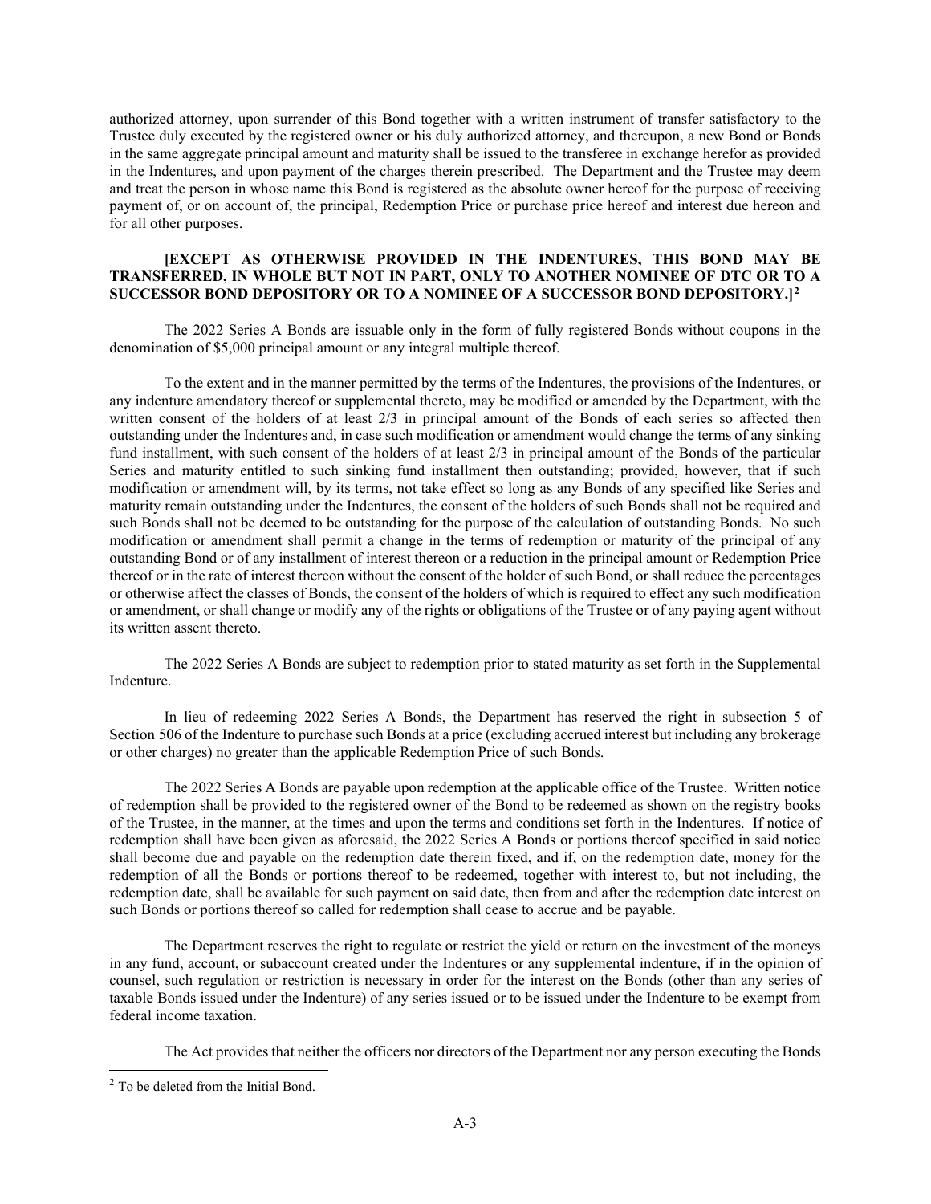authorized attorney, upon surrender of this Bond together with a written instrument of transfer satisfactory to the Trustee duly executed by the registered owner or his duly authorized attorney, and thereupon, a new Bond or Bonds in the same aggregate principal amount and maturity shall be issued to the transferee in exchange herefor as provided in the Indentures, and upon payment of the charges therein prescribed. The Department and the Trustee may deem and treat the person in whose name this Bond is registered as the absolute owner hereof for the purpose of receiving payment of, or on account of, the principal, Redemption Price or purchase price hereof and interest due hereon and for all other purposes.

**[EXCEPT AS OTHERWISE PROVIDED IN THE INDENTURES, THIS BOND MAY BE TRANSFERRED, IN WHOLE BUT NOT IN PART, ONLY TO ANOTHER NOMINEE OF DTC OR TO A SUCCESSOR BOND DEPOSITORY OR TO A NOMINEE OF A SUCCESSOR BOND DEPOSITORY.]**[2]

The 2022 Series A Bonds are issuable only in the form of fully registered Bonds without coupons in the denomination of $5,000 principal amount or any integral multiple thereof.

To the extent and in the manner permitted by the terms of the Indentures, the provisions of the Indentures, or any indenture amendatory thereof or supplemental thereto, may be modified or amended by the Department, with the written consent of the holders of at least 2/3 in principal amount of the Bonds of each series so affected then outstanding under the Indentures and, in case such modification or amendment would change the terms of any sinking fund installment, with such consent of the holders of at least 2/3 in principal amount of the Bonds of the particular Series and maturity entitled to such sinking fund installment then outstanding; provided, however, that if such modification or amendment will, by its terms, not take effect so long as any Bonds of any specified like Series and maturity remain outstanding under the Indentures, the consent of the holders of such Bonds shall not be required and such Bonds shall not be deemed to be outstanding for the purpose of the calculation of outstanding Bonds. No such modification or amendment shall permit a change in the terms of redemption or maturity of the principal of any outstanding Bond or of any installment of interest thereon or a reduction in the principal amount or Redemption Price thereof or in the rate of interest thereon without the consent of the holder of such Bond, or shall reduce the percentages or otherwise affect the classes of Bonds, the consent of the holders of which is required to effect any such modification or amendment, or shall change or modify any of the rights or obligations of the Trustee or of any paying agent without its written assent thereto.

The 2022 Series A Bonds are subject to redemption prior to stated maturity as set forth in the Supplemental Indenture.

In lieu of redeeming 2022 Series A Bonds, the Department has reserved the right in subsection 5 of Section 506 of the Indenture to purchase such Bonds at a price (excluding accrued interest but including any brokerage or other charges) no greater than the applicable Redemption Price of such Bonds.

The 2022 Series A Bonds are payable upon redemption at the applicable office of the Trustee. Written notice of redemption shall be provided to the registered owner of the Bond to be redeemed as shown on the registry books of the Trustee, in the manner, at the times and upon the terms and conditions set forth in the Indentures. If notice of redemption shall have been given as aforesaid, the 2022 Series A Bonds or portions thereof specified in said notice shall become due and payable on the redemption date therein fixed, and if, on the redemption date, money for the redemption of all the Bonds or portions thereof to be redeemed, together with interest to, but not including, the redemption date, shall be available for such payment on said date, then from and after the redemption date interest on such Bonds or portions thereof so called for redemption shall cease to accrue and be payable.

The Department reserves the right to regulate or restrict the yield or return on the investment of the moneys in any fund, account, or subaccount created under the Indentures or any supplemental indenture, if in the opinion of counsel, such regulation or restriction is necessary in order for the interest on the Bonds (other than any series of taxable Bonds issued under the Indenture) of any series issued or to be issued under the Indenture to be exempt from federal income taxation.

The Act provides that neither the officers nor directors of the Department nor any person executing the Bonds

---

[2] To be deleted from the Initial Bond.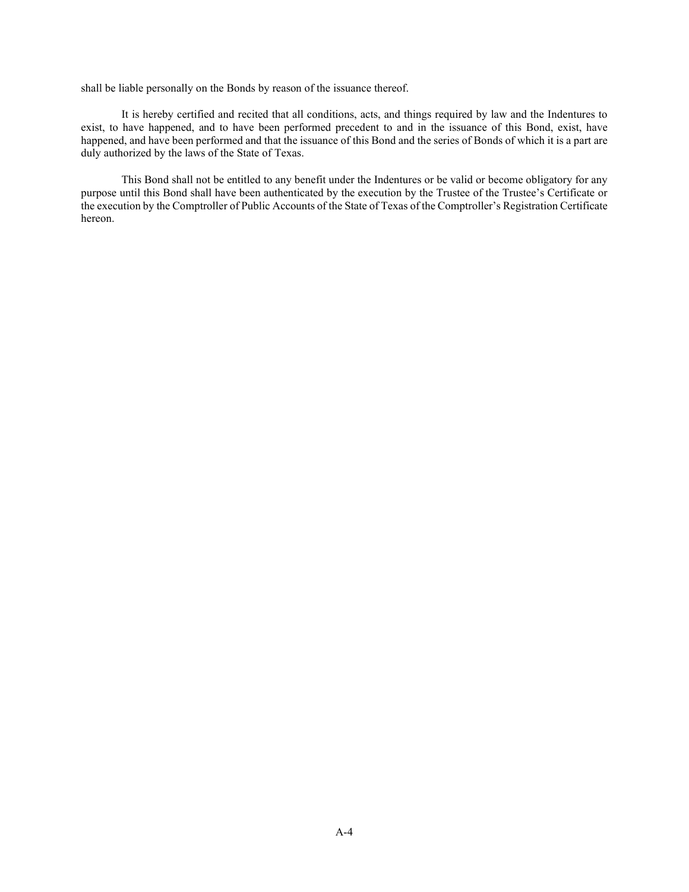shall be liable personally on the Bonds by reason of the issuance thereof.

It is hereby certified and recited that all conditions, acts, and things required by law and the Indentures to exist, to have happened, and to have been performed precedent to and in the issuance of this Bond, exist, have happened, and have been performed and that the issuance of this Bond and the series of Bonds of which it is a part are duly authorized by the laws of the State of Texas.

This Bond shall not be entitled to any benefit under the Indentures or be valid or become obligatory for any purpose until this Bond shall have been authenticated by the execution by the Trustee of the Trustee's Certificate or the execution by the Comptroller of Public Accounts of the State of Texas of the Comptroller's Registration Certificate hereon.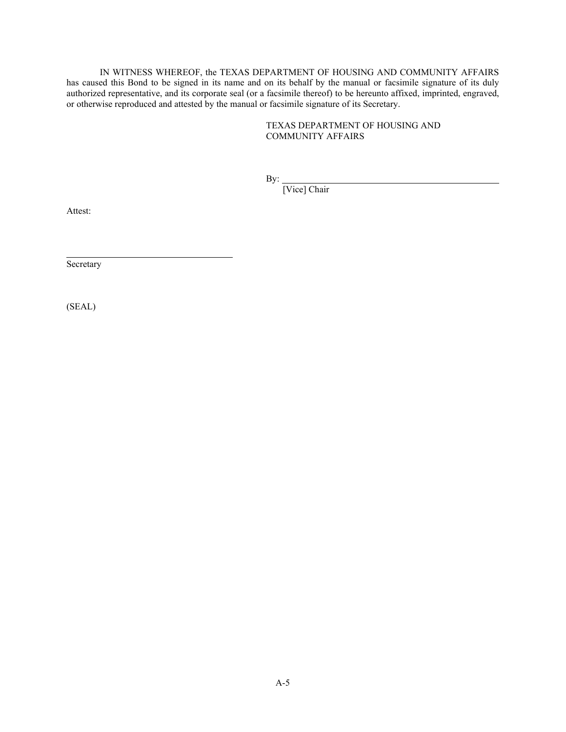IN WITNESS WHEREOF, the TEXAS DEPARTMENT OF HOUSING AND COMMUNITY AFFAIRS has caused this Bond to be signed in its name and on its behalf by the manual or facsimile signature of its duly authorized representative, and its corporate seal (or a facsimile thereof) to be hereunto affixed, imprinted, engraved, or otherwise reproduced and attested by the manual or facsimile signature of its Secretary.

TEXAS DEPARTMENT OF HOUSING AND COMMUNITY AFFAIRS

By: \_\_\_\_\_\_\_\_\_\_\_\_\_\_\_\_\_\_\_\_\_\_\_\_\_\_\_\_\_\_\_\_\_\_\_\_\_\_\_\_
[Vice] Chair

Attest:

\_\_\_\_\_\_\_\_\_\_\_\_\_\_\_\_\_\_\_\_\_\_\_\_\_\_\_\_\_\_\_\_
Secretary

(SEAL)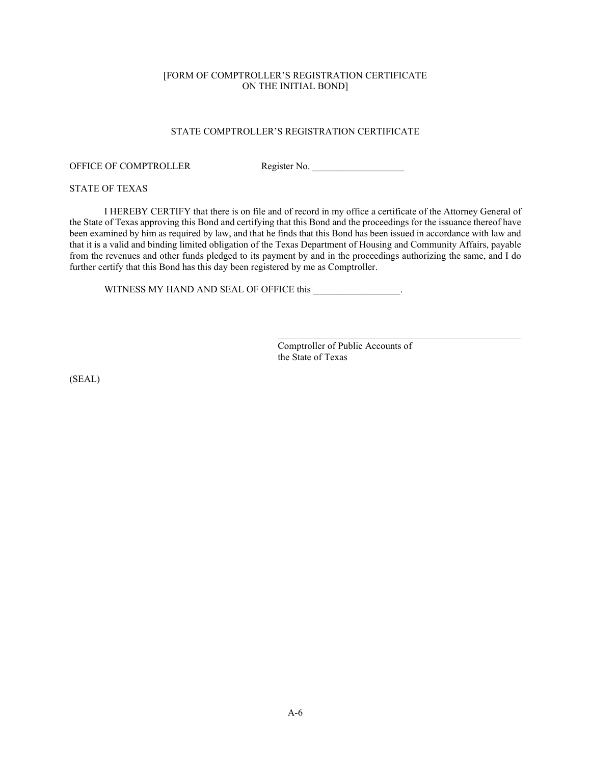[FORM OF COMPTROLLER'S REGISTRATION CERTIFICATE
ON THE INITIAL BOND]

STATE COMPTROLLER'S REGISTRATION CERTIFICATE

OFFICE OF COMPTROLLER Register No. ___________________

STATE OF TEXAS

I HEREBY CERTIFY that there is on file and of record in my office a certificate of the Attorney General of the State of Texas approving this Bond and certifying that this Bond and the proceedings for the issuance thereof have been examined by him as required by law, and that he finds that this Bond has been issued in accordance with law and that it is a valid and binding limited obligation of the Texas Department of Housing and Community Affairs, payable from the revenues and other funds pledged to its payment by and in the proceedings authorizing the same, and I do further certify that this Bond has this day been registered by me as Comptroller.

WITNESS MY HAND AND SEAL OF OFFICE this __________________.

______________________________________________
Comptroller of Public Accounts of
the State of Texas

(SEAL)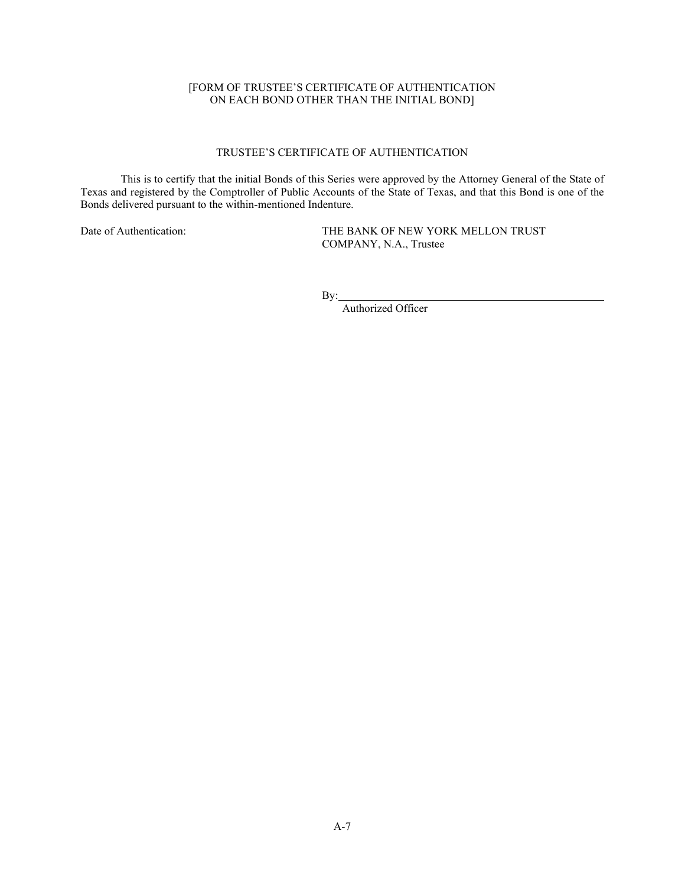[FORM OF TRUSTEE'S CERTIFICATE OF AUTHENTICATION
ON EACH BOND OTHER THAN THE INITIAL BOND]

TRUSTEE'S CERTIFICATE OF AUTHENTICATION

This is to certify that the initial Bonds of this Series were approved by the Attorney General of the State of Texas and registered by the Comptroller of Public Accounts of the State of Texas, and that this Bond is one of the Bonds delivered pursuant to the within-mentioned Indenture.

Date of Authentication:

THE BANK OF NEW YORK MELLON TRUST COMPANY, N.A., Trustee

By:\_\_\_\_\_\_\_\_\_\_\_\_\_\_\_\_\_\_\_\_\_\_\_\_\_\_\_\_\_\_\_\_\_\_\_\_\_\_\_\_
Authorized Officer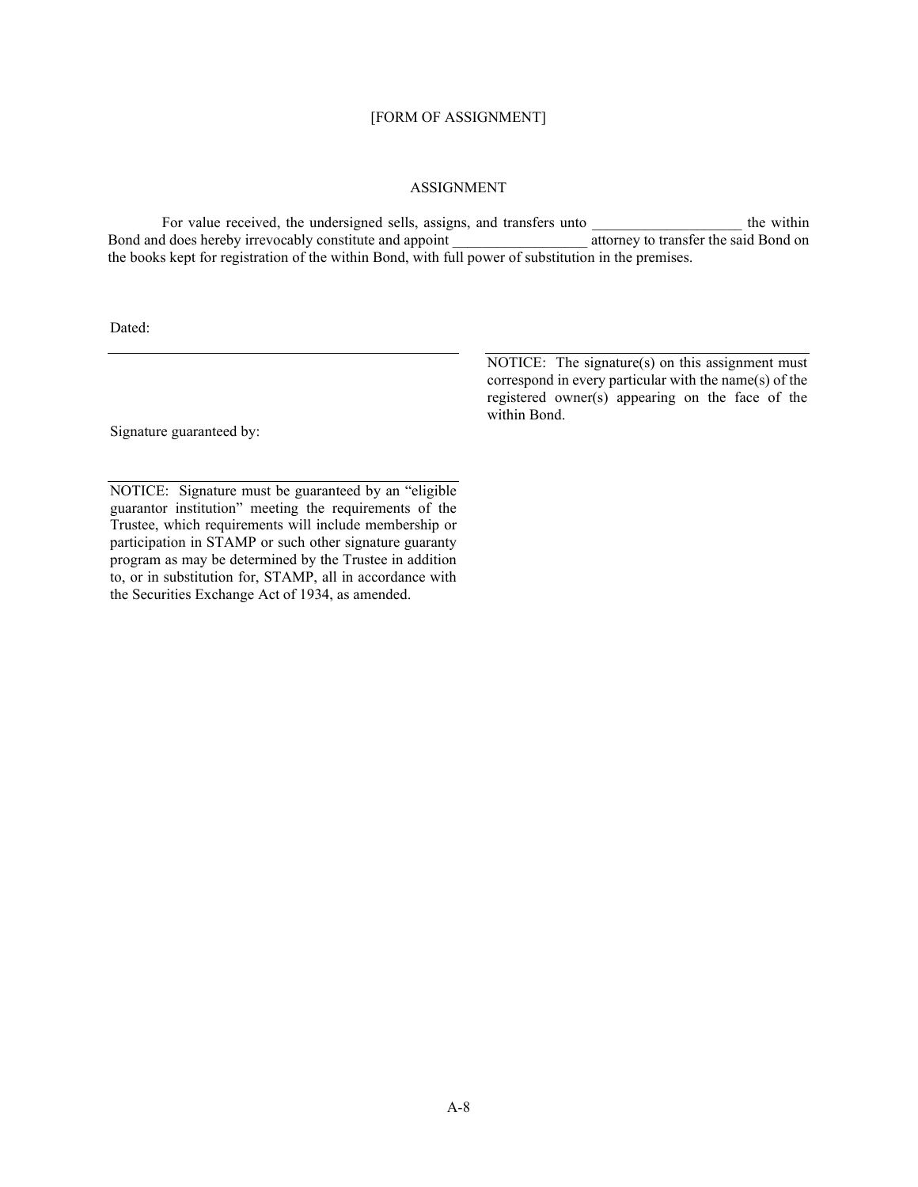[FORM OF ASSIGNMENT]

ASSIGNMENT

For value received, the undersigned sells, assigns, and transfers unto ____________________ the within Bond and does hereby irrevocably constitute and appoint __________________ attorney to transfer the said Bond on the books kept for registration of the within Bond, with full power of substitution in the premises.

Dated:

_______________________________________________

_______________________________________________

NOTICE: The signature(s) on this assignment must correspond in every particular with the name(s) of the registered owner(s) appearing on the face of the within Bond.

Signature guaranteed by:

_______________________________________________

NOTICE: Signature must be guaranteed by an "eligible guarantor institution" meeting the requirements of the Trustee, which requirements will include membership or participation in STAMP or such other signature guaranty program as may be determined by the Trustee in addition to, or in substitution for, STAMP, all in accordance with the Securities Exchange Act of 1934, as amended.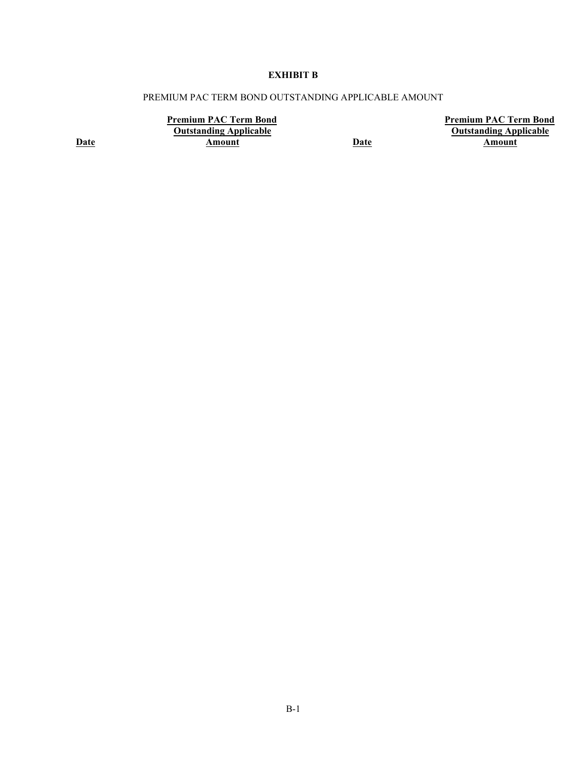**EXHIBIT B**

PREMIUM PAC TERM BOND OUTSTANDING APPLICABLE AMOUNT

| Date | Premium PAC Term Bond Outstanding Applicable Amount | Date | Premium PAC Term Bond Outstanding Applicable Amount |
|---|---|---|---|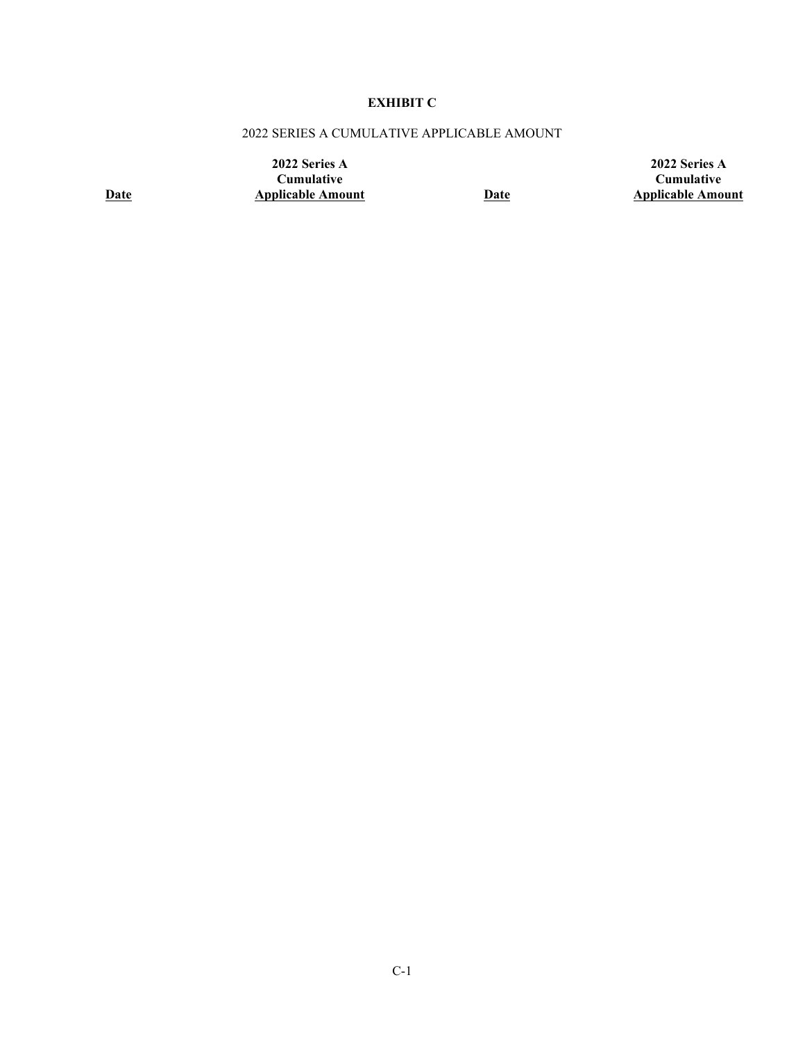**EXHIBIT C**

2022 SERIES A CUMULATIVE APPLICABLE AMOUNT

| Date | 2022 Series A Cumulative Applicable Amount | Date | 2022 Series A Cumulative Applicable Amount |
|---|---|---|---|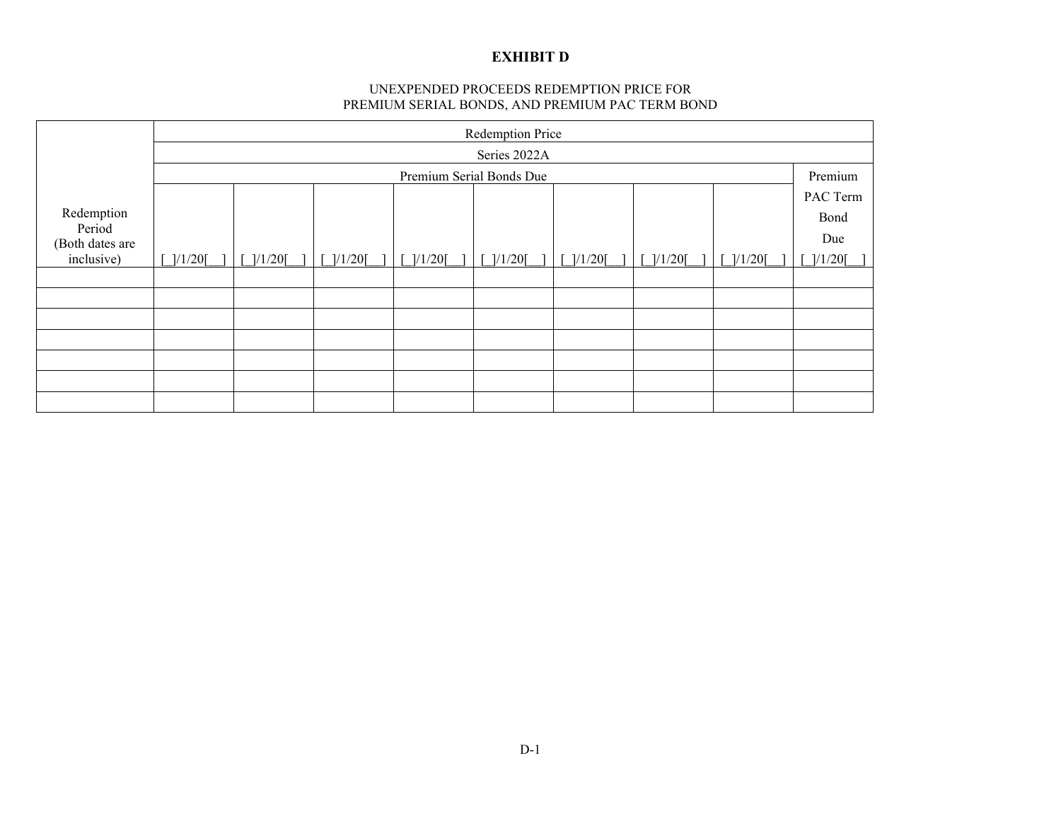# EXHIBIT D

UNEXPENDED PROCEEDS REDEMPTION PRICE FOR
PREMIUM SERIAL BONDS, AND PREMIUM PAC TERM BOND

| | Redemption Price | | | | | | | | |
|---|---|---|---|---|---|---|---|---|---|
| | Series 2022A | | | | | | | | |
| | Premium Serial Bonds Due | | | | | | | | Premium PAC Term Bond Due |
| Redemption Period (Both dates are inclusive) | [_]/1/20[__] | [_]/1/20[__] | [_]/1/20[__] | [_]/1/20[__] | [_]/1/20[__] | [_]/1/20[__] | [_]/1/20[__] | [_]/1/20[__] | [_]/1/20[__] |
| | | | | | | | | | |
| | | | | | | | | | |
| | | | | | | | | | |
| | | | | | | | | | |
| | | | | | | | | | |
| | | | | | | | | | |
| | | | | | | | | | |